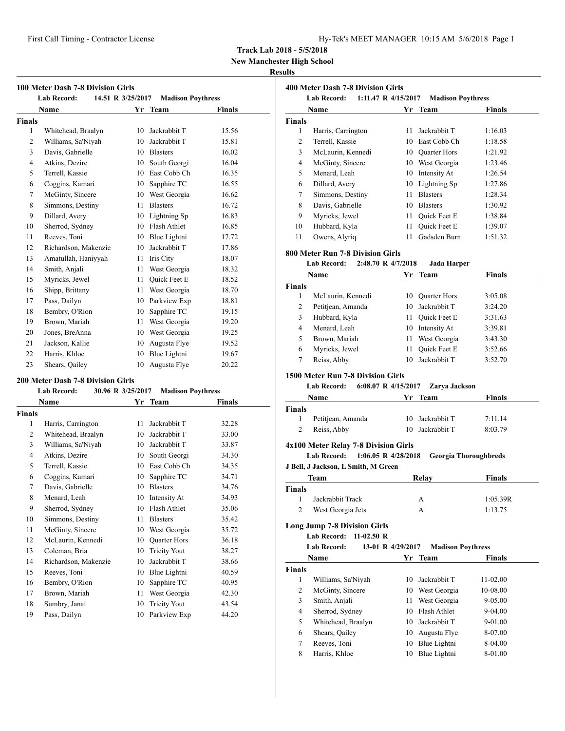# Track Lab 2018 - 5/5/2018

**New Manchester High School**

**Results**

### 100 Meter Dash 7-8 Division Girls

**Lab Record:** 14.51 R 3/25/2017 **Madison Poythress**

| | Name | Yr | Team | Finals |
|---|---|---|---|---|
| **Finals** | | | | |
| 1 | Whitehead, Braalyn | 10 | Jackrabbit T | 15.56 |
| 2 | Williams, Sa'Niyah | 10 | Jackrabbit T | 15.81 |
| 3 | Davis, Gabrielle | 10 | Blasters | 16.02 |
| 4 | Atkins, Dezire | 10 | South Georgi | 16.04 |
| 5 | Terrell, Kassie | 10 | East Cobb Ch | 16.35 |
| 6 | Coggins, Kamari | 10 | Sapphire TC | 16.55 |
| 7 | McGinty, Sincere | 10 | West Georgia | 16.62 |
| 8 | Simmons, Destiny | 11 | Blasters | 16.72 |
| 9 | Dillard, Avery | 10 | Lightning Sp | 16.83 |
| 10 | Sherrod, Sydney | 10 | Flash Athlet | 16.85 |
| 11 | Reeves, Toni | 10 | Blue Lightni | 17.72 |
| 12 | Richardson, Makenzie | 10 | Jackrabbit T | 17.86 |
| 13 | Amatullah, Haniyyah | 11 | Iris City | 18.07 |
| 14 | Smith, Anjali | 11 | West Georgia | 18.32 |
| 15 | Myricks, Jewel | 11 | Quick Feet E | 18.52 |
| 16 | Shipp, Brittany | 11 | West Georgia | 18.70 |
| 17 | Pass, Dailyn | 10 | Parkview Exp | 18.81 |
| 18 | Bembry, O'Rion | 10 | Sapphire TC | 19.15 |
| 19 | Brown, Mariah | 11 | West Georgia | 19.20 |
| 20 | Jones, BreAnna | 10 | West Georgia | 19.25 |
| 21 | Jackson, Kallie | 10 | Augusta Flye | 19.52 |
| 22 | Harris, Khloe | 10 | Blue Lightni | 19.67 |
| 23 | Shears, Qailey | 10 | Augusta Flye | 20.22 |

### 200 Meter Dash 7-8 Division Girls

**Lab Record:** 30.96 R 3/25/2017 **Madison Poythress**

| | Name | Yr | Team | Finals |
|---|---|---|---|---|
| **Finals** | | | | |
| 1 | Harris, Carrington | 11 | Jackrabbit T | 32.28 |
| 2 | Whitehead, Braalyn | 10 | Jackrabbit T | 33.00 |
| 3 | Williams, Sa'Niyah | 10 | Jackrabbit T | 33.87 |
| 4 | Atkins, Dezire | 10 | South Georgi | 34.30 |
| 5 | Terrell, Kassie | 10 | East Cobb Ch | 34.35 |
| 6 | Coggins, Kamari | 10 | Sapphire TC | 34.71 |
| 7 | Davis, Gabrielle | 10 | Blasters | 34.76 |
| 8 | Menard, Leah | 10 | Intensity At | 34.93 |
| 9 | Sherrod, Sydney | 10 | Flash Athlet | 35.06 |
| 10 | Simmons, Destiny | 11 | Blasters | 35.42 |
| 11 | McGinty, Sincere | 10 | West Georgia | 35.72 |
| 12 | McLaurin, Kennedi | 10 | Quarter Hors | 36.18 |
| 13 | Coleman, Bria | 10 | Tricity Yout | 38.27 |
| 14 | Richardson, Makenzie | 10 | Jackrabbit T | 38.66 |
| 15 | Reeves, Toni | 10 | Blue Lightni | 40.59 |
| 16 | Bembry, O'Rion | 10 | Sapphire TC | 40.95 |
| 17 | Brown, Mariah | 11 | West Georgia | 42.30 |
| 18 | Sumbry, Janai | 10 | Tricity Yout | 43.54 |
| 19 | Pass, Dailyn | 10 | Parkview Exp | 44.20 |

### 400 Meter Dash 7-8 Division Girls

**Lab Record:** 1:11.47 R 4/15/2017 **Madison Poythress**

| | Name | Yr | Team | Finals |
|---|---|---|---|---|
| **Finals** | | | | |
| 1 | Harris, Carrington | 11 | Jackrabbit T | 1:16.03 |
| 2 | Terrell, Kassie | 10 | East Cobb Ch | 1:18.58 |
| 3 | McLaurin, Kennedi | 10 | Quarter Hors | 1:21.92 |
| 4 | McGinty, Sincere | 10 | West Georgia | 1:23.46 |
| 5 | Menard, Leah | 10 | Intensity At | 1:26.54 |
| 6 | Dillard, Avery | 10 | Lightning Sp | 1:27.86 |
| 7 | Simmons, Destiny | 11 | Blasters | 1:28.34 |
| 8 | Davis, Gabrielle | 10 | Blasters | 1:30.92 |
| 9 | Myricks, Jewel | 11 | Quick Feet E | 1:38.84 |
| 10 | Hubbard, Kyla | 11 | Quick Feet E | 1:39.07 |
| 11 | Owens, Alyriq | 11 | Gadsden Burn | 1:51.32 |

### 800 Meter Run 7-8 Division Girls

**Lab Record:** 2:48.70 R 4/7/2018 **Jada Harper**

| | Name | Yr | Team | Finals |
|---|---|---|---|---|
| **Finals** | | | | |
| 1 | McLaurin, Kennedi | 10 | Quarter Hors | 3:05.08 |
| 2 | Petitjean, Amanda | 10 | Jackrabbit T | 3:24.20 |
| 3 | Hubbard, Kyla | 11 | Quick Feet E | 3:31.63 |
| 4 | Menard, Leah | 10 | Intensity At | 3:39.81 |
| 5 | Brown, Mariah | 11 | West Georgia | 3:43.30 |
| 6 | Myricks, Jewel | 11 | Quick Feet E | 3:52.66 |
| 7 | Reiss, Abby | 10 | Jackrabbit T | 3:52.70 |

### 1500 Meter Run 7-8 Division Girls

**Lab Record:** 6:08.07 R 4/15/2017 **Zarya Jackson**

| | Name | Yr | Team | Finals |
|---|---|---|---|---|
| **Finals** | | | | |
| 1 | Petitjean, Amanda | 10 | Jackrabbit T | 7:11.14 |
| 2 | Reiss, Abby | 10 | Jackrabbit T | 8:03.79 |

### 4x100 Meter Relay 7-8 Division Girls

**Lab Record:** 1:06.05 R 4/28/2018 **Georgia Thoroughbreds**

**J Bell, J Jackson, L Smith, M Green**

| | Team | Relay | Finals |
|---|---|---|---|
| **Finals** | | | |
| 1 | Jackrabbit Track | A | 1:05.39R |
| 2 | West Georgia Jets | A | 1:13.75 |

### Long Jump 7-8 Division Girls

**Lab Record:** 11-02.50 R

**Lab Record:** 13-01 R 4/29/2017 **Madison Poythress**

| | Name | Yr | Team | Finals |
|---|---|---|---|---|
| **Finals** | | | | |
| 1 | Williams, Sa'Niyah | 10 | Jackrabbit T | 11-02.00 |
| 2 | McGinty, Sincere | 10 | West Georgia | 10-08.00 |
| 3 | Smith, Anjali | 11 | West Georgia | 9-05.00 |
| 4 | Sherrod, Sydney | 10 | Flash Athlet | 9-04.00 |
| 5 | Whitehead, Braalyn | 10 | Jackrabbit T | 9-01.00 |
| 6 | Shears, Qailey | 10 | Augusta Flye | 8-07.00 |
| 7 | Reeves, Toni | 10 | Blue Lightni | 8-04.00 |
| 8 | Harris, Khloe | 10 | Blue Lightni | 8-01.00 |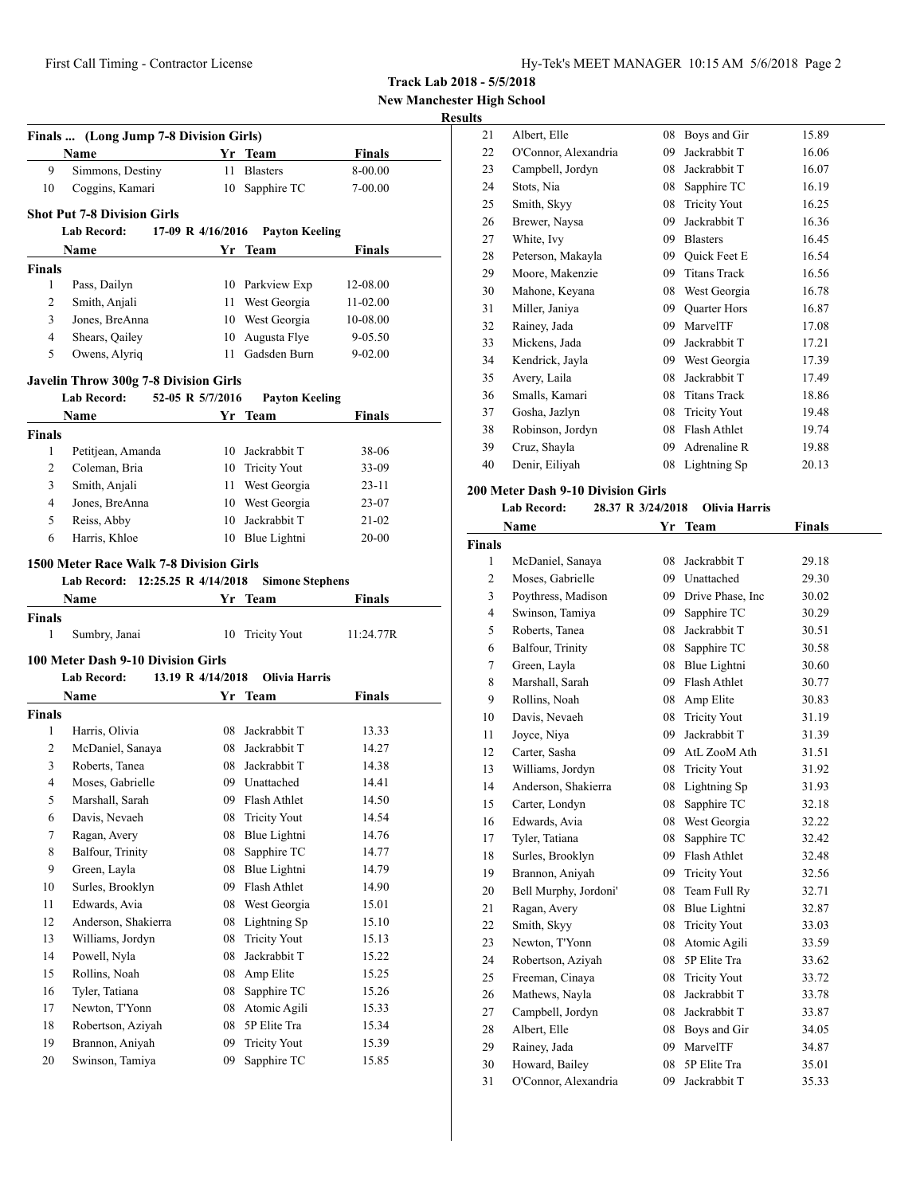**Track Lab 2018 - 5/5/2018**

**New Manchester High School**

**Results**

### Finals ... (Long Jump 7-8 Division Girls)

| | Name | Yr | Team | Finals |
|---|---|---|---|---|
| 9 | Simmons, Destiny | 11 | Blasters | 8-00.00 |
| 10 | Coggins, Kamari | 10 | Sapphire TC | 7-00.00 |

### Shot Put 7-8 Division Girls

**Lab Record:** 17-09 R 4/16/2016 **Payton Keeling**

| | Name | Yr | Team | Finals |
|---|---|---|---|---|
| **Finals** | | | | |
| 1 | Pass, Dailyn | 10 | Parkview Exp | 12-08.00 |
| 2 | Smith, Anjali | 11 | West Georgia | 11-02.00 |
| 3 | Jones, BreAnna | 10 | West Georgia | 10-08.00 |
| 4 | Shears, Qailey | 10 | Augusta Flye | 9-05.50 |
| 5 | Owens, Alyriq | 11 | Gadsden Burn | 9-02.00 |

### Javelin Throw 300g 7-8 Division Girls

**Lab Record:** 52-05 R 5/7/2016 **Payton Keeling**

| | Name | Yr | Team | Finals |
|---|---|---|---|---|
| **Finals** | | | | |
| 1 | Petitjean, Amanda | 10 | Jackrabbit T | 38-06 |
| 2 | Coleman, Bria | 10 | Tricity Yout | 33-09 |
| 3 | Smith, Anjali | 11 | West Georgia | 23-11 |
| 4 | Jones, BreAnna | 10 | West Georgia | 23-07 |
| 5 | Reiss, Abby | 10 | Jackrabbit T | 21-02 |
| 6 | Harris, Khloe | 10 | Blue Lightni | 20-00 |

### 1500 Meter Race Walk 7-8 Division Girls

**Lab Record:** 12:25.25 R 4/14/2018 **Simone Stephens**

| | Name | Yr | Team | Finals |
|---|---|---|---|---|
| **Finals** | | | | |
| 1 | Sumbry, Janai | 10 | Tricity Yout | 11:24.77R |

### 100 Meter Dash 9-10 Division Girls

**Lab Record:** 13.19 R 4/14/2018 **Olivia Harris**

| | Name | Yr | Team | Finals |
|---|---|---|---|---|
| **Finals** | | | | |
| 1 | Harris, Olivia | 08 | Jackrabbit T | 13.33 |
| 2 | McDaniel, Sanaya | 08 | Jackrabbit T | 14.27 |
| 3 | Roberts, Tanea | 08 | Jackrabbit T | 14.38 |
| 4 | Moses, Gabrielle | 09 | Unattached | 14.41 |
| 5 | Marshall, Sarah | 09 | Flash Athlet | 14.50 |
| 6 | Davis, Nevaeh | 08 | Tricity Yout | 14.54 |
| 7 | Ragan, Avery | 08 | Blue Lightni | 14.76 |
| 8 | Balfour, Trinity | 08 | Sapphire TC | 14.77 |
| 9 | Green, Layla | 08 | Blue Lightni | 14.79 |
| 10 | Surles, Brooklyn | 09 | Flash Athlet | 14.90 |
| 11 | Edwards, Avia | 08 | West Georgia | 15.01 |
| 12 | Anderson, Shakierra | 08 | Lightning Sp | 15.10 |
| 13 | Williams, Jordyn | 08 | Tricity Yout | 15.13 |
| 14 | Powell, Nyla | 08 | Jackrabbit T | 15.22 |
| 15 | Rollins, Noah | 08 | Amp Elite | 15.25 |
| 16 | Tyler, Tatiana | 08 | Sapphire TC | 15.26 |
| 17 | Newton, T'Yonn | 08 | Atomic Agili | 15.33 |
| 18 | Robertson, Aziyah | 08 | 5P Elite Tra | 15.34 |
| 19 | Brannon, Aniyah | 09 | Tricity Yout | 15.39 |
| 20 | Swinson, Tamiya | 09 | Sapphire TC | 15.85 |
| 21 | Albert, Elle | 08 | Boys and Gir | 15.89 |
| 22 | O'Connor, Alexandria | 09 | Jackrabbit T | 16.06 |
| 23 | Campbell, Jordyn | 08 | Jackrabbit T | 16.07 |
| 24 | Stots, Nia | 08 | Sapphire TC | 16.19 |
| 25 | Smith, Skyy | 08 | Tricity Yout | 16.25 |
| 26 | Brewer, Naysa | 09 | Jackrabbit T | 16.36 |
| 27 | White, Ivy | 09 | Blasters | 16.45 |
| 28 | Peterson, Makayla | 09 | Quick Feet E | 16.54 |
| 29 | Moore, Makenzie | 09 | Titans Track | 16.56 |
| 30 | Mahone, Keyana | 08 | West Georgia | 16.78 |
| 31 | Miller, Janiya | 09 | Quarter Hors | 16.87 |
| 32 | Rainey, Jada | 09 | MarvelTF | 17.08 |
| 33 | Mickens, Jada | 09 | Jackrabbit T | 17.21 |
| 34 | Kendrick, Jayla | 09 | West Georgia | 17.39 |
| 35 | Avery, Laila | 08 | Jackrabbit T | 17.49 |
| 36 | Smalls, Kamari | 08 | Titans Track | 18.86 |
| 37 | Gosha, Jazlyn | 08 | Tricity Yout | 19.48 |
| 38 | Robinson, Jordyn | 08 | Flash Athlet | 19.74 |
| 39 | Cruz, Shayla | 09 | Adrenaline R | 19.88 |
| 40 | Denir, Eiliyah | 08 | Lightning Sp | 20.13 |

### 200 Meter Dash 9-10 Division Girls

**Lab Record:** 28.37 R 3/24/2018 **Olivia Harris**

| | Name | Yr | Team | Finals |
|---|---|---|---|---|
| **Finals** | | | | |
| 1 | McDaniel, Sanaya | 08 | Jackrabbit T | 29.18 |
| 2 | Moses, Gabrielle | 09 | Unattached | 29.30 |
| 3 | Poythress, Madison | 09 | Drive Phase, Inc | 30.02 |
| 4 | Swinson, Tamiya | 09 | Sapphire TC | 30.29 |
| 5 | Roberts, Tanea | 08 | Jackrabbit T | 30.51 |
| 6 | Balfour, Trinity | 08 | Sapphire TC | 30.58 |
| 7 | Green, Layla | 08 | Blue Lightni | 30.60 |
| 8 | Marshall, Sarah | 09 | Flash Athlet | 30.77 |
| 9 | Rollins, Noah | 08 | Amp Elite | 30.83 |
| 10 | Davis, Nevaeh | 08 | Tricity Yout | 31.19 |
| 11 | Joyce, Niya | 09 | Jackrabbit T | 31.39 |
| 12 | Carter, Sasha | 09 | AtL ZooM Ath | 31.51 |
| 13 | Williams, Jordyn | 08 | Tricity Yout | 31.92 |
| 14 | Anderson, Shakierra | 08 | Lightning Sp | 31.93 |
| 15 | Carter, Londyn | 08 | Sapphire TC | 32.18 |
| 16 | Edwards, Avia | 08 | West Georgia | 32.22 |
| 17 | Tyler, Tatiana | 08 | Sapphire TC | 32.42 |
| 18 | Surles, Brooklyn | 09 | Flash Athlet | 32.48 |
| 19 | Brannon, Aniyah | 09 | Tricity Yout | 32.56 |
| 20 | Bell Murphy, Jordoni' | 08 | Team Full Ry | 32.71 |
| 21 | Ragan, Avery | 08 | Blue Lightni | 32.87 |
| 22 | Smith, Skyy | 08 | Tricity Yout | 33.03 |
| 23 | Newton, T'Yonn | 08 | Atomic Agili | 33.59 |
| 24 | Robertson, Aziyah | 08 | 5P Elite Tra | 33.62 |
| 25 | Freeman, Cinaya | 08 | Tricity Yout | 33.72 |
| 26 | Mathews, Nayla | 08 | Jackrabbit T | 33.78 |
| 27 | Campbell, Jordyn | 08 | Jackrabbit T | 33.87 |
| 28 | Albert, Elle | 08 | Boys and Gir | 34.05 |
| 29 | Rainey, Jada | 09 | MarvelTF | 34.87 |
| 30 | Howard, Bailey | 08 | 5P Elite Tra | 35.01 |
| 31 | O'Connor, Alexandria | 09 | Jackrabbit T | 35.33 |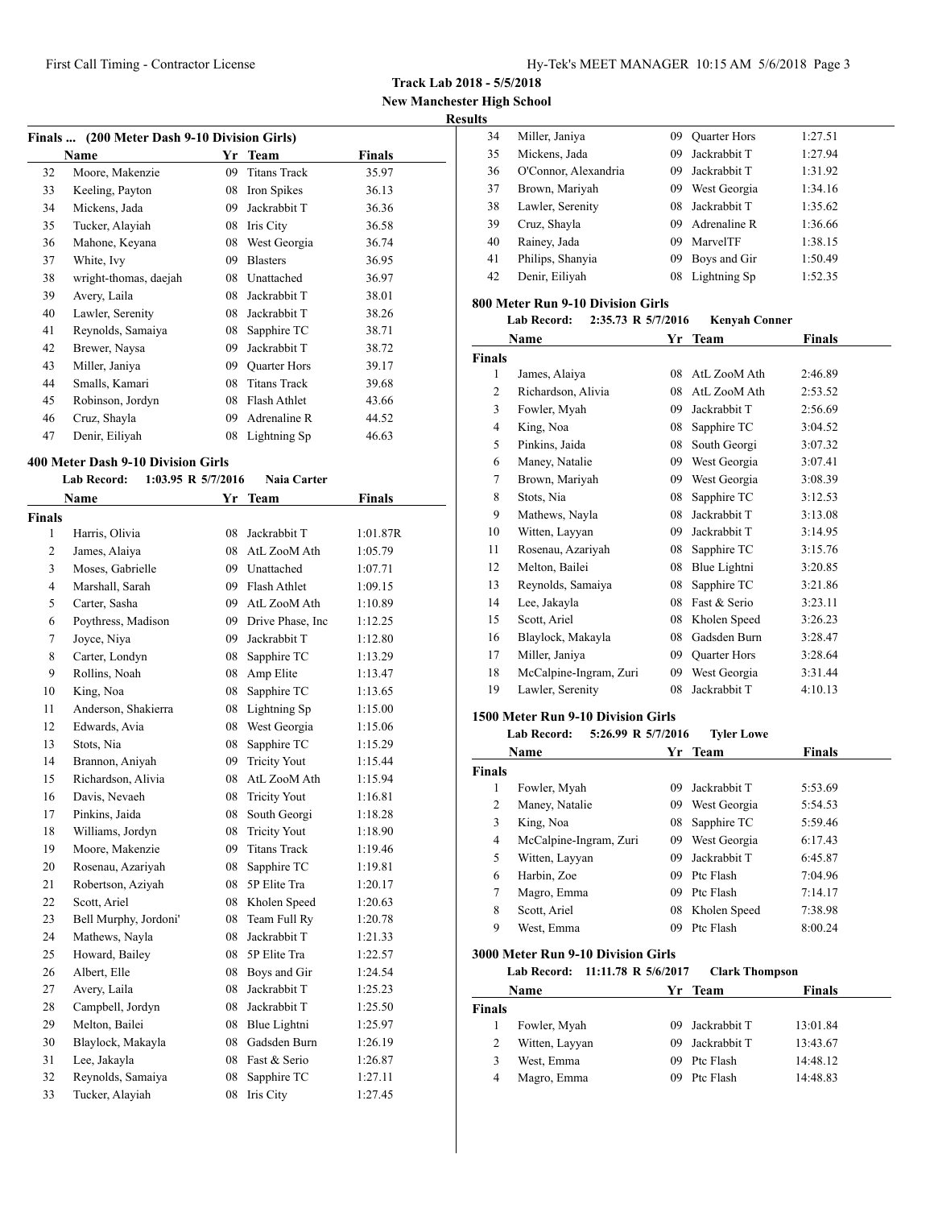Track Lab 2018 - 5/5/2018

New Manchester High School

Results

### Finals ... (200 Meter Dash 9-10 Division Girls)

| | Name | Yr | Team | Finals |
|---|---|---|---|---|
| 32 | Moore, Makenzie | 09 | Titans Track | 35.97 |
| 33 | Keeling, Payton | 08 | Iron Spikes | 36.13 |
| 34 | Mickens, Jada | 09 | Jackrabbit T | 36.36 |
| 35 | Tucker, Alayiah | 08 | Iris City | 36.58 |
| 36 | Mahone, Keyana | 08 | West Georgia | 36.74 |
| 37 | White, Ivy | 09 | Blasters | 36.95 |
| 38 | wright-thomas, daejah | 08 | Unattached | 36.97 |
| 39 | Avery, Laila | 08 | Jackrabbit T | 38.01 |
| 40 | Lawler, Serenity | 08 | Jackrabbit T | 38.26 |
| 41 | Reynolds, Samaiya | 08 | Sapphire TC | 38.71 |
| 42 | Brewer, Naysa | 09 | Jackrabbit T | 38.72 |
| 43 | Miller, Janiya | 09 | Quarter Hors | 39.17 |
| 44 | Smalls, Kamari | 08 | Titans Track | 39.68 |
| 45 | Robinson, Jordyn | 08 | Flash Athlet | 43.66 |
| 46 | Cruz, Shayla | 09 | Adrenaline R | 44.52 |
| 47 | Denir, Eiliyah | 08 | Lightning Sp | 46.63 |

### 400 Meter Dash 9-10 Division Girls

**Lab Record: 1:03.95 R 5/7/2016 Naia Carter**

| | Name | Yr | Team | Finals |
|---|---|---|---|---|
| **Finals** | | | | |
| 1 | Harris, Olivia | 08 | Jackrabbit T | 1:01.87R |
| 2 | James, Alaiya | 08 | AtL ZooM Ath | 1:05.79 |
| 3 | Moses, Gabrielle | 09 | Unattached | 1:07.71 |
| 4 | Marshall, Sarah | 09 | Flash Athlet | 1:09.15 |
| 5 | Carter, Sasha | 09 | AtL ZooM Ath | 1:10.89 |
| 6 | Poythress, Madison | 09 | Drive Phase, Inc | 1:12.25 |
| 7 | Joyce, Niya | 09 | Jackrabbit T | 1:12.80 |
| 8 | Carter, Londyn | 08 | Sapphire TC | 1:13.29 |
| 9 | Rollins, Noah | 08 | Amp Elite | 1:13.47 |
| 10 | King, Noa | 08 | Sapphire TC | 1:13.65 |
| 11 | Anderson, Shakierra | 08 | Lightning Sp | 1:15.00 |
| 12 | Edwards, Avia | 08 | West Georgia | 1:15.06 |
| 13 | Stots, Nia | 08 | Sapphire TC | 1:15.29 |
| 14 | Brannon, Aniyah | 09 | Tricity Yout | 1:15.44 |
| 15 | Richardson, Alivia | 08 | AtL ZooM Ath | 1:15.94 |
| 16 | Davis, Nevaeh | 08 | Tricity Yout | 1:16.81 |
| 17 | Pinkins, Jaida | 08 | South Georgi | 1:18.28 |
| 18 | Williams, Jordyn | 08 | Tricity Yout | 1:18.90 |
| 19 | Moore, Makenzie | 09 | Titans Track | 1:19.46 |
| 20 | Rosenau, Azariyah | 08 | Sapphire TC | 1:19.81 |
| 21 | Robertson, Aziyah | 08 | 5P Elite Tra | 1:20.17 |
| 22 | Scott, Ariel | 08 | Kholen Speed | 1:20.63 |
| 23 | Bell Murphy, Jordoni' | 08 | Team Full Ry | 1:20.78 |
| 24 | Mathews, Nayla | 08 | Jackrabbit T | 1:21.33 |
| 25 | Howard, Bailey | 08 | 5P Elite Tra | 1:22.57 |
| 26 | Albert, Elle | 08 | Boys and Gir | 1:24.54 |
| 27 | Avery, Laila | 08 | Jackrabbit T | 1:25.23 |
| 28 | Campbell, Jordyn | 08 | Jackrabbit T | 1:25.50 |
| 29 | Melton, Bailei | 08 | Blue Lightni | 1:25.97 |
| 30 | Blaylock, Makayla | 08 | Gadsden Burn | 1:26.19 |
| 31 | Lee, Jakayla | 08 | Fast & Serio | 1:26.87 |
| 32 | Reynolds, Samaiya | 08 | Sapphire TC | 1:27.11 |
| 33 | Tucker, Alayiah | 08 | Iris City | 1:27.45 |
| 34 | Miller, Janiya | 09 | Quarter Hors | 1:27.51 |
| 35 | Mickens, Jada | 09 | Jackrabbit T | 1:27.94 |
| 36 | O'Connor, Alexandria | 09 | Jackrabbit T | 1:31.92 |
| 37 | Brown, Mariyah | 09 | West Georgia | 1:34.16 |
| 38 | Lawler, Serenity | 08 | Jackrabbit T | 1:35.62 |
| 39 | Cruz, Shayla | 09 | Adrenaline R | 1:36.66 |
| 40 | Rainey, Jada | 09 | MarvelTF | 1:38.15 |
| 41 | Philips, Shanyia | 09 | Boys and Gir | 1:50.49 |
| 42 | Denir, Eiliyah | 08 | Lightning Sp | 1:52.35 |

### 800 Meter Run 9-10 Division Girls

**Lab Record: 2:35.73 R 5/7/2016 Kenyah Conner**

| | Name | Yr | Team | Finals |
|---|---|---|---|---|
| **Finals** | | | | |
| 1 | James, Alaiya | 08 | AtL ZooM Ath | 2:46.89 |
| 2 | Richardson, Alivia | 08 | AtL ZooM Ath | 2:53.52 |
| 3 | Fowler, Myah | 09 | Jackrabbit T | 2:56.69 |
| 4 | King, Noa | 08 | Sapphire TC | 3:04.52 |
| 5 | Pinkins, Jaida | 08 | South Georgi | 3:07.32 |
| 6 | Maney, Natalie | 09 | West Georgia | 3:07.41 |
| 7 | Brown, Mariyah | 09 | West Georgia | 3:08.39 |
| 8 | Stots, Nia | 08 | Sapphire TC | 3:12.53 |
| 9 | Mathews, Nayla | 08 | Jackrabbit T | 3:13.08 |
| 10 | Witten, Layyan | 09 | Jackrabbit T | 3:14.95 |
| 11 | Rosenau, Azariyah | 08 | Sapphire TC | 3:15.76 |
| 12 | Melton, Bailei | 08 | Blue Lightni | 3:20.85 |
| 13 | Reynolds, Samaiya | 08 | Sapphire TC | 3:21.86 |
| 14 | Lee, Jakayla | 08 | Fast & Serio | 3:23.11 |
| 15 | Scott, Ariel | 08 | Kholen Speed | 3:26.23 |
| 16 | Blaylock, Makayla | 08 | Gadsden Burn | 3:28.47 |
| 17 | Miller, Janiya | 09 | Quarter Hors | 3:28.64 |
| 18 | McCalpine-Ingram, Zuri | 09 | West Georgia | 3:31.44 |
| 19 | Lawler, Serenity | 08 | Jackrabbit T | 4:10.13 |

### 1500 Meter Run 9-10 Division Girls

**Lab Record: 5:26.99 R 5/7/2016 Tyler Lowe**

| | Name | Yr | Team | Finals |
|---|---|---|---|---|
| **Finals** | | | | |
| 1 | Fowler, Myah | 09 | Jackrabbit T | 5:53.69 |
| 2 | Maney, Natalie | 09 | West Georgia | 5:54.53 |
| 3 | King, Noa | 08 | Sapphire TC | 5:59.46 |
| 4 | McCalpine-Ingram, Zuri | 09 | West Georgia | 6:17.43 |
| 5 | Witten, Layyan | 09 | Jackrabbit T | 6:45.87 |
| 6 | Harbin, Zoe | 09 | Ptc Flash | 7:04.96 |
| 7 | Magro, Emma | 09 | Ptc Flash | 7:14.17 |
| 8 | Scott, Ariel | 08 | Kholen Speed | 7:38.98 |
| 9 | West, Emma | 09 | Ptc Flash | 8:00.24 |

### 3000 Meter Run 9-10 Division Girls

**Lab Record: 11:11.78 R 5/6/2017 Clark Thompson**

| | Name | Yr | Team | Finals |
|---|---|---|---|---|
| **Finals** | | | | |
| 1 | Fowler, Myah | 09 | Jackrabbit T | 13:01.84 |
| 2 | Witten, Layyan | 09 | Jackrabbit T | 13:43.67 |
| 3 | West, Emma | 09 | Ptc Flash | 14:48.12 |
| 4 | Magro, Emma | 09 | Ptc Flash | 14:48.83 |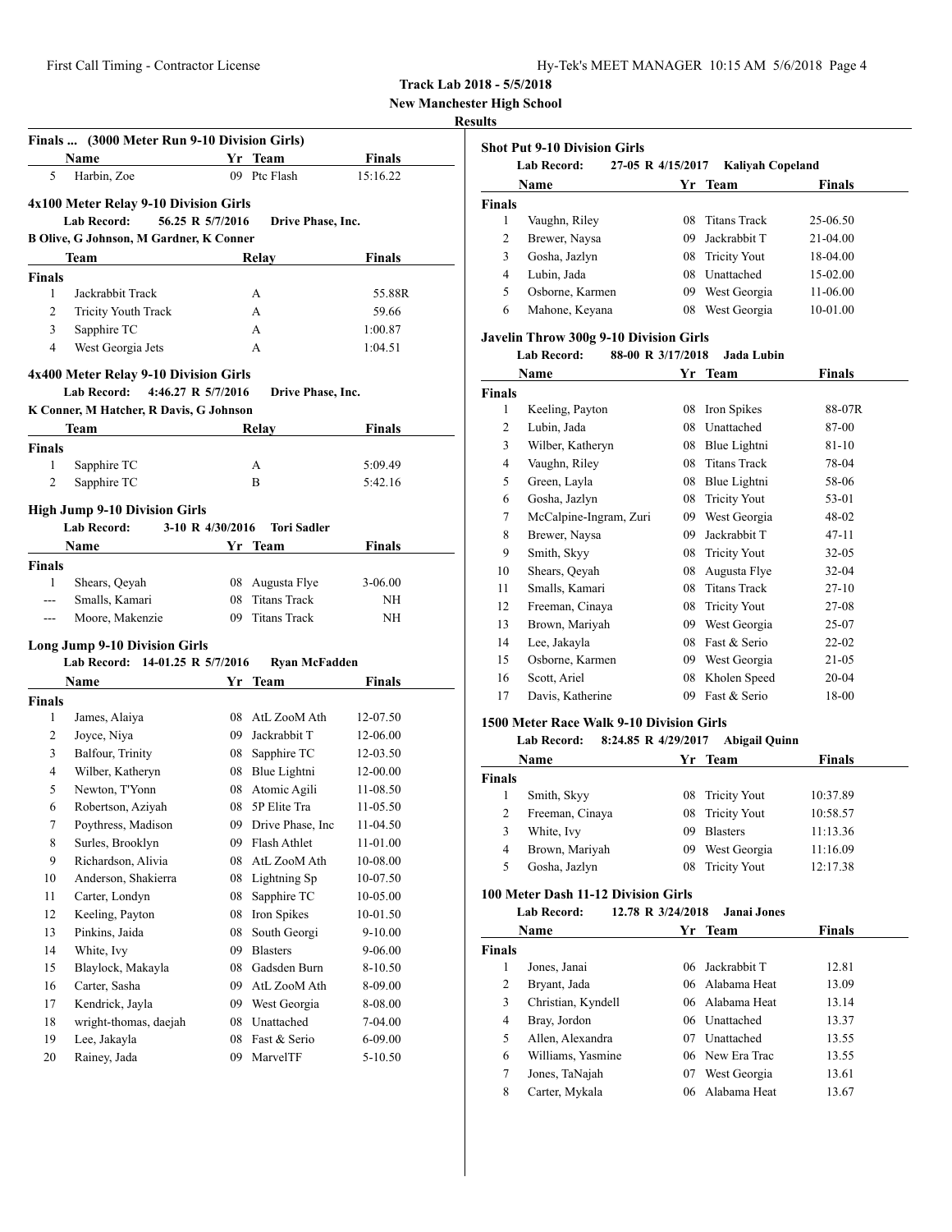**Track Lab 2018 - 5/5/2018**
**New Manchester High School**
**Results**

### Finals ... (3000 Meter Run 9-10 Division Girls)

| | Name | Yr | Team | Finals |
|---|---|---|---|---|
| 5 | Harbin, Zoe | 09 | Ptc Flash | 15:16.22 |

### 4x100 Meter Relay 9-10 Division Girls

**Lab Record:** 56.25 R 5/7/2016 Drive Phase, Inc.
B Olive, G Johnson, M Gardner, K Conner

| | Team | Relay | Finals |
|---|---|---|---|
| **Finals** | | | |
| 1 | Jackrabbit Track | A | 55.88R |
| 2 | Tricity Youth Track | A | 59.66 |
| 3 | Sapphire TC | A | 1:00.87 |
| 4 | West Georgia Jets | A | 1:04.51 |

### 4x400 Meter Relay 9-10 Division Girls

**Lab Record:** 4:46.27 R 5/7/2016 Drive Phase, Inc.
K Conner, M Hatcher, R Davis, G Johnson

| | Team | Relay | Finals |
|---|---|---|---|
| **Finals** | | | |
| 1 | Sapphire TC | A | 5:09.49 |
| 2 | Sapphire TC | B | 5:42.16 |

### High Jump 9-10 Division Girls

**Lab Record:** 3-10 R 4/30/2016 Tori Sadler

| | Name | Yr | Team | Finals |
|---|---|---|---|---|
| **Finals** | | | | |
| 1 | Shears, Qeyah | 08 | Augusta Flye | 3-06.00 |
| --- | Smalls, Kamari | 08 | Titans Track | NH |
| --- | Moore, Makenzie | 09 | Titans Track | NH |

### Long Jump 9-10 Division Girls

**Lab Record:** 14-01.25 R 5/7/2016 Ryan McFadden

| | Name | Yr | Team | Finals |
|---|---|---|---|---|
| **Finals** | | | | |
| 1 | James, Alaiya | 08 | AtL ZooM Ath | 12-07.50 |
| 2 | Joyce, Niya | 09 | Jackrabbit T | 12-06.00 |
| 3 | Balfour, Trinity | 08 | Sapphire TC | 12-03.50 |
| 4 | Wilber, Katheryn | 08 | Blue Lightni | 12-00.00 |
| 5 | Newton, T'Yonn | 08 | Atomic Agili | 11-08.50 |
| 6 | Robertson, Aziyah | 08 | 5P Elite Tra | 11-05.50 |
| 7 | Poythress, Madison | 09 | Drive Phase, Inc | 11-04.50 |
| 8 | Surles, Brooklyn | 09 | Flash Athlet | 11-01.00 |
| 9 | Richardson, Alivia | 08 | AtL ZooM Ath | 10-08.00 |
| 10 | Anderson, Shakierra | 08 | Lightning Sp | 10-07.50 |
| 11 | Carter, Londyn | 08 | Sapphire TC | 10-05.00 |
| 12 | Keeling, Payton | 08 | Iron Spikes | 10-01.50 |
| 13 | Pinkins, Jaida | 08 | South Georgi | 9-10.00 |
| 14 | White, Ivy | 09 | Blasters | 9-06.00 |
| 15 | Blaylock, Makayla | 08 | Gadsden Burn | 8-10.50 |
| 16 | Carter, Sasha | 09 | AtL ZooM Ath | 8-09.00 |
| 17 | Kendrick, Jayla | 09 | West Georgia | 8-08.00 |
| 18 | wright-thomas, daejah | 08 | Unattached | 7-04.00 |
| 19 | Lee, Jakayla | 08 | Fast & Serio | 6-09.00 |
| 20 | Rainey, Jada | 09 | MarvelTF | 5-10.50 |

### Shot Put 9-10 Division Girls

**Lab Record:** 27-05 R 4/15/2017 Kaliyah Copeland

| | Name | Yr | Team | Finals |
|---|---|---|---|---|
| **Finals** | | | | |
| 1 | Vaughn, Riley | 08 | Titans Track | 25-06.50 |
| 2 | Brewer, Naysa | 09 | Jackrabbit T | 21-04.00 |
| 3 | Gosha, Jazlyn | 08 | Tricity Yout | 18-04.00 |
| 4 | Lubin, Jada | 08 | Unattached | 15-02.00 |
| 5 | Osborne, Karmen | 09 | West Georgia | 11-06.00 |
| 6 | Mahone, Keyana | 08 | West Georgia | 10-01.00 |

### Javelin Throw 300g 9-10 Division Girls

**Lab Record:** 88-00 R 3/17/2018 Jada Lubin

| | Name | Yr | Team | Finals |
|---|---|---|---|---|
| **Finals** | | | | |
| 1 | Keeling, Payton | 08 | Iron Spikes | 88-07R |
| 2 | Lubin, Jada | 08 | Unattached | 87-00 |
| 3 | Wilber, Katheryn | 08 | Blue Lightni | 81-10 |
| 4 | Vaughn, Riley | 08 | Titans Track | 78-04 |
| 5 | Green, Layla | 08 | Blue Lightni | 58-06 |
| 6 | Gosha, Jazlyn | 08 | Tricity Yout | 53-01 |
| 7 | McCalpine-Ingram, Zuri | 09 | West Georgia | 48-02 |
| 8 | Brewer, Naysa | 09 | Jackrabbit T | 47-11 |
| 9 | Smith, Skyy | 08 | Tricity Yout | 32-05 |
| 10 | Shears, Qeyah | 08 | Augusta Flye | 32-04 |
| 11 | Smalls, Kamari | 08 | Titans Track | 27-10 |
| 12 | Freeman, Cinaya | 08 | Tricity Yout | 27-08 |
| 13 | Brown, Mariyah | 09 | West Georgia | 25-07 |
| 14 | Lee, Jakayla | 08 | Fast & Serio | 22-02 |
| 15 | Osborne, Karmen | 09 | West Georgia | 21-05 |
| 16 | Scott, Ariel | 08 | Kholen Speed | 20-04 |
| 17 | Davis, Katherine | 09 | Fast & Serio | 18-00 |

### 1500 Meter Race Walk 9-10 Division Girls

**Lab Record:** 8:24.85 R 4/29/2017 Abigail Quinn

| | Name | Yr | Team | Finals |
|---|---|---|---|---|
| **Finals** | | | | |
| 1 | Smith, Skyy | 08 | Tricity Yout | 10:37.89 |
| 2 | Freeman, Cinaya | 08 | Tricity Yout | 10:58.57 |
| 3 | White, Ivy | 09 | Blasters | 11:13.36 |
| 4 | Brown, Mariyah | 09 | West Georgia | 11:16.09 |
| 5 | Gosha, Jazlyn | 08 | Tricity Yout | 12:17.38 |

### 100 Meter Dash 11-12 Division Girls

**Lab Record:** 12.78 R 3/24/2018 Janai Jones

| | Name | Yr | Team | Finals |
|---|---|---|---|---|
| **Finals** | | | | |
| 1 | Jones, Janai | 06 | Jackrabbit T | 12.81 |
| 2 | Bryant, Jada | 06 | Alabama Heat | 13.09 |
| 3 | Christian, Kyndell | 06 | Alabama Heat | 13.14 |
| 4 | Bray, Jordon | 06 | Unattached | 13.37 |
| 5 | Allen, Alexandra | 07 | Unattached | 13.55 |
| 6 | Williams, Yasmine | 06 | New Era Trac | 13.55 |
| 7 | Jones, TaNajah | 07 | West Georgia | 13.61 |
| 8 | Carter, Mykala | 06 | Alabama Heat | 13.67 |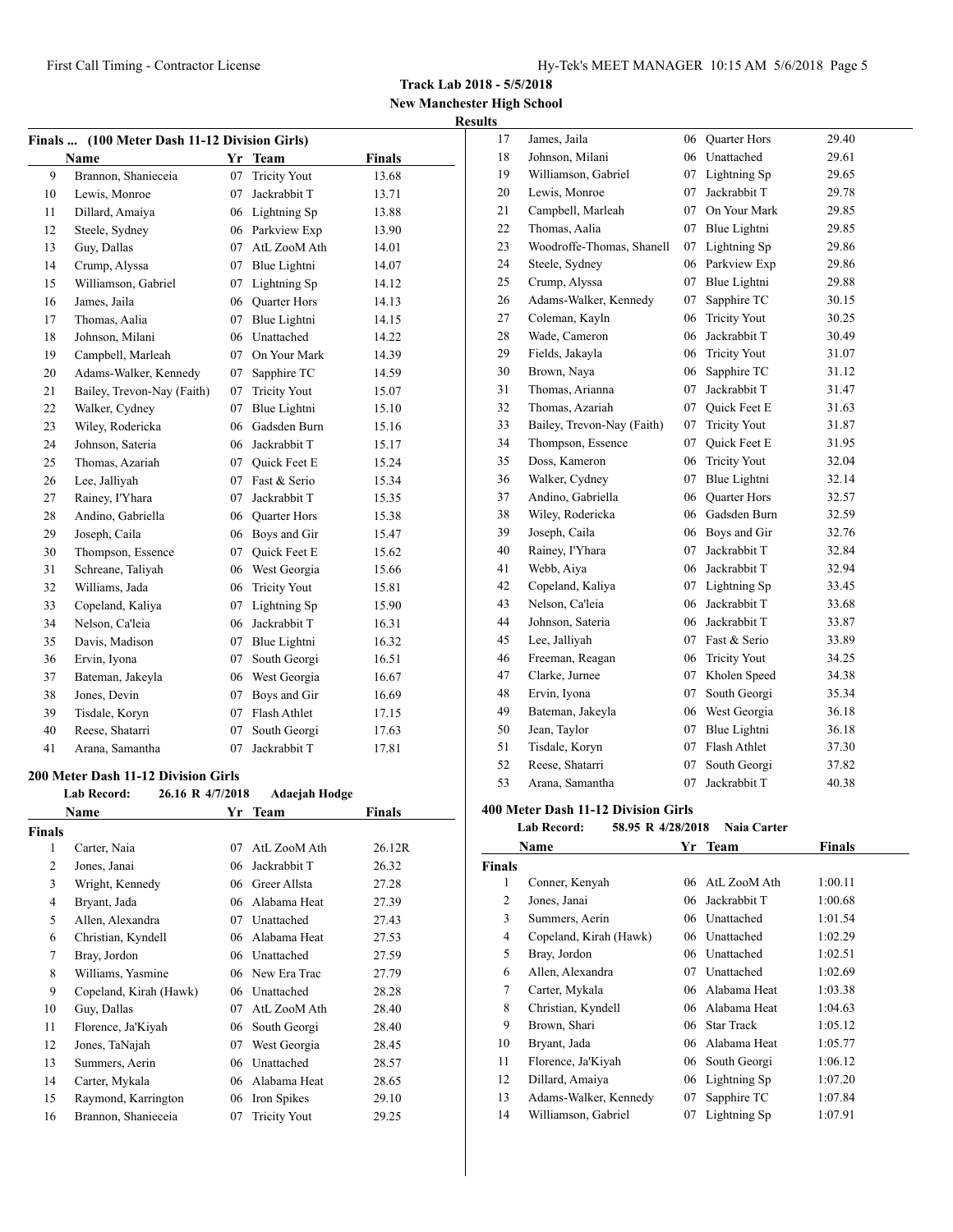**Track Lab 2018 - 5/5/2018**
**New Manchester High School**
**Results**

### Finals ... (100 Meter Dash 11-12 Division Girls)

| | Name | Yr | Team | Finals |
|---|---|---|---|---|
| 9 | Brannon, Shanieceia | 07 | Tricity Yout | 13.68 |
| 10 | Lewis, Monroe | 07 | Jackrabbit T | 13.71 |
| 11 | Dillard, Amaiya | 06 | Lightning Sp | 13.88 |
| 12 | Steele, Sydney | 06 | Parkview Exp | 13.90 |
| 13 | Guy, Dallas | 07 | AtL ZooM Ath | 14.01 |
| 14 | Crump, Alyssa | 07 | Blue Lightni | 14.07 |
| 15 | Williamson, Gabriel | 07 | Lightning Sp | 14.12 |
| 16 | James, Jaila | 06 | Quarter Hors | 14.13 |
| 17 | Thomas, Aalia | 07 | Blue Lightni | 14.15 |
| 18 | Johnson, Milani | 06 | Unattached | 14.22 |
| 19 | Campbell, Marleah | 07 | On Your Mark | 14.39 |
| 20 | Adams-Walker, Kennedy | 07 | Sapphire TC | 14.59 |
| 21 | Bailey, Trevon-Nay (Faith) | 07 | Tricity Yout | 15.07 |
| 22 | Walker, Cydney | 07 | Blue Lightni | 15.10 |
| 23 | Wiley, Rodericka | 06 | Gadsden Burn | 15.16 |
| 24 | Johnson, Sateria | 06 | Jackrabbit T | 15.17 |
| 25 | Thomas, Azariah | 07 | Quick Feet E | 15.24 |
| 26 | Lee, Jalliyah | 07 | Fast & Serio | 15.34 |
| 27 | Rainey, I'Yhara | 07 | Jackrabbit T | 15.35 |
| 28 | Andino, Gabriella | 06 | Quarter Hors | 15.38 |
| 29 | Joseph, Caila | 06 | Boys and Gir | 15.47 |
| 30 | Thompson, Essence | 07 | Quick Feet E | 15.62 |
| 31 | Schreane, Taliyah | 06 | West Georgia | 15.66 |
| 32 | Williams, Jada | 06 | Tricity Yout | 15.81 |
| 33 | Copeland, Kaliya | 07 | Lightning Sp | 15.90 |
| 34 | Nelson, Ca'leia | 06 | Jackrabbit T | 16.31 |
| 35 | Davis, Madison | 07 | Blue Lightni | 16.32 |
| 36 | Ervin, Iyona | 07 | South Georgi | 16.51 |
| 37 | Bateman, Jakeyla | 06 | West Georgia | 16.67 |
| 38 | Jones, Devin | 07 | Boys and Gir | 16.69 |
| 39 | Tisdale, Koryn | 07 | Flash Athlet | 17.15 |
| 40 | Reese, Shatarri | 07 | South Georgi | 17.63 |
| 41 | Arana, Samantha | 07 | Jackrabbit T | 17.81 |

### 200 Meter Dash 11-12 Division Girls

**Lab Record:** 26.16 R 4/7/2018 **Adaejah Hodge**

| | Name | Yr | Team | Finals |
|---|---|---|---|---|
| **Finals** | | | | |
| 1 | Carter, Naia | 07 | AtL ZooM Ath | 26.12R |
| 2 | Jones, Janai | 06 | Jackrabbit T | 26.32 |
| 3 | Wright, Kennedy | 06 | Greer Allsta | 27.28 |
| 4 | Bryant, Jada | 06 | Alabama Heat | 27.39 |
| 5 | Allen, Alexandra | 07 | Unattached | 27.43 |
| 6 | Christian, Kyndell | 06 | Alabama Heat | 27.53 |
| 7 | Bray, Jordon | 06 | Unattached | 27.59 |
| 8 | Williams, Yasmine | 06 | New Era Trac | 27.79 |
| 9 | Copeland, Kirah (Hawk) | 06 | Unattached | 28.28 |
| 10 | Guy, Dallas | 07 | AtL ZooM Ath | 28.40 |
| 11 | Florence, Ja'Kiyah | 06 | South Georgi | 28.40 |
| 12 | Jones, TaNajah | 07 | West Georgia | 28.45 |
| 13 | Summers, Aerin | 06 | Unattached | 28.57 |
| 14 | Carter, Mykala | 06 | Alabama Heat | 28.65 |
| 15 | Raymond, Karrington | 06 | Iron Spikes | 29.10 |
| 16 | Brannon, Shanieceia | 07 | Tricity Yout | 29.25 |
| 17 | James, Jaila | 06 | Quarter Hors | 29.40 |
| 18 | Johnson, Milani | 06 | Unattached | 29.61 |
| 19 | Williamson, Gabriel | 07 | Lightning Sp | 29.65 |
| 20 | Lewis, Monroe | 07 | Jackrabbit T | 29.78 |
| 21 | Campbell, Marleah | 07 | On Your Mark | 29.85 |
| 22 | Thomas, Aalia | 07 | Blue Lightni | 29.85 |
| 23 | Woodroffe-Thomas, Shanell | 07 | Lightning Sp | 29.86 |
| 24 | Steele, Sydney | 06 | Parkview Exp | 29.86 |
| 25 | Crump, Alyssa | 07 | Blue Lightni | 29.88 |
| 26 | Adams-Walker, Kennedy | 07 | Sapphire TC | 30.15 |
| 27 | Coleman, Kayln | 06 | Tricity Yout | 30.25 |
| 28 | Wade, Cameron | 06 | Jackrabbit T | 30.49 |
| 29 | Fields, Jakayla | 06 | Tricity Yout | 31.07 |
| 30 | Brown, Naya | 06 | Sapphire TC | 31.12 |
| 31 | Thomas, Arianna | 07 | Jackrabbit T | 31.47 |
| 32 | Thomas, Azariah | 07 | Quick Feet E | 31.63 |
| 33 | Bailey, Trevon-Nay (Faith) | 07 | Tricity Yout | 31.87 |
| 34 | Thompson, Essence | 07 | Quick Feet E | 31.95 |
| 35 | Doss, Kameron | 06 | Tricity Yout | 32.04 |
| 36 | Walker, Cydney | 07 | Blue Lightni | 32.14 |
| 37 | Andino, Gabriella | 06 | Quarter Hors | 32.57 |
| 38 | Wiley, Rodericka | 06 | Gadsden Burn | 32.59 |
| 39 | Joseph, Caila | 06 | Boys and Gir | 32.76 |
| 40 | Rainey, I'Yhara | 07 | Jackrabbit T | 32.84 |
| 41 | Webb, Aiya | 06 | Jackrabbit T | 32.94 |
| 42 | Copeland, Kaliya | 07 | Lightning Sp | 33.45 |
| 43 | Nelson, Ca'leia | 06 | Jackrabbit T | 33.68 |
| 44 | Johnson, Sateria | 06 | Jackrabbit T | 33.87 |
| 45 | Lee, Jalliyah | 07 | Fast & Serio | 33.89 |
| 46 | Freeman, Reagan | 06 | Tricity Yout | 34.25 |
| 47 | Clarke, Jurnee | 07 | Kholen Speed | 34.38 |
| 48 | Ervin, Iyona | 07 | South Georgi | 35.34 |
| 49 | Bateman, Jakeyla | 06 | West Georgia | 36.18 |
| 50 | Jean, Taylor | 07 | Blue Lightni | 36.18 |
| 51 | Tisdale, Koryn | 07 | Flash Athlet | 37.30 |
| 52 | Reese, Shatarri | 07 | South Georgi | 37.82 |
| 53 | Arana, Samantha | 07 | Jackrabbit T | 40.38 |

### 400 Meter Dash 11-12 Division Girls

**Lab Record:** 58.95 R 4/28/2018 **Naia Carter**

| | Name | Yr | Team | Finals |
|---|---|---|---|---|
| **Finals** | | | | |
| 1 | Conner, Kenyah | 06 | AtL ZooM Ath | 1:00.11 |
| 2 | Jones, Janai | 06 | Jackrabbit T | 1:00.68 |
| 3 | Summers, Aerin | 06 | Unattached | 1:01.54 |
| 4 | Copeland, Kirah (Hawk) | 06 | Unattached | 1:02.29 |
| 5 | Bray, Jordon | 06 | Unattached | 1:02.51 |
| 6 | Allen, Alexandra | 07 | Unattached | 1:02.69 |
| 7 | Carter, Mykala | 06 | Alabama Heat | 1:03.38 |
| 8 | Christian, Kyndell | 06 | Alabama Heat | 1:04.63 |
| 9 | Brown, Shari | 06 | Star Track | 1:05.12 |
| 10 | Bryant, Jada | 06 | Alabama Heat | 1:05.77 |
| 11 | Florence, Ja'Kiyah | 06 | South Georgi | 1:06.12 |
| 12 | Dillard, Amaiya | 06 | Lightning Sp | 1:07.20 |
| 13 | Adams-Walker, Kennedy | 07 | Sapphire TC | 1:07.84 |
| 14 | Williamson, Gabriel | 07 | Lightning Sp | 1:07.91 |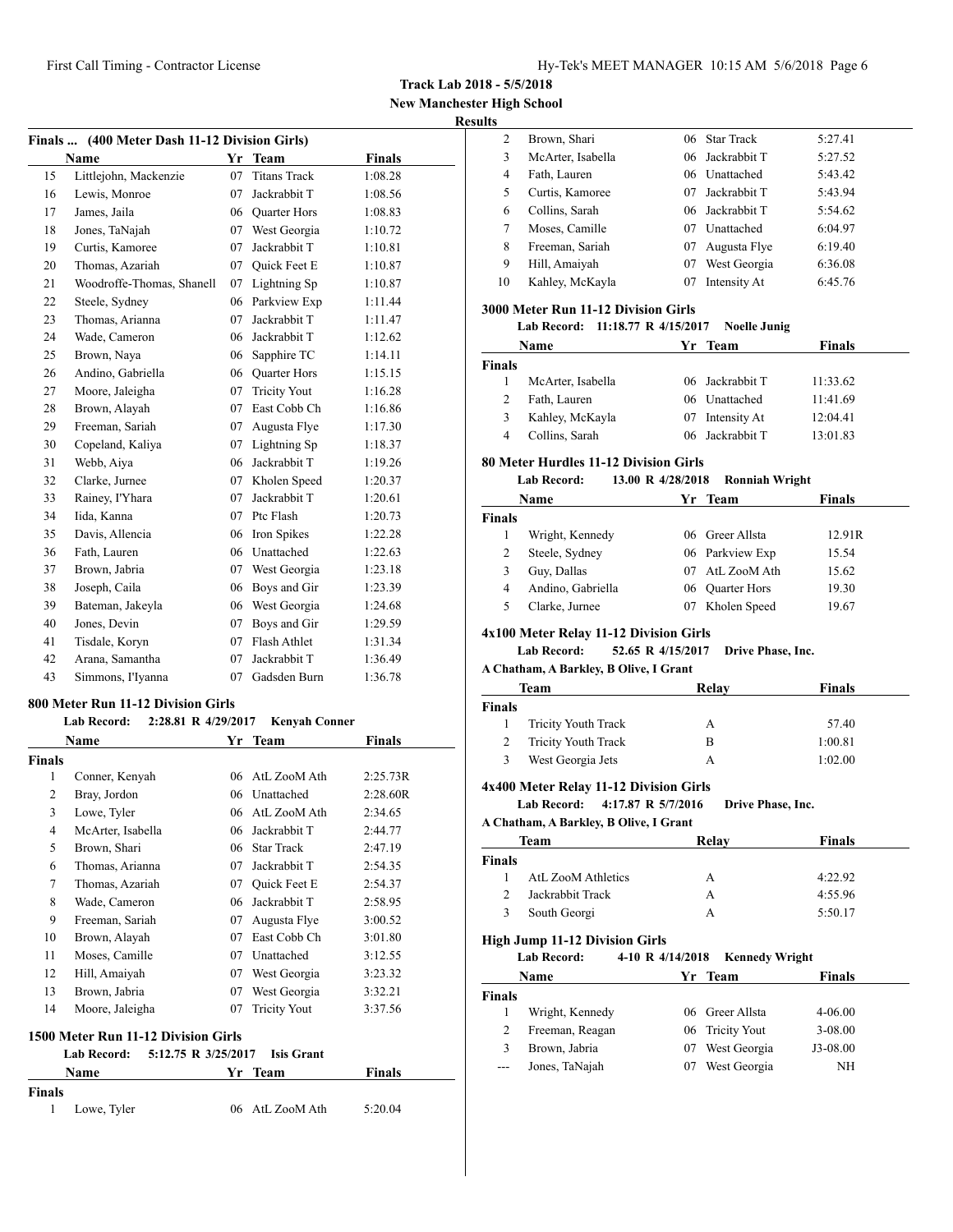**Track Lab 2018 - 5/5/2018**

**New Manchester High School**

**Results**

### Finals ... (400 Meter Dash 11-12 Division Girls)

| | Name | Yr | Team | Finals |
|---|---|---|---|---|
| 15 | Littlejohn, Mackenzie | 07 | Titans Track | 1:08.28 |
| 16 | Lewis, Monroe | 07 | Jackrabbit T | 1:08.56 |
| 17 | James, Jaila | 06 | Quarter Hors | 1:08.83 |
| 18 | Jones, TaNajah | 07 | West Georgia | 1:10.72 |
| 19 | Curtis, Kamoree | 07 | Jackrabbit T | 1:10.81 |
| 20 | Thomas, Azariah | 07 | Quick Feet E | 1:10.87 |
| 21 | Woodroffe-Thomas, Shanell | 07 | Lightning Sp | 1:10.87 |
| 22 | Steele, Sydney | 06 | Parkview Exp | 1:11.44 |
| 23 | Thomas, Arianna | 07 | Jackrabbit T | 1:11.47 |
| 24 | Wade, Cameron | 06 | Jackrabbit T | 1:12.62 |
| 25 | Brown, Naya | 06 | Sapphire TC | 1:14.11 |
| 26 | Andino, Gabriella | 06 | Quarter Hors | 1:15.15 |
| 27 | Moore, Jaleigha | 07 | Tricity Yout | 1:16.28 |
| 28 | Brown, Alayah | 07 | East Cobb Ch | 1:16.86 |
| 29 | Freeman, Sariah | 07 | Augusta Flye | 1:17.30 |
| 30 | Copeland, Kaliya | 07 | Lightning Sp | 1:18.37 |
| 31 | Webb, Aiya | 06 | Jackrabbit T | 1:19.26 |
| 32 | Clarke, Jurnee | 07 | Kholen Speed | 1:20.37 |
| 33 | Rainey, I'Yhara | 07 | Jackrabbit T | 1:20.61 |
| 34 | Iida, Kanna | 07 | Ptc Flash | 1:20.73 |
| 35 | Davis, Allencia | 06 | Iron Spikes | 1:22.28 |
| 36 | Fath, Lauren | 06 | Unattached | 1:22.63 |
| 37 | Brown, Jabria | 07 | West Georgia | 1:23.18 |
| 38 | Joseph, Caila | 06 | Boys and Gir | 1:23.39 |
| 39 | Bateman, Jakeyla | 06 | West Georgia | 1:24.68 |
| 40 | Jones, Devin | 07 | Boys and Gir | 1:29.59 |
| 41 | Tisdale, Koryn | 07 | Flash Athlet | 1:31.34 |
| 42 | Arana, Samantha | 07 | Jackrabbit T | 1:36.49 |
| 43 | Simmons, I'Iyanna | 07 | Gadsden Burn | 1:36.78 |

### 800 Meter Run 11-12 Division Girls

**Lab Record: 2:28.81 R 4/29/2017 Kenyah Conner**

| | Name | Yr | Team | Finals |
|---|---|---|---|---|
| **Finals** | | | | |
| 1 | Conner, Kenyah | 06 | AtL ZooM Ath | 2:25.73R |
| 2 | Bray, Jordon | 06 | Unattached | 2:28.60R |
| 3 | Lowe, Tyler | 06 | AtL ZooM Ath | 2:34.65 |
| 4 | McArter, Isabella | 06 | Jackrabbit T | 2:44.77 |
| 5 | Brown, Shari | 06 | Star Track | 2:47.19 |
| 6 | Thomas, Arianna | 07 | Jackrabbit T | 2:54.35 |
| 7 | Thomas, Azariah | 07 | Quick Feet E | 2:54.37 |
| 8 | Wade, Cameron | 06 | Jackrabbit T | 2:58.95 |
| 9 | Freeman, Sariah | 07 | Augusta Flye | 3:00.52 |
| 10 | Brown, Alayah | 07 | East Cobb Ch | 3:01.80 |
| 11 | Moses, Camille | 07 | Unattached | 3:12.55 |
| 12 | Hill, Amaiyah | 07 | West Georgia | 3:23.32 |
| 13 | Brown, Jabria | 07 | West Georgia | 3:32.21 |
| 14 | Moore, Jaleigha | 07 | Tricity Yout | 3:37.56 |

### 1500 Meter Run 11-12 Division Girls

**Lab Record: 5:12.75 R 3/25/2017 Isis Grant**

| | Name | Yr | Team | Finals |
|---|---|---|---|---|
| **Finals** | | | | |
| 1 | Lowe, Tyler | 06 | AtL ZooM Ath | 5:20.04 |
| 2 | Brown, Shari | 06 | Star Track | 5:27.41 |
| 3 | McArter, Isabella | 06 | Jackrabbit T | 5:27.52 |
| 4 | Fath, Lauren | 06 | Unattached | 5:43.42 |
| 5 | Curtis, Kamoree | 07 | Jackrabbit T | 5:43.94 |
| 6 | Collins, Sarah | 06 | Jackrabbit T | 5:54.62 |
| 7 | Moses, Camille | 07 | Unattached | 6:04.97 |
| 8 | Freeman, Sariah | 07 | Augusta Flye | 6:19.40 |
| 9 | Hill, Amaiyah | 07 | West Georgia | 6:36.08 |
| 10 | Kahley, McKayla | 07 | Intensity At | 6:45.76 |

### 3000 Meter Run 11-12 Division Girls

**Lab Record: 11:18.77 R 4/15/2017 Noelle Junig**

| | Name | Yr | Team | Finals |
|---|---|---|---|---|
| **Finals** | | | | |
| 1 | McArter, Isabella | 06 | Jackrabbit T | 11:33.62 |
| 2 | Fath, Lauren | 06 | Unattached | 11:41.69 |
| 3 | Kahley, McKayla | 07 | Intensity At | 12:04.41 |
| 4 | Collins, Sarah | 06 | Jackrabbit T | 13:01.83 |

### 80 Meter Hurdles 11-12 Division Girls

**Lab Record: 13.00 R 4/28/2018 Ronniah Wright**

| | Name | Yr | Team | Finals |
|---|---|---|---|---|
| **Finals** | | | | |
| 1 | Wright, Kennedy | 06 | Greer Allsta | 12.91R |
| 2 | Steele, Sydney | 06 | Parkview Exp | 15.54 |
| 3 | Guy, Dallas | 07 | AtL ZooM Ath | 15.62 |
| 4 | Andino, Gabriella | 06 | Quarter Hors | 19.30 |
| 5 | Clarke, Jurnee | 07 | Kholen Speed | 19.67 |

### 4x100 Meter Relay 11-12 Division Girls

**Lab Record: 52.65 R 4/15/2017 Drive Phase, Inc.**

**A Chatham, A Barkley, B Olive, I Grant**

| | Team | Relay | Finals |
|---|---|---|---|
| **Finals** | | | |
| 1 | Tricity Youth Track | A | 57.40 |
| 2 | Tricity Youth Track | B | 1:00.81 |
| 3 | West Georgia Jets | A | 1:02.00 |

### 4x400 Meter Relay 11-12 Division Girls

**Lab Record: 4:17.87 R 5/7/2016 Drive Phase, Inc.**

**A Chatham, A Barkley, B Olive, I Grant**

| | Team | Relay | Finals |
|---|---|---|---|
| **Finals** | | | |
| 1 | AtL ZooM Athletics | A | 4:22.92 |
| 2 | Jackrabbit Track | A | 4:55.96 |
| 3 | South Georgi | A | 5:50.17 |

### High Jump 11-12 Division Girls

**Lab Record: 4-10 R 4/14/2018 Kennedy Wright**

| | Name | Yr | Team | Finals |
|---|---|---|---|---|
| **Finals** | | | | |
| 1 | Wright, Kennedy | 06 | Greer Allsta | 4-06.00 |
| 2 | Freeman, Reagan | 06 | Tricity Yout | 3-08.00 |
| 3 | Brown, Jabria | 07 | West Georgia | J3-08.00 |
| --- | Jones, TaNajah | 07 | West Georgia | NH |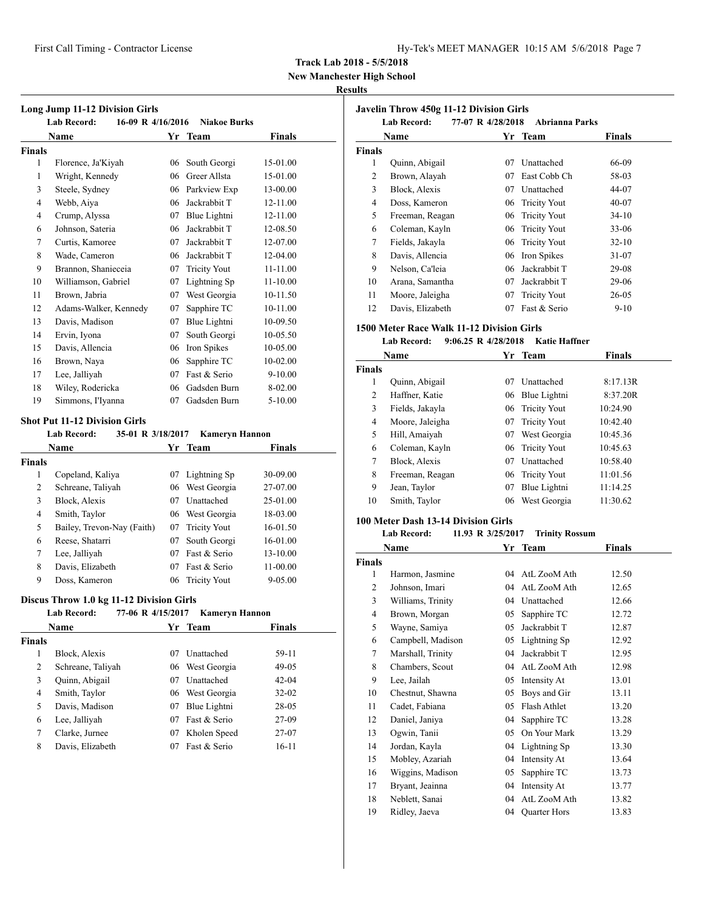**Track Lab 2018 - 5/5/2018**

**New Manchester High School**

**Results**

### Long Jump 11-12 Division Girls

**Lab Record:** 16-09 R 4/16/2016 **Niakoe Burks**

| | Name | Yr | Team | Finals |
|---|---|---|---|---|
| **Finals** | | | | |
| 1 | Florence, Ja'Kiyah | 06 | South Georgi | 15-01.00 |
| 1 | Wright, Kennedy | 06 | Greer Allsta | 15-01.00 |
| 3 | Steele, Sydney | 06 | Parkview Exp | 13-00.00 |
| 4 | Webb, Aiya | 06 | Jackrabbit T | 12-11.00 |
| 4 | Crump, Alyssa | 07 | Blue Lightni | 12-11.00 |
| 6 | Johnson, Sateria | 06 | Jackrabbit T | 12-08.50 |
| 7 | Curtis, Kamoree | 07 | Jackrabbit T | 12-07.00 |
| 8 | Wade, Cameron | 06 | Jackrabbit T | 12-04.00 |
| 9 | Brannon, Shanieceia | 07 | Tricity Yout | 11-11.00 |
| 10 | Williamson, Gabriel | 07 | Lightning Sp | 11-10.00 |
| 11 | Brown, Jabria | 07 | West Georgia | 10-11.50 |
| 12 | Adams-Walker, Kennedy | 07 | Sapphire TC | 10-11.00 |
| 13 | Davis, Madison | 07 | Blue Lightni | 10-09.50 |
| 14 | Ervin, Iyona | 07 | South Georgi | 10-05.50 |
| 15 | Davis, Allencia | 06 | Iron Spikes | 10-05.00 |
| 16 | Brown, Naya | 06 | Sapphire TC | 10-02.00 |
| 17 | Lee, Jalliyah | 07 | Fast & Serio | 9-10.00 |
| 18 | Wiley, Rodericka | 06 | Gadsden Burn | 8-02.00 |
| 19 | Simmons, I'Iyanna | 07 | Gadsden Burn | 5-10.00 |

### Shot Put 11-12 Division Girls

**Lab Record:** 35-01 R 3/18/2017 **Kameryn Hannon**

| | Name | Yr | Team | Finals |
|---|---|---|---|---|
| **Finals** | | | | |
| 1 | Copeland, Kaliya | 07 | Lightning Sp | 30-09.00 |
| 2 | Schreane, Taliyah | 06 | West Georgia | 27-07.00 |
| 3 | Block, Alexis | 07 | Unattached | 25-01.00 |
| 4 | Smith, Taylor | 06 | West Georgia | 18-03.00 |
| 5 | Bailey, Trevon-Nay (Faith) | 07 | Tricity Yout | 16-01.50 |
| 6 | Reese, Shatarri | 07 | South Georgi | 16-01.00 |
| 7 | Lee, Jalliyah | 07 | Fast & Serio | 13-10.00 |
| 8 | Davis, Elizabeth | 07 | Fast & Serio | 11-00.00 |
| 9 | Doss, Kameron | 06 | Tricity Yout | 9-05.00 |

### Discus Throw 1.0 kg 11-12 Division Girls

**Lab Record:** 77-06 R 4/15/2017 **Kameryn Hannon**

| | Name | Yr | Team | Finals |
|---|---|---|---|---|
| **Finals** | | | | |
| 1 | Block, Alexis | 07 | Unattached | 59-11 |
| 2 | Schreane, Taliyah | 06 | West Georgia | 49-05 |
| 3 | Quinn, Abigail | 07 | Unattached | 42-04 |
| 4 | Smith, Taylor | 06 | West Georgia | 32-02 |
| 5 | Davis, Madison | 07 | Blue Lightni | 28-05 |
| 6 | Lee, Jalliyah | 07 | Fast & Serio | 27-09 |
| 7 | Clarke, Jurnee | 07 | Kholen Speed | 27-07 |
| 8 | Davis, Elizabeth | 07 | Fast & Serio | 16-11 |

### Javelin Throw 450g 11-12 Division Girls

**Lab Record:** 77-07 R 4/28/2018 **Abrianna Parks**

| | Name | Yr | Team | Finals |
|---|---|---|---|---|
| **Finals** | | | | |
| 1 | Quinn, Abigail | 07 | Unattached | 66-09 |
| 2 | Brown, Alayah | 07 | East Cobb Ch | 58-03 |
| 3 | Block, Alexis | 07 | Unattached | 44-07 |
| 4 | Doss, Kameron | 06 | Tricity Yout | 40-07 |
| 5 | Freeman, Reagan | 06 | Tricity Yout | 34-10 |
| 6 | Coleman, Kayln | 06 | Tricity Yout | 33-06 |
| 7 | Fields, Jakayla | 06 | Tricity Yout | 32-10 |
| 8 | Davis, Allencia | 06 | Iron Spikes | 31-07 |
| 9 | Nelson, Ca'leia | 06 | Jackrabbit T | 29-08 |
| 10 | Arana, Samantha | 07 | Jackrabbit T | 29-06 |
| 11 | Moore, Jaleigha | 07 | Tricity Yout | 26-05 |
| 12 | Davis, Elizabeth | 07 | Fast & Serio | 9-10 |

### 1500 Meter Race Walk 11-12 Division Girls

**Lab Record:** 9:06.25 R 4/28/2018 **Katie Haffner**

| | Name | Yr | Team | Finals |
|---|---|---|---|---|
| **Finals** | | | | |
| 1 | Quinn, Abigail | 07 | Unattached | 8:17.13R |
| 2 | Haffner, Katie | 06 | Blue Lightni | 8:37.20R |
| 3 | Fields, Jakayla | 06 | Tricity Yout | 10:24.90 |
| 4 | Moore, Jaleigha | 07 | Tricity Yout | 10:42.40 |
| 5 | Hill, Amaiyah | 07 | West Georgia | 10:45.36 |
| 6 | Coleman, Kayln | 06 | Tricity Yout | 10:45.63 |
| 7 | Block, Alexis | 07 | Unattached | 10:58.40 |
| 8 | Freeman, Reagan | 06 | Tricity Yout | 11:01.56 |
| 9 | Jean, Taylor | 07 | Blue Lightni | 11:14.25 |
| 10 | Smith, Taylor | 06 | West Georgia | 11:30.62 |

### 100 Meter Dash 13-14 Division Girls

**Lab Record:** 11.93 R 3/25/2017 **Trinity Rossum**

| | Name | Yr | Team | Finals |
|---|---|---|---|---|
| **Finals** | | | | |
| 1 | Harmon, Jasmine | 04 | AtL ZooM Ath | 12.50 |
| 2 | Johnson, Imari | 04 | AtL ZooM Ath | 12.65 |
| 3 | Williams, Trinity | 04 | Unattached | 12.66 |
| 4 | Brown, Morgan | 05 | Sapphire TC | 12.72 |
| 5 | Wayne, Samiya | 05 | Jackrabbit T | 12.87 |
| 6 | Campbell, Madison | 05 | Lightning Sp | 12.92 |
| 7 | Marshall, Trinity | 04 | Jackrabbit T | 12.95 |
| 8 | Chambers, Scout | 04 | AtL ZooM Ath | 12.98 |
| 9 | Lee, Jailah | 05 | Intensity At | 13.01 |
| 10 | Chestnut, Shawna | 05 | Boys and Gir | 13.11 |
| 11 | Cadet, Fabiana | 05 | Flash Athlet | 13.20 |
| 12 | Daniel, Janiya | 04 | Sapphire TC | 13.28 |
| 13 | Ogwin, Tanii | 05 | On Your Mark | 13.29 |
| 14 | Jordan, Kayla | 04 | Lightning Sp | 13.30 |
| 15 | Mobley, Azariah | 04 | Intensity At | 13.64 |
| 16 | Wiggins, Madison | 05 | Sapphire TC | 13.73 |
| 17 | Bryant, Jeainna | 04 | Intensity At | 13.77 |
| 18 | Neblett, Sanai | 04 | AtL ZooM Ath | 13.82 |
| 19 | Ridley, Jaeva | 04 | Quarter Hors | 13.83 |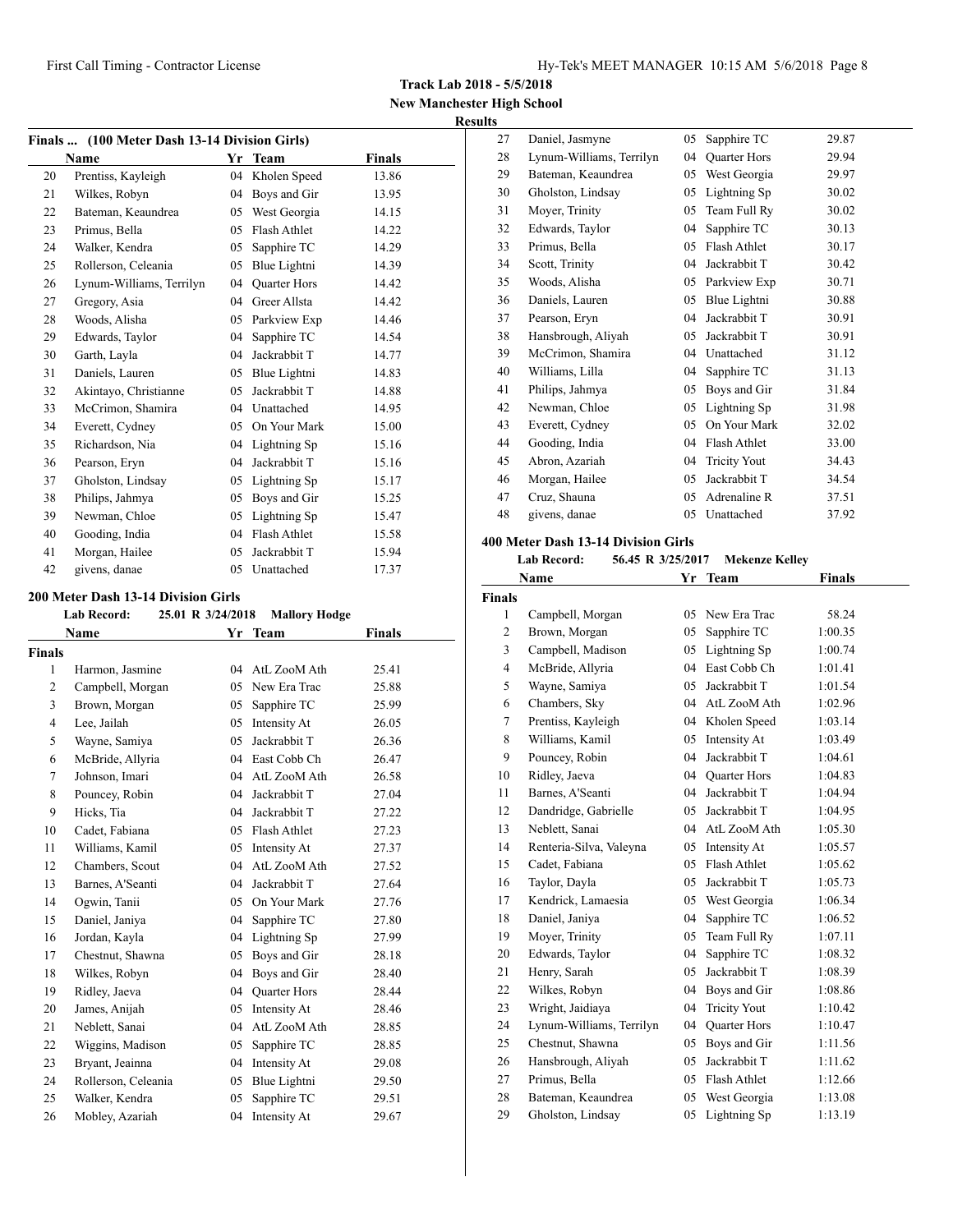**Track Lab 2018 - 5/5/2018**
**New Manchester High School**
**Results**

### Finals ... (100 Meter Dash 13-14 Division Girls)

| | Name | Yr | Team | Finals |
|---|---|---|---|---|
| 20 | Prentiss, Kayleigh | 04 | Kholen Speed | 13.86 |
| 21 | Wilkes, Robyn | 04 | Boys and Gir | 13.95 |
| 22 | Bateman, Keaundrea | 05 | West Georgia | 14.15 |
| 23 | Primus, Bella | 05 | Flash Athlet | 14.22 |
| 24 | Walker, Kendra | 05 | Sapphire TC | 14.29 |
| 25 | Rollerson, Celeania | 05 | Blue Lightni | 14.39 |
| 26 | Lynum-Williams, Terrilyn | 04 | Quarter Hors | 14.42 |
| 27 | Gregory, Asia | 04 | Greer Allsta | 14.42 |
| 28 | Woods, Alisha | 05 | Parkview Exp | 14.46 |
| 29 | Edwards, Taylor | 04 | Sapphire TC | 14.54 |
| 30 | Garth, Layla | 04 | Jackrabbit T | 14.77 |
| 31 | Daniels, Lauren | 05 | Blue Lightni | 14.83 |
| 32 | Akintayo, Christianne | 05 | Jackrabbit T | 14.88 |
| 33 | McCrimon, Shamira | 04 | Unattached | 14.95 |
| 34 | Everett, Cydney | 05 | On Your Mark | 15.00 |
| 35 | Richardson, Nia | 04 | Lightning Sp | 15.16 |
| 36 | Pearson, Eryn | 04 | Jackrabbit T | 15.16 |
| 37 | Gholston, Lindsay | 05 | Lightning Sp | 15.17 |
| 38 | Philips, Jahmya | 05 | Boys and Gir | 15.25 |
| 39 | Newman, Chloe | 05 | Lightning Sp | 15.47 |
| 40 | Gooding, India | 04 | Flash Athlet | 15.58 |
| 41 | Morgan, Hailee | 05 | Jackrabbit T | 15.94 |
| 42 | givens, danae | 05 | Unattached | 17.37 |

### 200 Meter Dash 13-14 Division Girls

**Lab Record:** 25.01 R 3/24/2018 **Mallory Hodge**

| | Name | Yr | Team | Finals |
|---|---|---|---|---|
| **Finals** | | | | |
| 1 | Harmon, Jasmine | 04 | AtL ZooM Ath | 25.41 |
| 2 | Campbell, Morgan | 05 | New Era Trac | 25.88 |
| 3 | Brown, Morgan | 05 | Sapphire TC | 25.99 |
| 4 | Lee, Jailah | 05 | Intensity At | 26.05 |
| 5 | Wayne, Samiya | 05 | Jackrabbit T | 26.36 |
| 6 | McBride, Allyria | 04 | East Cobb Ch | 26.47 |
| 7 | Johnson, Imari | 04 | AtL ZooM Ath | 26.58 |
| 8 | Pouncey, Robin | 04 | Jackrabbit T | 27.04 |
| 9 | Hicks, Tia | 04 | Jackrabbit T | 27.22 |
| 10 | Cadet, Fabiana | 05 | Flash Athlet | 27.23 |
| 11 | Williams, Kamil | 05 | Intensity At | 27.37 |
| 12 | Chambers, Scout | 04 | AtL ZooM Ath | 27.52 |
| 13 | Barnes, A'Seanti | 04 | Jackrabbit T | 27.64 |
| 14 | Ogwin, Tanii | 05 | On Your Mark | 27.76 |
| 15 | Daniel, Janiya | 04 | Sapphire TC | 27.80 |
| 16 | Jordan, Kayla | 04 | Lightning Sp | 27.99 |
| 17 | Chestnut, Shawna | 05 | Boys and Gir | 28.18 |
| 18 | Wilkes, Robyn | 04 | Boys and Gir | 28.40 |
| 19 | Ridley, Jaeva | 04 | Quarter Hors | 28.44 |
| 20 | James, Anijah | 05 | Intensity At | 28.46 |
| 21 | Neblett, Sanai | 04 | AtL ZooM Ath | 28.85 |
| 22 | Wiggins, Madison | 05 | Sapphire TC | 28.85 |
| 23 | Bryant, Jeainna | 04 | Intensity At | 29.08 |
| 24 | Rollerson, Celeania | 05 | Blue Lightni | 29.50 |
| 25 | Walker, Kendra | 05 | Sapphire TC | 29.51 |
| 26 | Mobley, Azariah | 04 | Intensity At | 29.67 |
| 27 | Daniel, Jasmyne | 05 | Sapphire TC | 29.87 |
| 28 | Lynum-Williams, Terrilyn | 04 | Quarter Hors | 29.94 |
| 29 | Bateman, Keaundrea | 05 | West Georgia | 29.97 |
| 30 | Gholston, Lindsay | 05 | Lightning Sp | 30.02 |
| 31 | Moyer, Trinity | 05 | Team Full Ry | 30.02 |
| 32 | Edwards, Taylor | 04 | Sapphire TC | 30.13 |
| 33 | Primus, Bella | 05 | Flash Athlet | 30.17 |
| 34 | Scott, Trinity | 04 | Jackrabbit T | 30.42 |
| 35 | Woods, Alisha | 05 | Parkview Exp | 30.71 |
| 36 | Daniels, Lauren | 05 | Blue Lightni | 30.88 |
| 37 | Pearson, Eryn | 04 | Jackrabbit T | 30.91 |
| 38 | Hansbrough, Aliyah | 05 | Jackrabbit T | 30.91 |
| 39 | McCrimon, Shamira | 04 | Unattached | 31.12 |
| 40 | Williams, Lilla | 04 | Sapphire TC | 31.13 |
| 41 | Philips, Jahmya | 05 | Boys and Gir | 31.84 |
| 42 | Newman, Chloe | 05 | Lightning Sp | 31.98 |
| 43 | Everett, Cydney | 05 | On Your Mark | 32.02 |
| 44 | Gooding, India | 04 | Flash Athlet | 33.00 |
| 45 | Abron, Azariah | 04 | Tricity Yout | 34.43 |
| 46 | Morgan, Hailee | 05 | Jackrabbit T | 34.54 |
| 47 | Cruz, Shauna | 05 | Adrenaline R | 37.51 |
| 48 | givens, danae | 05 | Unattached | 37.92 |

### 400 Meter Dash 13-14 Division Girls

**Lab Record:** 56.45 R 3/25/2017 **Mekenze Kelley**

| | Name | Yr | Team | Finals |
|---|---|---|---|---|
| **Finals** | | | | |
| 1 | Campbell, Morgan | 05 | New Era Trac | 58.24 |
| 2 | Brown, Morgan | 05 | Sapphire TC | 1:00.35 |
| 3 | Campbell, Madison | 05 | Lightning Sp | 1:00.74 |
| 4 | McBride, Allyria | 04 | East Cobb Ch | 1:01.41 |
| 5 | Wayne, Samiya | 05 | Jackrabbit T | 1:01.54 |
| 6 | Chambers, Sky | 04 | AtL ZooM Ath | 1:02.96 |
| 7 | Prentiss, Kayleigh | 04 | Kholen Speed | 1:03.14 |
| 8 | Williams, Kamil | 05 | Intensity At | 1:03.49 |
| 9 | Pouncey, Robin | 04 | Jackrabbit T | 1:04.61 |
| 10 | Ridley, Jaeva | 04 | Quarter Hors | 1:04.83 |
| 11 | Barnes, A'Seanti | 04 | Jackrabbit T | 1:04.94 |
| 12 | Dandridge, Gabrielle | 05 | Jackrabbit T | 1:04.95 |
| 13 | Neblett, Sanai | 04 | AtL ZooM Ath | 1:05.30 |
| 14 | Renteria-Silva, Valeyna | 05 | Intensity At | 1:05.57 |
| 15 | Cadet, Fabiana | 05 | Flash Athlet | 1:05.62 |
| 16 | Taylor, Dayla | 05 | Jackrabbit T | 1:05.73 |
| 17 | Kendrick, Lamaesia | 05 | West Georgia | 1:06.34 |
| 18 | Daniel, Janiya | 04 | Sapphire TC | 1:06.52 |
| 19 | Moyer, Trinity | 05 | Team Full Ry | 1:07.11 |
| 20 | Edwards, Taylor | 04 | Sapphire TC | 1:08.32 |
| 21 | Henry, Sarah | 05 | Jackrabbit T | 1:08.39 |
| 22 | Wilkes, Robyn | 04 | Boys and Gir | 1:08.86 |
| 23 | Wright, Jaidiaya | 04 | Tricity Yout | 1:10.42 |
| 24 | Lynum-Williams, Terrilyn | 04 | Quarter Hors | 1:10.47 |
| 25 | Chestnut, Shawna | 05 | Boys and Gir | 1:11.56 |
| 26 | Hansbrough, Aliyah | 05 | Jackrabbit T | 1:11.62 |
| 27 | Primus, Bella | 05 | Flash Athlet | 1:12.66 |
| 28 | Bateman, Keaundrea | 05 | West Georgia | 1:13.08 |
| 29 | Gholston, Lindsay | 05 | Lightning Sp | 1:13.19 |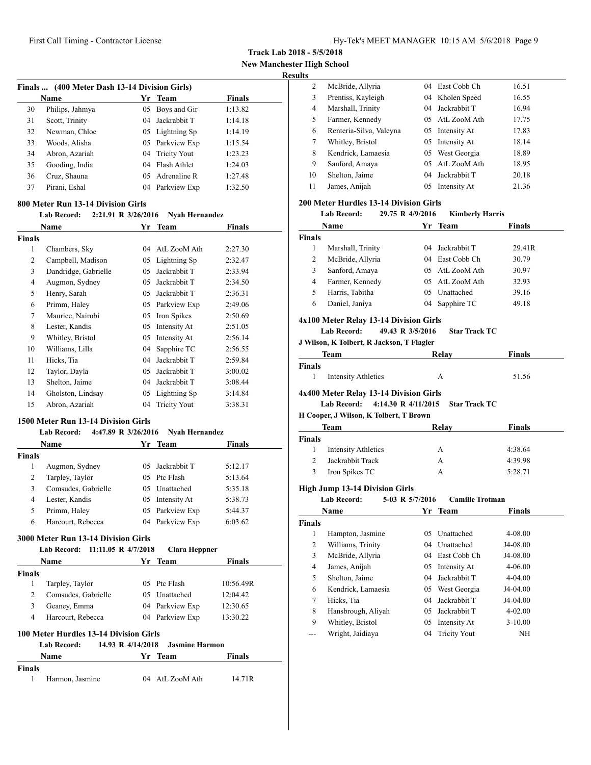Track Lab 2018 - 5/5/2018

New Manchester High School

Results

### Finals ... (400 Meter Dash 13-14 Division Girls)

| | Name | Yr | Team | Finals |
|---|---|---|---|---|
| 30 | Philips, Jahmya | 05 | Boys and Gir | 1:13.82 |
| 31 | Scott, Trinity | 04 | Jackrabbit T | 1:14.18 |
| 32 | Newman, Chloe | 05 | Lightning Sp | 1:14.19 |
| 33 | Woods, Alisha | 05 | Parkview Exp | 1:15.54 |
| 34 | Abron, Azariah | 04 | Tricity Yout | 1:23.23 |
| 35 | Gooding, India | 04 | Flash Athlet | 1:24.03 |
| 36 | Cruz, Shauna | 05 | Adrenaline R | 1:27.48 |
| 37 | Pirani, Eshal | 04 | Parkview Exp | 1:32.50 |

### 800 Meter Run 13-14 Division Girls

**Lab Record:** 2:21.91 R 3/26/2016 **Nyah Hernandez**

| | Name | Yr | Team | Finals |
|---|---|---|---|---|
| **Finals** | | | | |
| 1 | Chambers, Sky | 04 | AtL ZooM Ath | 2:27.30 |
| 2 | Campbell, Madison | 05 | Lightning Sp | 2:32.47 |
| 3 | Dandridge, Gabrielle | 05 | Jackrabbit T | 2:33.94 |
| 4 | Augmon, Sydney | 05 | Jackrabbit T | 2:34.50 |
| 5 | Henry, Sarah | 05 | Jackrabbit T | 2:36.31 |
| 6 | Primm, Haley | 05 | Parkview Exp | 2:49.06 |
| 7 | Maurice, Nairobi | 05 | Iron Spikes | 2:50.69 |
| 8 | Lester, Kandis | 05 | Intensity At | 2:51.05 |
| 9 | Whitley, Bristol | 05 | Intensity At | 2:56.14 |
| 10 | Williams, Lilla | 04 | Sapphire TC | 2:56.55 |
| 11 | Hicks, Tia | 04 | Jackrabbit T | 2:59.84 |
| 12 | Taylor, Dayla | 05 | Jackrabbit T | 3:00.02 |
| 13 | Shelton, Jaime | 04 | Jackrabbit T | 3:08.44 |
| 14 | Gholston, Lindsay | 05 | Lightning Sp | 3:14.84 |
| 15 | Abron, Azariah | 04 | Tricity Yout | 3:38.31 |

### 1500 Meter Run 13-14 Division Girls

**Lab Record:** 4:47.89 R 3/26/2016 **Nyah Hernandez**

| | Name | Yr | Team | Finals |
|---|---|---|---|---|
| **Finals** | | | | |
| 1 | Augmon, Sydney | 05 | Jackrabbit T | 5:12.17 |
| 2 | Tarpley, Taylor | 05 | Ptc Flash | 5:13.64 |
| 3 | Comsudes, Gabrielle | 05 | Unattached | 5:35.18 |
| 4 | Lester, Kandis | 05 | Intensity At | 5:38.73 |
| 5 | Primm, Haley | 05 | Parkview Exp | 5:44.37 |
| 6 | Harcourt, Rebecca | 04 | Parkview Exp | 6:03.62 |

### 3000 Meter Run 13-14 Division Girls

**Lab Record:** 11:11.05 R 4/7/2018 **Clara Heppner**

| | Name | Yr | Team | Finals |
|---|---|---|---|---|
| **Finals** | | | | |
| 1 | Tarpley, Taylor | 05 | Ptc Flash | 10:56.49R |
| 2 | Comsudes, Gabrielle | 05 | Unattached | 12:04.42 |
| 3 | Geaney, Emma | 04 | Parkview Exp | 12:30.65 |
| 4 | Harcourt, Rebecca | 04 | Parkview Exp | 13:30.22 |

### 100 Meter Hurdles 13-14 Division Girls

**Lab Record:** 14.93 R 4/14/2018 **Jasmine Harmon**

| | Name | Yr | Team | Finals |
|---|---|---|---|---|
| **Finals** | | | | |
| 1 | Harmon, Jasmine | 04 | AtL ZooM Ath | 14.71R |
| 2 | McBride, Allyria | 04 | East Cobb Ch | 16.51 |
| 3 | Prentiss, Kayleigh | 04 | Kholen Speed | 16.55 |
| 4 | Marshall, Trinity | 04 | Jackrabbit T | 16.94 |
| 5 | Farmer, Kennedy | 05 | AtL ZooM Ath | 17.75 |
| 6 | Renteria-Silva, Valeyna | 05 | Intensity At | 17.83 |
| 7 | Whitley, Bristol | 05 | Intensity At | 18.14 |
| 8 | Kendrick, Lamaesia | 05 | West Georgia | 18.89 |
| 9 | Sanford, Amaya | 05 | AtL ZooM Ath | 18.95 |
| 10 | Shelton, Jaime | 04 | Jackrabbit T | 20.18 |
| 11 | James, Anijah | 05 | Intensity At | 21.36 |

### 200 Meter Hurdles 13-14 Division Girls

**Lab Record:** 29.75 R 4/9/2016 **Kimberly Harris**

| | Name | Yr | Team | Finals |
|---|---|---|---|---|
| **Finals** | | | | |
| 1 | Marshall, Trinity | 04 | Jackrabbit T | 29.41R |
| 2 | McBride, Allyria | 04 | East Cobb Ch | 30.79 |
| 3 | Sanford, Amaya | 05 | AtL ZooM Ath | 30.97 |
| 4 | Farmer, Kennedy | 05 | AtL ZooM Ath | 32.93 |
| 5 | Harris, Tabitha | 05 | Unattached | 39.16 |
| 6 | Daniel, Janiya | 04 | Sapphire TC | 49.18 |

### 4x100 Meter Relay 13-14 Division Girls

**Lab Record:** 49.43 R 3/5/2016 **Star Track TC**

**J Wilson, K Tolbert, R Jackson, T Flagler**

| | Team | Relay | Finals |
|---|---|---|---|
| **Finals** | | | |
| 1 | Intensity Athletics | A | 51.56 |

### 4x400 Meter Relay 13-14 Division Girls

**Lab Record:** 4:14.30 R 4/11/2015 **Star Track TC**

**H Cooper, J Wilson, K Tolbert, T Brown**

| | Team | Relay | Finals |
|---|---|---|---|
| **Finals** | | | |
| 1 | Intensity Athletics | A | 4:38.64 |
| 2 | Jackrabbit Track | A | 4:39.98 |
| 3 | Iron Spikes TC | A | 5:28.71 |

### High Jump 13-14 Division Girls

**Lab Record:** 5-03 R 5/7/2016 **Camille Trotman**

| | Name | Yr | Team | Finals |
|---|---|---|---|---|
| **Finals** | | | | |
| 1 | Hampton, Jasmine | 05 | Unattached | 4-08.00 |
| 2 | Williams, Trinity | 04 | Unattached | J4-08.00 |
| 3 | McBride, Allyria | 04 | East Cobb Ch | J4-08.00 |
| 4 | James, Anijah | 05 | Intensity At | 4-06.00 |
| 5 | Shelton, Jaime | 04 | Jackrabbit T | 4-04.00 |
| 6 | Kendrick, Lamaesia | 05 | West Georgia | J4-04.00 |
| 7 | Hicks, Tia | 04 | Jackrabbit T | J4-04.00 |
| 8 | Hansbrough, Aliyah | 05 | Jackrabbit T | 4-02.00 |
| 9 | Whitley, Bristol | 05 | Intensity At | 3-10.00 |
| --- | Wright, Jaidiaya | 04 | Tricity Yout | NH |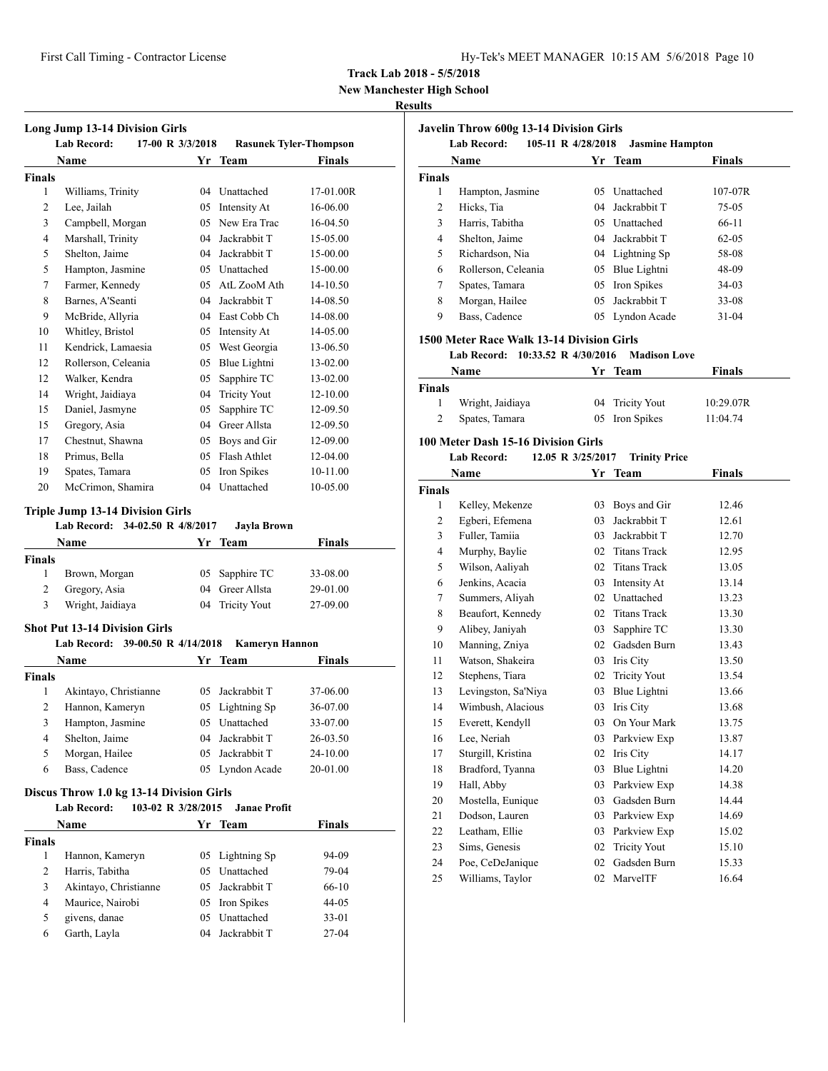**Track Lab 2018 - 5/5/2018**

**New Manchester High School**

**Results**

### Long Jump 13-14 Division Girls

**Lab Record:** 17-00 R 3/3/2018 **Rasunek Tyler-Thompson**

| | Name | Yr | Team | Finals |
|---|---|---|---|---|
| **Finals** | | | | |
| 1 | Williams, Trinity | 04 | Unattached | 17-01.00R |
| 2 | Lee, Jailah | 05 | Intensity At | 16-06.00 |
| 3 | Campbell, Morgan | 05 | New Era Trac | 16-04.50 |
| 4 | Marshall, Trinity | 04 | Jackrabbit T | 15-05.00 |
| 5 | Shelton, Jaime | 04 | Jackrabbit T | 15-00.00 |
| 5 | Hampton, Jasmine | 05 | Unattached | 15-00.00 |
| 7 | Farmer, Kennedy | 05 | AtL ZooM Ath | 14-10.50 |
| 8 | Barnes, A'Seanti | 04 | Jackrabbit T | 14-08.50 |
| 9 | McBride, Allyria | 04 | East Cobb Ch | 14-08.00 |
| 10 | Whitley, Bristol | 05 | Intensity At | 14-05.00 |
| 11 | Kendrick, Lamaesia | 05 | West Georgia | 13-06.50 |
| 12 | Rollerson, Celeania | 05 | Blue Lightni | 13-02.00 |
| 12 | Walker, Kendra | 05 | Sapphire TC | 13-02.00 |
| 14 | Wright, Jaidiaya | 04 | Tricity Yout | 12-10.00 |
| 15 | Daniel, Jasmyne | 05 | Sapphire TC | 12-09.50 |
| 15 | Gregory, Asia | 04 | Greer Allsta | 12-09.50 |
| 17 | Chestnut, Shawna | 05 | Boys and Gir | 12-09.00 |
| 18 | Primus, Bella | 05 | Flash Athlet | 12-04.00 |
| 19 | Spates, Tamara | 05 | Iron Spikes | 10-11.00 |
| 20 | McCrimon, Shamira | 04 | Unattached | 10-05.00 |

### Triple Jump 13-14 Division Girls

**Lab Record:** 34-02.50 R 4/8/2017 **Jayla Brown**

| | Name | Yr | Team | Finals |
|---|---|---|---|---|
| **Finals** | | | | |
| 1 | Brown, Morgan | 05 | Sapphire TC | 33-08.00 |
| 2 | Gregory, Asia | 04 | Greer Allsta | 29-01.00 |
| 3 | Wright, Jaidiaya | 04 | Tricity Yout | 27-09.00 |

### Shot Put 13-14 Division Girls

**Lab Record:** 39-00.50 R 4/14/2018 **Kameryn Hannon**

| | Name | Yr | Team | Finals |
|---|---|---|---|---|
| **Finals** | | | | |
| 1 | Akintayo, Christianne | 05 | Jackrabbit T | 37-06.00 |
| 2 | Hannon, Kameryn | 05 | Lightning Sp | 36-07.00 |
| 3 | Hampton, Jasmine | 05 | Unattached | 33-07.00 |
| 4 | Shelton, Jaime | 04 | Jackrabbit T | 26-03.50 |
| 5 | Morgan, Hailee | 05 | Jackrabbit T | 24-10.00 |
| 6 | Bass, Cadence | 05 | Lyndon Acade | 20-01.00 |

### Discus Throw 1.0 kg 13-14 Division Girls

**Lab Record:** 103-02 R 3/28/2015 **Janae Profit**

| | Name | Yr | Team | Finals |
|---|---|---|---|---|
| **Finals** | | | | |
| 1 | Hannon, Kameryn | 05 | Lightning Sp | 94-09 |
| 2 | Harris, Tabitha | 05 | Unattached | 79-04 |
| 3 | Akintayo, Christianne | 05 | Jackrabbit T | 66-10 |
| 4 | Maurice, Nairobi | 05 | Iron Spikes | 44-05 |
| 5 | givens, danae | 05 | Unattached | 33-01 |
| 6 | Garth, Layla | 04 | Jackrabbit T | 27-04 |

### Javelin Throw 600g 13-14 Division Girls

**Lab Record:** 105-11 R 4/28/2018 **Jasmine Hampton**

| | Name | Yr | Team | Finals |
|---|---|---|---|---|
| **Finals** | | | | |
| 1 | Hampton, Jasmine | 05 | Unattached | 107-07R |
| 2 | Hicks, Tia | 04 | Jackrabbit T | 75-05 |
| 3 | Harris, Tabitha | 05 | Unattached | 66-11 |
| 4 | Shelton, Jaime | 04 | Jackrabbit T | 62-05 |
| 5 | Richardson, Nia | 04 | Lightning Sp | 58-08 |
| 6 | Rollerson, Celeania | 05 | Blue Lightni | 48-09 |
| 7 | Spates, Tamara | 05 | Iron Spikes | 34-03 |
| 8 | Morgan, Hailee | 05 | Jackrabbit T | 33-08 |
| 9 | Bass, Cadence | 05 | Lyndon Acade | 31-04 |

### 1500 Meter Race Walk 13-14 Division Girls

**Lab Record:** 10:33.52 R 4/30/2016 **Madison Love**

| | Name | Yr | Team | Finals |
|---|---|---|---|---|
| **Finals** | | | | |
| 1 | Wright, Jaidiaya | 04 | Tricity Yout | 10:29.07R |
| 2 | Spates, Tamara | 05 | Iron Spikes | 11:04.74 |

### 100 Meter Dash 15-16 Division Girls

**Lab Record:** 12.05 R 3/25/2017 **Trinity Price**

| | Name | Yr | Team | Finals |
|---|---|---|---|---|
| **Finals** | | | | |
| 1 | Kelley, Mekenze | 03 | Boys and Gir | 12.46 |
| 2 | Egberi, Efemena | 03 | Jackrabbit T | 12.61 |
| 3 | Fuller, Tamiia | 03 | Jackrabbit T | 12.70 |
| 4 | Murphy, Baylie | 02 | Titans Track | 12.95 |
| 5 | Wilson, Aaliyah | 02 | Titans Track | 13.05 |
| 6 | Jenkins, Acacia | 03 | Intensity At | 13.14 |
| 7 | Summers, Aliyah | 02 | Unattached | 13.23 |
| 8 | Beaufort, Kennedy | 02 | Titans Track | 13.30 |
| 9 | Alibey, Janiyah | 03 | Sapphire TC | 13.30 |
| 10 | Manning, Zniya | 02 | Gadsden Burn | 13.43 |
| 11 | Watson, Shakeira | 03 | Iris City | 13.50 |
| 12 | Stephens, Tiara | 02 | Tricity Yout | 13.54 |
| 13 | Levingston, Sa'Niya | 03 | Blue Lightni | 13.66 |
| 14 | Wimbush, Alacious | 03 | Iris City | 13.68 |
| 15 | Everett, Kendyll | 03 | On Your Mark | 13.75 |
| 16 | Lee, Neriah | 03 | Parkview Exp | 13.87 |
| 17 | Sturgill, Kristina | 02 | Iris City | 14.17 |
| 18 | Bradford, Tyanna | 03 | Blue Lightni | 14.20 |
| 19 | Hall, Abby | 03 | Parkview Exp | 14.38 |
| 20 | Mostella, Eunique | 03 | Gadsden Burn | 14.44 |
| 21 | Dodson, Lauren | 03 | Parkview Exp | 14.69 |
| 22 | Leatham, Ellie | 03 | Parkview Exp | 15.02 |
| 23 | Sims, Genesis | 02 | Tricity Yout | 15.10 |
| 24 | Poe, CeDeJanique | 02 | Gadsden Burn | 15.33 |
| 25 | Williams, Taylor | 02 | MarvelTF | 16.64 |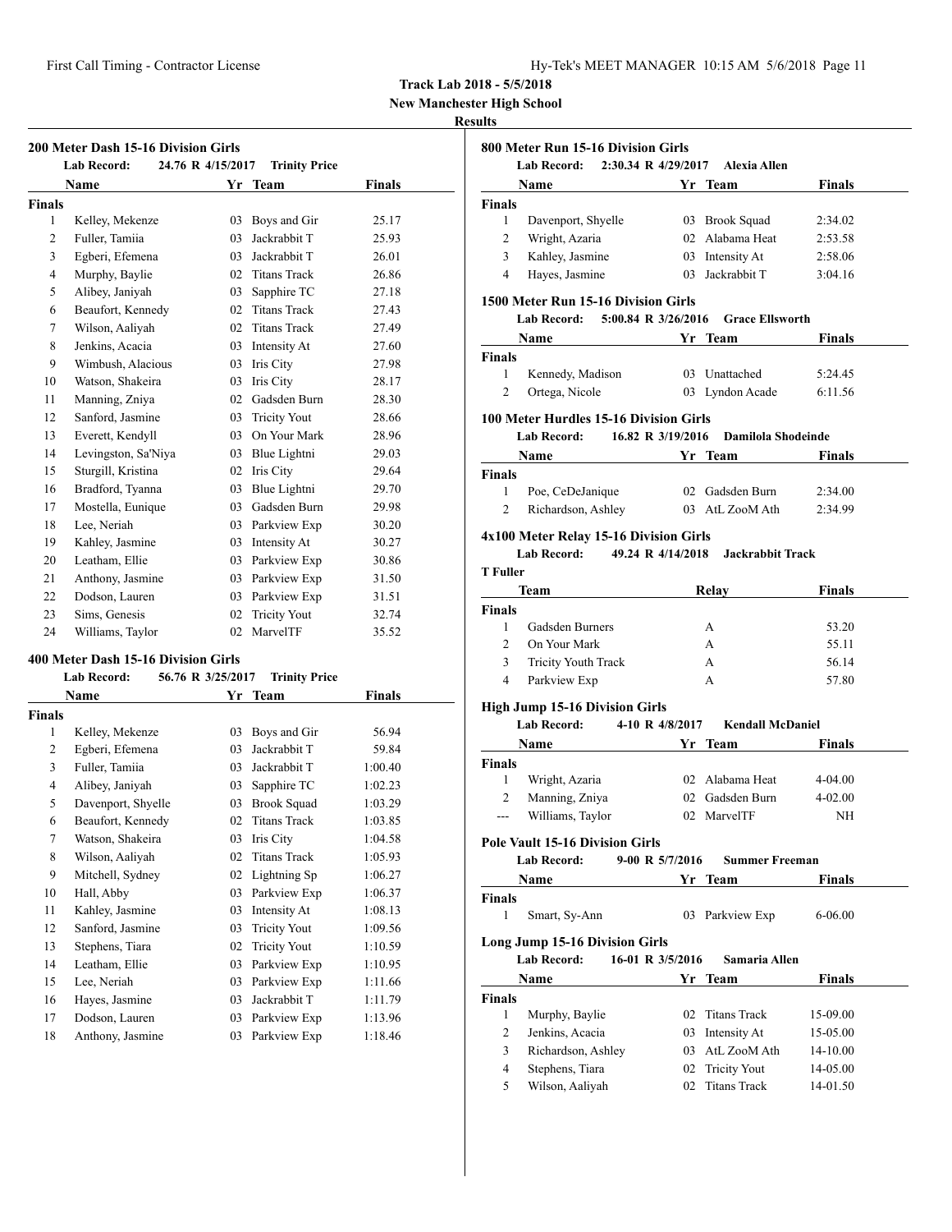**Track Lab 2018 - 5/5/2018**

**New Manchester High School**

**Results**

### 200 Meter Dash 15-16 Division Girls

**Lab Record:** 24.76 R 4/15/2017 **Trinity Price**

| | Name | Yr | Team | Finals |
|---|---|---|---|---|
| **Finals** | | | | |
| 1 | Kelley, Mekenze | 03 | Boys and Gir | 25.17 |
| 2 | Fuller, Tamiia | 03 | Jackrabbit T | 25.93 |
| 3 | Egberi, Efemena | 03 | Jackrabbit T | 26.01 |
| 4 | Murphy, Baylie | 02 | Titans Track | 26.86 |
| 5 | Alibey, Janiyah | 03 | Sapphire TC | 27.18 |
| 6 | Beaufort, Kennedy | 02 | Titans Track | 27.43 |
| 7 | Wilson, Aaliyah | 02 | Titans Track | 27.49 |
| 8 | Jenkins, Acacia | 03 | Intensity At | 27.60 |
| 9 | Wimbush, Alacious | 03 | Iris City | 27.98 |
| 10 | Watson, Shakeira | 03 | Iris City | 28.17 |
| 11 | Manning, Zniya | 02 | Gadsden Burn | 28.30 |
| 12 | Sanford, Jasmine | 03 | Tricity Yout | 28.66 |
| 13 | Everett, Kendyll | 03 | On Your Mark | 28.96 |
| 14 | Levingston, Sa'Niya | 03 | Blue Lightni | 29.03 |
| 15 | Sturgill, Kristina | 02 | Iris City | 29.64 |
| 16 | Bradford, Tyanna | 03 | Blue Lightni | 29.70 |
| 17 | Mostella, Eunique | 03 | Gadsden Burn | 29.98 |
| 18 | Lee, Neriah | 03 | Parkview Exp | 30.20 |
| 19 | Kahley, Jasmine | 03 | Intensity At | 30.27 |
| 20 | Leatham, Ellie | 03 | Parkview Exp | 30.86 |
| 21 | Anthony, Jasmine | 03 | Parkview Exp | 31.50 |
| 22 | Dodson, Lauren | 03 | Parkview Exp | 31.51 |
| 23 | Sims, Genesis | 02 | Tricity Yout | 32.74 |
| 24 | Williams, Taylor | 02 | MarvelTF | 35.52 |

### 400 Meter Dash 15-16 Division Girls

**Lab Record:** 56.76 R 3/25/2017 **Trinity Price**

| | Name | Yr | Team | Finals |
|---|---|---|---|---|
| **Finals** | | | | |
| 1 | Kelley, Mekenze | 03 | Boys and Gir | 56.94 |
| 2 | Egberi, Efemena | 03 | Jackrabbit T | 59.84 |
| 3 | Fuller, Tamiia | 03 | Jackrabbit T | 1:00.40 |
| 4 | Alibey, Janiyah | 03 | Sapphire TC | 1:02.23 |
| 5 | Davenport, Shyelle | 03 | Brook Squad | 1:03.29 |
| 6 | Beaufort, Kennedy | 02 | Titans Track | 1:03.85 |
| 7 | Watson, Shakeira | 03 | Iris City | 1:04.58 |
| 8 | Wilson, Aaliyah | 02 | Titans Track | 1:05.93 |
| 9 | Mitchell, Sydney | 02 | Lightning Sp | 1:06.27 |
| 10 | Hall, Abby | 03 | Parkview Exp | 1:06.37 |
| 11 | Kahley, Jasmine | 03 | Intensity At | 1:08.13 |
| 12 | Sanford, Jasmine | 03 | Tricity Yout | 1:09.56 |
| 13 | Stephens, Tiara | 02 | Tricity Yout | 1:10.59 |
| 14 | Leatham, Ellie | 03 | Parkview Exp | 1:10.95 |
| 15 | Lee, Neriah | 03 | Parkview Exp | 1:11.66 |
| 16 | Hayes, Jasmine | 03 | Jackrabbit T | 1:11.79 |
| 17 | Dodson, Lauren | 03 | Parkview Exp | 1:13.96 |
| 18 | Anthony, Jasmine | 03 | Parkview Exp | 1:18.46 |

### 800 Meter Run 15-16 Division Girls

**Lab Record:** 2:30.34 R 4/29/2017 **Alexia Allen**

| | Name | Yr | Team | Finals |
|---|---|---|---|---|
| **Finals** | | | | |
| 1 | Davenport, Shyelle | 03 | Brook Squad | 2:34.02 |
| 2 | Wright, Azaria | 02 | Alabama Heat | 2:53.58 |
| 3 | Kahley, Jasmine | 03 | Intensity At | 2:58.06 |
| 4 | Hayes, Jasmine | 03 | Jackrabbit T | 3:04.16 |

### 1500 Meter Run 15-16 Division Girls

**Lab Record:** 5:00.84 R 3/26/2016 **Grace Ellsworth**

| | Name | Yr | Team | Finals |
|---|---|---|---|---|
| **Finals** | | | | |
| 1 | Kennedy, Madison | 03 | Unattached | 5:24.45 |
| 2 | Ortega, Nicole | 03 | Lyndon Acade | 6:11.56 |

### 100 Meter Hurdles 15-16 Division Girls

**Lab Record:** 16.82 R 3/19/2016 **Damilola Shodeinde**

| | Name | Yr | Team | Finals |
|---|---|---|---|---|
| **Finals** | | | | |
| 1 | Poe, CeDeJanique | 02 | Gadsden Burn | 2:34.00 |
| 2 | Richardson, Ashley | 03 | AtL ZooM Ath | 2:34.99 |

### 4x100 Meter Relay 15-16 Division Girls

**Lab Record:** 49.24 R 4/14/2018 **Jackrabbit Track**

**T Fuller**

| | Team | Relay | Finals |
|---|---|---|---|
| **Finals** | | | |
| 1 | Gadsden Burners | A | 53.20 |
| 2 | On Your Mark | A | 55.11 |
| 3 | Tricity Youth Track | A | 56.14 |
| 4 | Parkview Exp | A | 57.80 |

### High Jump 15-16 Division Girls

**Lab Record:** 4-10 R 4/8/2017 **Kendall McDaniel**

| | Name | Yr | Team | Finals |
|---|---|---|---|---|
| **Finals** | | | | |
| 1 | Wright, Azaria | 02 | Alabama Heat | 4-04.00 |
| 2 | Manning, Zniya | 02 | Gadsden Burn | 4-02.00 |
| --- | Williams, Taylor | 02 | MarvelTF | NH |

### Pole Vault 15-16 Division Girls

**Lab Record:** 9-00 R 5/7/2016 **Summer Freeman**

| | Name | Yr | Team | Finals |
|---|---|---|---|---|
| **Finals** | | | | |
| 1 | Smart, Sy-Ann | 03 | Parkview Exp | 6-06.00 |

### Long Jump 15-16 Division Girls

**Lab Record:** 16-01 R 3/5/2016 **Samaria Allen**

| | Name | Yr | Team | Finals |
|---|---|---|---|---|
| **Finals** | | | | |
| 1 | Murphy, Baylie | 02 | Titans Track | 15-09.00 |
| 2 | Jenkins, Acacia | 03 | Intensity At | 15-05.00 |
| 3 | Richardson, Ashley | 03 | AtL ZooM Ath | 14-10.00 |
| 4 | Stephens, Tiara | 02 | Tricity Yout | 14-05.00 |
| 5 | Wilson, Aaliyah | 02 | Titans Track | 14-01.50 |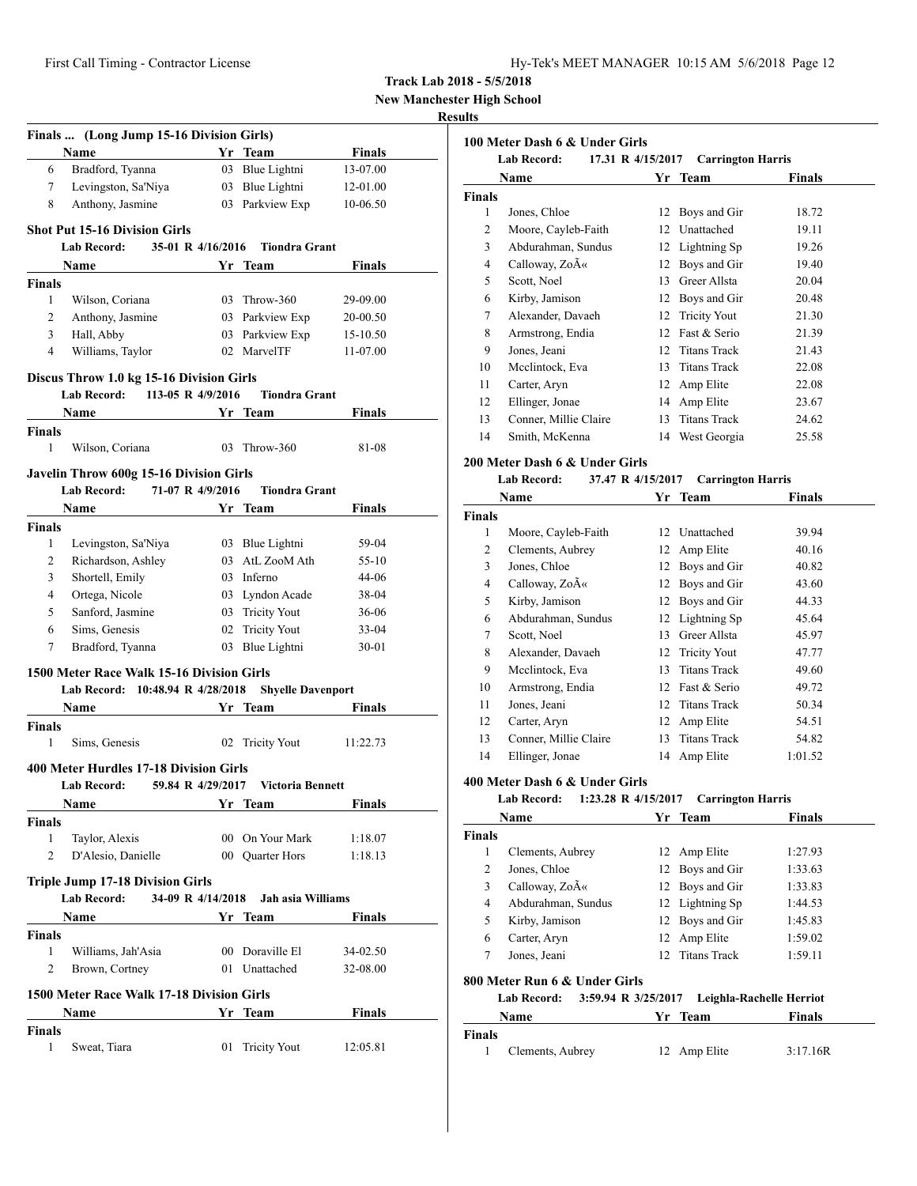**Track Lab 2018 - 5/5/2018**

**New Manchester High School**

**Results**

### Finals ... (Long Jump 15-16 Division Girls)

| | Name | Yr | Team | Finals |
|---|---|---|---|---|
| 6 | Bradford, Tyanna | 03 | Blue Lightni | 13-07.00 |
| 7 | Levingston, Sa'Niya | 03 | Blue Lightni | 12-01.00 |
| 8 | Anthony, Jasmine | 03 | Parkview Exp | 10-06.50 |

### Shot Put 15-16 Division Girls

**Lab Record:** 35-01 R 4/16/2016 **Tiondra Grant**

| | Name | Yr | Team | Finals |
|---|---|---|---|---|
| **Finals** | | | | |
| 1 | Wilson, Coriana | 03 | Throw-360 | 29-09.00 |
| 2 | Anthony, Jasmine | 03 | Parkview Exp | 20-00.50 |
| 3 | Hall, Abby | 03 | Parkview Exp | 15-10.50 |
| 4 | Williams, Taylor | 02 | MarvelTF | 11-07.00 |

### Discus Throw 1.0 kg 15-16 Division Girls

**Lab Record:** 113-05 R 4/9/2016 **Tiondra Grant**

| | Name | Yr | Team | Finals |
|---|---|---|---|---|
| **Finals** | | | | |
| 1 | Wilson, Coriana | 03 | Throw-360 | 81-08 |

### Javelin Throw 600g 15-16 Division Girls

**Lab Record:** 71-07 R 4/9/2016 **Tiondra Grant**

| | Name | Yr | Team | Finals |
|---|---|---|---|---|
| **Finals** | | | | |
| 1 | Levingston, Sa'Niya | 03 | Blue Lightni | 59-04 |
| 2 | Richardson, Ashley | 03 | AtL ZooM Ath | 55-10 |
| 3 | Shortell, Emily | 03 | Inferno | 44-06 |
| 4 | Ortega, Nicole | 03 | Lyndon Acade | 38-04 |
| 5 | Sanford, Jasmine | 03 | Tricity Yout | 36-06 |
| 6 | Sims, Genesis | 02 | Tricity Yout | 33-04 |
| 7 | Bradford, Tyanna | 03 | Blue Lightni | 30-01 |

### 1500 Meter Race Walk 15-16 Division Girls

**Lab Record:** 10:48.94 R 4/28/2018 **Shyelle Davenport**

| | Name | Yr | Team | Finals |
|---|---|---|---|---|
| **Finals** | | | | |
| 1 | Sims, Genesis | 02 | Tricity Yout | 11:22.73 |

### 400 Meter Hurdles 17-18 Division Girls

**Lab Record:** 59.84 R 4/29/2017 **Victoria Bennett**

| | Name | Yr | Team | Finals |
|---|---|---|---|---|
| **Finals** | | | | |
| 1 | Taylor, Alexis | 00 | On Your Mark | 1:18.07 |
| 2 | D'Alesio, Danielle | 00 | Quarter Hors | 1:18.13 |

### Triple Jump 17-18 Division Girls

**Lab Record:** 34-09 R 4/14/2018 **Jah asia Williams**

| | Name | Yr | Team | Finals |
|---|---|---|---|---|
| **Finals** | | | | |
| 1 | Williams, Jah'Asia | 00 | Doraville El | 34-02.50 |
| 2 | Brown, Cortney | 01 | Unattached | 32-08.00 |

### 1500 Meter Race Walk 17-18 Division Girls

| | Name | Yr | Team | Finals |
|---|---|---|---|---|
| **Finals** | | | | |
| 1 | Sweat, Tiara | 01 | Tricity Yout | 12:05.81 |

### 100 Meter Dash 6 & Under Girls

**Lab Record:** 17.31 R 4/15/2017 **Carrington Harris**

| | Name | Yr | Team | Finals |
|---|---|---|---|---|
| **Finals** | | | | |
| 1 | Jones, Chloe | 12 | Boys and Gir | 18.72 |
| 2 | Moore, Cayleb-Faith | 12 | Unattached | 19.11 |
| 3 | Abdurahman, Sundus | 12 | Lightning Sp | 19.26 |
| 4 | Calloway, ZoÃ« | 12 | Boys and Gir | 19.40 |
| 5 | Scott, Noel | 13 | Greer Allsta | 20.04 |
| 6 | Kirby, Jamison | 12 | Boys and Gir | 20.48 |
| 7 | Alexander, Davaeh | 12 | Tricity Yout | 21.30 |
| 8 | Armstrong, Endia | 12 | Fast & Serio | 21.39 |
| 9 | Jones, Jeani | 12 | Titans Track | 21.43 |
| 10 | Mcclintock, Eva | 13 | Titans Track | 22.08 |
| 11 | Carter, Aryn | 12 | Amp Elite | 22.08 |
| 12 | Ellinger, Jonae | 14 | Amp Elite | 23.67 |
| 13 | Conner, Millie Claire | 13 | Titans Track | 24.62 |
| 14 | Smith, McKenna | 14 | West Georgia | 25.58 |

### 200 Meter Dash 6 & Under Girls

**Lab Record:** 37.47 R 4/15/2017 **Carrington Harris**

| | Name | Yr | Team | Finals |
|---|---|---|---|---|
| **Finals** | | | | |
| 1 | Moore, Cayleb-Faith | 12 | Unattached | 39.94 |
| 2 | Clements, Aubrey | 12 | Amp Elite | 40.16 |
| 3 | Jones, Chloe | 12 | Boys and Gir | 40.82 |
| 4 | Calloway, ZoÃ« | 12 | Boys and Gir | 43.60 |
| 5 | Kirby, Jamison | 12 | Boys and Gir | 44.33 |
| 6 | Abdurahman, Sundus | 12 | Lightning Sp | 45.64 |
| 7 | Scott, Noel | 13 | Greer Allsta | 45.97 |
| 8 | Alexander, Davaeh | 12 | Tricity Yout | 47.77 |
| 9 | Mcclintock, Eva | 13 | Titans Track | 49.60 |
| 10 | Armstrong, Endia | 12 | Fast & Serio | 49.72 |
| 11 | Jones, Jeani | 12 | Titans Track | 50.34 |
| 12 | Carter, Aryn | 12 | Amp Elite | 54.51 |
| 13 | Conner, Millie Claire | 13 | Titans Track | 54.82 |
| 14 | Ellinger, Jonae | 14 | Amp Elite | 1:01.52 |

### 400 Meter Dash 6 & Under Girls

**Lab Record:** 1:23.28 R 4/15/2017 **Carrington Harris**

| | Name | Yr | Team | Finals |
|---|---|---|---|---|
| **Finals** | | | | |
| 1 | Clements, Aubrey | 12 | Amp Elite | 1:27.93 |
| 2 | Jones, Chloe | 12 | Boys and Gir | 1:33.63 |
| 3 | Calloway, ZoÃ« | 12 | Boys and Gir | 1:33.83 |
| 4 | Abdurahman, Sundus | 12 | Lightning Sp | 1:44.53 |
| 5 | Kirby, Jamison | 12 | Boys and Gir | 1:45.83 |
| 6 | Carter, Aryn | 12 | Amp Elite | 1:59.02 |
| 7 | Jones, Jeani | 12 | Titans Track | 1:59.11 |

### 800 Meter Run 6 & Under Girls

**Lab Record:** 3:59.94 R 3/25/2017 **Leighla-Rachelle Herriot**

| | Name | Yr | Team | Finals |
|---|---|---|---|---|
| **Finals** | | | | |
| 1 | Clements, Aubrey | 12 | Amp Elite | 3:17.16R |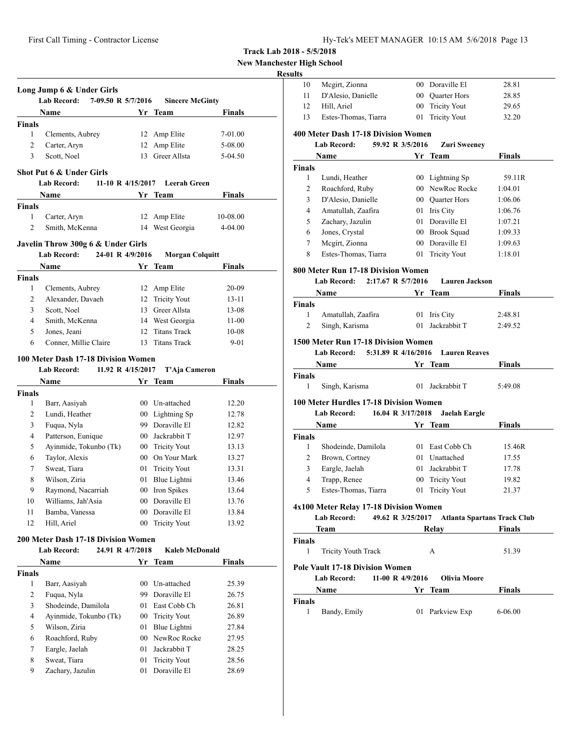**Track Lab 2018 - 5/5/2018**
**New Manchester High School**
**Results**

### Long Jump 6 & Under Girls

Lab Record: 7-09.50 R 5/7/2016 Sincere McGinty

| | Name | Yr | Team | Finals |
|---|---|---|---|---|
| **Finals** | | | | |
| 1 | Clements, Aubrey | 12 | Amp Elite | 7-01.00 |
| 2 | Carter, Aryn | 12 | Amp Elite | 5-08.00 |
| 3 | Scott, Noel | 13 | Greer Allsta | 5-04.50 |

### Shot Put 6 & Under Girls

Lab Record: 11-10 R 4/15/2017 Leerah Green

| | Name | Yr | Team | Finals |
|---|---|---|---|---|
| **Finals** | | | | |
| 1 | Carter, Aryn | 12 | Amp Elite | 10-08.00 |
| 2 | Smith, McKenna | 14 | West Georgia | 4-04.00 |

### Javelin Throw 300g 6 & Under Girls

Lab Record: 24-01 R 4/9/2016 Morgan Colquitt

| | Name | Yr | Team | Finals |
|---|---|---|---|---|
| **Finals** | | | | |
| 1 | Clements, Aubrey | 12 | Amp Elite | 20-09 |
| 2 | Alexander, Davaeh | 12 | Tricity Yout | 13-11 |
| 3 | Scott, Noel | 13 | Greer Allsta | 13-08 |
| 4 | Smith, McKenna | 14 | West Georgia | 11-00 |
| 5 | Jones, Jeani | 12 | Titans Track | 10-08 |
| 6 | Conner, Millie Claire | 13 | Titans Track | 9-01 |

### 100 Meter Dash 17-18 Division Women

Lab Record: 11.92 R 4/15/2017 T'Aja Cameron

| | Name | Yr | Team | Finals |
|---|---|---|---|---|
| **Finals** | | | | |
| 1 | Barr, Aasiyah | 00 | Un-attached | 12.20 |
| 2 | Lundi, Heather | 00 | Lightning Sp | 12.78 |
| 3 | Fuqua, Nyla | 99 | Doraville El | 12.82 |
| 4 | Patterson, Eunique | 00 | Jackrabbit T | 12.97 |
| 5 | Ayinmide, Tokunbo (Tk) | 00 | Tricity Yout | 13.13 |
| 6 | Taylor, Alexis | 00 | On Your Mark | 13.27 |
| 7 | Sweat, Tiara | 01 | Tricity Yout | 13.31 |
| 8 | Wilson, Ziria | 01 | Blue Lightni | 13.46 |
| 9 | Raymond, Nacarriah | 00 | Iron Spikes | 13.64 |
| 10 | Williams, Jah'Asia | 00 | Doraville El | 13.76 |
| 11 | Bamba, Vanessa | 00 | Doraville El | 13.84 |
| 12 | Hill, Ariel | 00 | Tricity Yout | 13.92 |

### 200 Meter Dash 17-18 Division Women

Lab Record: 24.91 R 4/7/2018 Kaleb McDonald

| | Name | Yr | Team | Finals |
|---|---|---|---|---|
| **Finals** | | | | |
| 1 | Barr, Aasiyah | 00 | Un-attached | 25.39 |
| 2 | Fuqua, Nyla | 99 | Doraville El | 26.75 |
| 3 | Shodeinde, Damilola | 01 | East Cobb Ch | 26.81 |
| 4 | Ayinmide, Tokunbo (Tk) | 00 | Tricity Yout | 26.89 |
| 5 | Wilson, Ziria | 01 | Blue Lightni | 27.84 |
| 6 | Roachford, Ruby | 00 | NewRoc Rocke | 27.95 |
| 7 | Eargle, Jaelah | 01 | Jackrabbit T | 28.25 |
| 8 | Sweat, Tiara | 01 | Tricity Yout | 28.56 |
| 9 | Zachary, Jazulin | 01 | Doraville El | 28.69 |
| 10 | Mcgirt, Zionna | 00 | Doraville El | 28.81 |
| 11 | D'Alesio, Danielle | 00 | Quarter Hors | 28.85 |
| 12 | Hill, Ariel | 00 | Tricity Yout | 29.65 |
| 13 | Estes-Thomas, Tiarra | 01 | Tricity Yout | 32.20 |

### 400 Meter Dash 17-18 Division Women

Lab Record: 59.92 R 3/5/2016 Zuri Sweeney

| | Name | Yr | Team | Finals |
|---|---|---|---|---|
| **Finals** | | | | |
| 1 | Lundi, Heather | 00 | Lightning Sp | 59.11R |
| 2 | Roachford, Ruby | 00 | NewRoc Rocke | 1:04.01 |
| 3 | D'Alesio, Danielle | 00 | Quarter Hors | 1:06.06 |
| 4 | Amatullah, Zaafira | 01 | Iris City | 1:06.76 |
| 5 | Zachary, Jazulin | 01 | Doraville El | 1:07.21 |
| 6 | Jones, Crystal | 00 | Brook Squad | 1:09.33 |
| 7 | Mcgirt, Zionna | 00 | Doraville El | 1:09.63 |
| 8 | Estes-Thomas, Tiarra | 01 | Tricity Yout | 1:18.01 |

### 800 Meter Run 17-18 Division Women

Lab Record: 2:17.67 R 5/7/2016 Lauren Jackson

| | Name | Yr | Team | Finals |
|---|---|---|---|---|
| **Finals** | | | | |
| 1 | Amatullah, Zaafira | 01 | Iris City | 2:48.81 |
| 2 | Singh, Karisma | 01 | Jackrabbit T | 2:49.52 |

### 1500 Meter Run 17-18 Division Women

Lab Record: 5:31.89 R 4/16/2016 Lauren Reaves

| | Name | Yr | Team | Finals |
|---|---|---|---|---|
| **Finals** | | | | |
| 1 | Singh, Karisma | 01 | Jackrabbit T | 5:49.08 |

### 100 Meter Hurdles 17-18 Division Women

Lab Record: 16.04 R 3/17/2018 Jaelah Eargle

| | Name | Yr | Team | Finals |
|---|---|---|---|---|
| **Finals** | | | | |
| 1 | Shodeinde, Damilola | 01 | East Cobb Ch | 15.46R |
| 2 | Brown, Cortney | 01 | Unattached | 17.55 |
| 3 | Eargle, Jaelah | 01 | Jackrabbit T | 17.78 |
| 4 | Trapp, Renee | 00 | Tricity Yout | 19.82 |
| 5 | Estes-Thomas, Tiarra | 01 | Tricity Yout | 21.37 |

### 4x100 Meter Relay 17-18 Division Women

Lab Record: 49.62 R 3/25/2017 Atlanta Spartans Track Club

| | Team | Relay | Finals |
|---|---|---|---|
| **Finals** | | | |
| 1 | Tricity Youth Track | A | 51.39 |

### Pole Vault 17-18 Division Women

Lab Record: 11-00 R 4/9/2016 Olivia Moore

| | Name | Yr | Team | Finals |
|---|---|---|---|---|
| **Finals** | | | | |
| 1 | Bandy, Emily | 01 | Parkview Exp | 6-06.00 |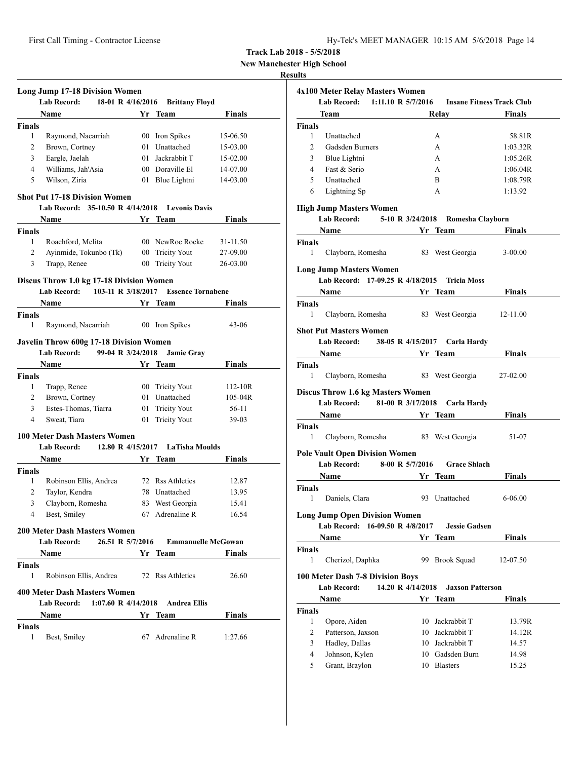**Track Lab 2018 - 5/5/2018**
**New Manchester High School**
**Results**

### Long Jump 17-18 Division Women

**Lab Record:** 18-01 R 4/16/2016 **Brittany Floyd**

| | Name | Yr | Team | Finals |
|---|---|---|---|---|
| **Finals** | | | | |
| 1 | Raymond, Nacarriah | 00 | Iron Spikes | 15-06.50 |
| 2 | Brown, Cortney | 01 | Unattached | 15-03.00 |
| 3 | Eargle, Jaelah | 01 | Jackrabbit T | 15-02.00 |
| 4 | Williams, Jah'Asia | 00 | Doraville El | 14-07.00 |
| 5 | Wilson, Ziria | 01 | Blue Lightni | 14-03.00 |

### Shot Put 17-18 Division Women

**Lab Record:** 35-10.50 R 4/14/2018 **Levonis Davis**

| | Name | Yr | Team | Finals |
|---|---|---|---|---|
| **Finals** | | | | |
| 1 | Roachford, Melita | 00 | NewRoc Rocke | 31-11.50 |
| 2 | Ayinmide, Tokunbo (Tk) | 00 | Tricity Yout | 27-09.00 |
| 3 | Trapp, Renee | 00 | Tricity Yout | 26-03.00 |

### Discus Throw 1.0 kg 17-18 Division Women

**Lab Record:** 103-11 R 3/18/2017 **Essence Tornabene**

| | Name | Yr | Team | Finals |
|---|---|---|---|---|
| **Finals** | | | | |
| 1 | Raymond, Nacarriah | 00 | Iron Spikes | 43-06 |

### Javelin Throw 600g 17-18 Division Women

**Lab Record:** 99-04 R 3/24/2018 **Jamie Gray**

| | Name | Yr | Team | Finals |
|---|---|---|---|---|
| **Finals** | | | | |
| 1 | Trapp, Renee | 00 | Tricity Yout | 112-10R |
| 2 | Brown, Cortney | 01 | Unattached | 105-04R |
| 3 | Estes-Thomas, Tiarra | 01 | Tricity Yout | 56-11 |
| 4 | Sweat, Tiara | 01 | Tricity Yout | 39-03 |

### 100 Meter Dash Masters Women

**Lab Record:** 12.80 R 4/15/2017 **LaTisha Moulds**

| | Name | Yr | Team | Finals |
|---|---|---|---|---|
| **Finals** | | | | |
| 1 | Robinson Ellis, Andrea | 72 | Rss Athletics | 12.87 |
| 2 | Taylor, Kendra | 78 | Unattached | 13.95 |
| 3 | Clayborn, Romesha | 83 | West Georgia | 15.41 |
| 4 | Best, Smiley | 67 | Adrenaline R | 16.54 |

### 200 Meter Dash Masters Women

**Lab Record:** 26.51 R 5/7/2016 **Emmanuelle McGowan**

| | Name | Yr | Team | Finals |
|---|---|---|---|---|
| **Finals** | | | | |
| 1 | Robinson Ellis, Andrea | 72 | Rss Athletics | 26.60 |

### 400 Meter Dash Masters Women

**Lab Record:** 1:07.60 R 4/14/2018 **Andrea Ellis**

| | Name | Yr | Team | Finals |
|---|---|---|---|---|
| **Finals** | | | | |
| 1 | Best, Smiley | 67 | Adrenaline R | 1:27.66 |

### 4x100 Meter Relay Masters Women

**Lab Record:** 1:11.10 R 5/7/2016 **Insane Fitness Track Club**

| | Team | Relay | Finals |
|---|---|---|---|
| **Finals** | | | |
| 1 | Unattached | A | 58.81R |
| 2 | Gadsden Burners | A | 1:03.32R |
| 3 | Blue Lightni | A | 1:05.26R |
| 4 | Fast & Serio | A | 1:06.04R |
| 5 | Unattached | B | 1:08.79R |
| 6 | Lightning Sp | A | 1:13.92 |

### High Jump Masters Women

**Lab Record:** 5-10 R 3/24/2018 **Romesha Clayborn**

| | Name | Yr | Team | Finals |
|---|---|---|---|---|
| **Finals** | | | | |
| 1 | Clayborn, Romesha | 83 | West Georgia | 3-00.00 |

### Long Jump Masters Women

**Lab Record:** 17-09.25 R 4/18/2015 **Tricia Moss**

| | Name | Yr | Team | Finals |
|---|---|---|---|---|
| **Finals** | | | | |
| 1 | Clayborn, Romesha | 83 | West Georgia | 12-11.00 |

### Shot Put Masters Women

**Lab Record:** 38-05 R 4/15/2017 **Carla Hardy**

| | Name | Yr | Team | Finals |
|---|---|---|---|---|
| **Finals** | | | | |
| 1 | Clayborn, Romesha | 83 | West Georgia | 27-02.00 |

### Discus Throw 1.6 kg Masters Women

**Lab Record:** 81-00 R 3/17/2018 **Carla Hardy**

| | Name | Yr | Team | Finals |
|---|---|---|---|---|
| **Finals** | | | | |
| 1 | Clayborn, Romesha | 83 | West Georgia | 51-07 |

### Pole Vault Open Division Women

**Lab Record:** 8-00 R 5/7/2016 **Grace Shlach**

| | Name | Yr | Team | Finals |
|---|---|---|---|---|
| **Finals** | | | | |
| 1 | Daniels, Clara | 93 | Unattached | 6-06.00 |

### Long Jump Open Division Women

**Lab Record:** 16-09.50 R 4/8/2017 **Jessie Gadsen**

| | Name | Yr | Team | Finals |
|---|---|---|---|---|
| **Finals** | | | | |
| 1 | Cherizol, Daphka | 99 | Brook Squad | 12-07.50 |

### 100 Meter Dash 7-8 Division Boys

**Lab Record:** 14.20 R 4/14/2018 **Jaxson Patterson**

| | Name | Yr | Team | Finals |
|---|---|---|---|---|
| **Finals** | | | | |
| 1 | Opore, Aiden | 10 | Jackrabbit T | 13.79R |
| 2 | Patterson, Jaxson | 10 | Jackrabbit T | 14.12R |
| 3 | Hadley, Dallas | 10 | Jackrabbit T | 14.57 |
| 4 | Johnson, Kylen | 10 | Gadsden Burn | 14.98 |
| 5 | Grant, Braylon | 10 | Blasters | 15.25 |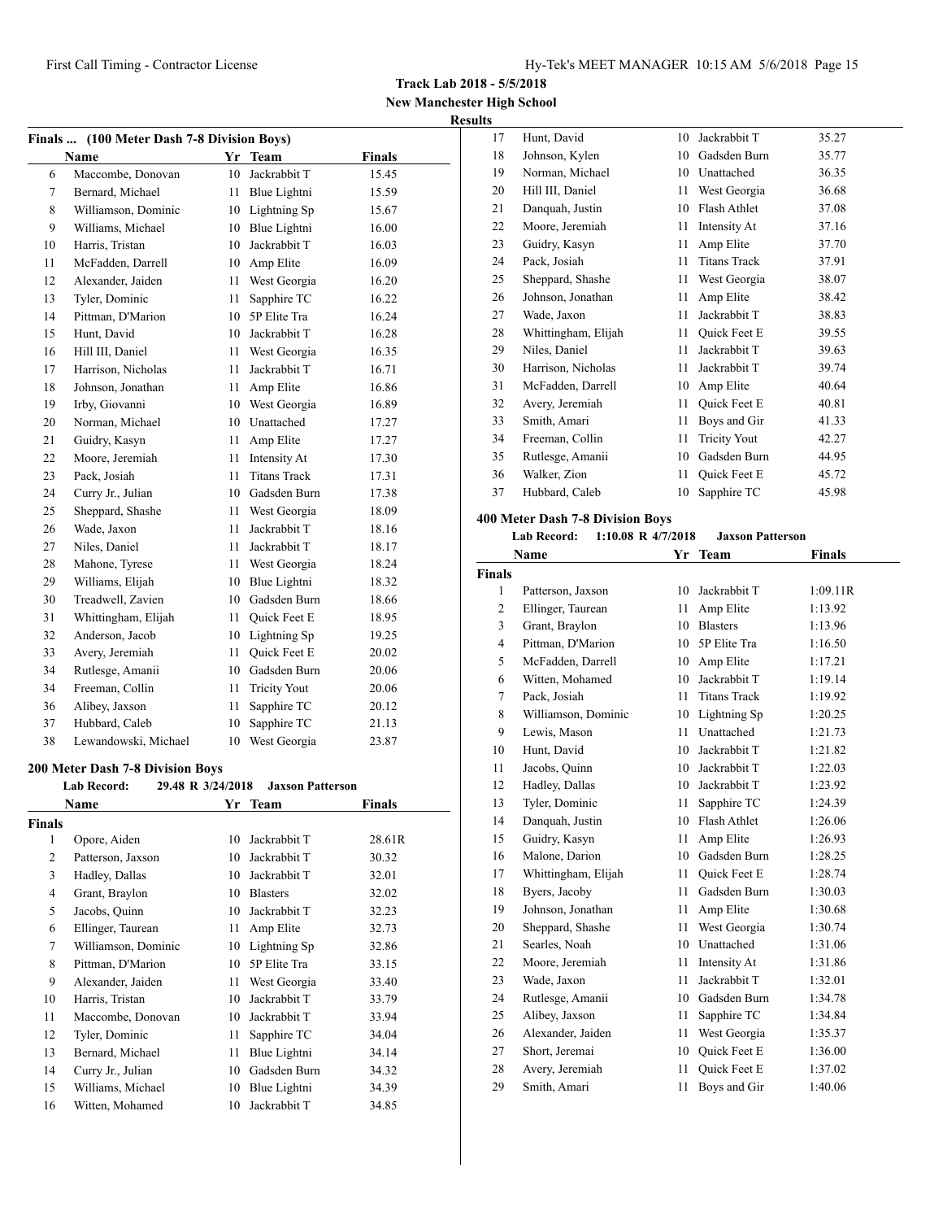**Track Lab 2018 - 5/5/2018**
**New Manchester High School**
**Results**

### Finals ... (100 Meter Dash 7-8 Division Boys)

| | Name | Yr | Team | Finals |
|---|---|---|---|---|
| 6 | Maccombe, Donovan | 10 | Jackrabbit T | 15.45 |
| 7 | Bernard, Michael | 11 | Blue Lightni | 15.59 |
| 8 | Williamson, Dominic | 10 | Lightning Sp | 15.67 |
| 9 | Williams, Michael | 10 | Blue Lightni | 16.00 |
| 10 | Harris, Tristan | 10 | Jackrabbit T | 16.03 |
| 11 | McFadden, Darrell | 10 | Amp Elite | 16.09 |
| 12 | Alexander, Jaiden | 11 | West Georgia | 16.20 |
| 13 | Tyler, Dominic | 11 | Sapphire TC | 16.22 |
| 14 | Pittman, D'Marion | 10 | 5P Elite Tra | 16.24 |
| 15 | Hunt, David | 10 | Jackrabbit T | 16.28 |
| 16 | Hill III, Daniel | 11 | West Georgia | 16.35 |
| 17 | Harrison, Nicholas | 11 | Jackrabbit T | 16.71 |
| 18 | Johnson, Jonathan | 11 | Amp Elite | 16.86 |
| 19 | Irby, Giovanni | 10 | West Georgia | 16.89 |
| 20 | Norman, Michael | 10 | Unattached | 17.27 |
| 21 | Guidry, Kasyn | 11 | Amp Elite | 17.27 |
| 22 | Moore, Jeremiah | 11 | Intensity At | 17.30 |
| 23 | Pack, Josiah | 11 | Titans Track | 17.31 |
| 24 | Curry Jr., Julian | 10 | Gadsden Burn | 17.38 |
| 25 | Sheppard, Shashe | 11 | West Georgia | 18.09 |
| 26 | Wade, Jaxon | 11 | Jackrabbit T | 18.16 |
| 27 | Niles, Daniel | 11 | Jackrabbit T | 18.17 |
| 28 | Mahone, Tyrese | 11 | West Georgia | 18.24 |
| 29 | Williams, Elijah | 10 | Blue Lightni | 18.32 |
| 30 | Treadwell, Zavien | 10 | Gadsden Burn | 18.66 |
| 31 | Whittingham, Elijah | 11 | Quick Feet E | 18.95 |
| 32 | Anderson, Jacob | 10 | Lightning Sp | 19.25 |
| 33 | Avery, Jeremiah | 11 | Quick Feet E | 20.02 |
| 34 | Rutlesge, Amanii | 10 | Gadsden Burn | 20.06 |
| 34 | Freeman, Collin | 11 | Tricity Yout | 20.06 |
| 36 | Alibey, Jaxson | 11 | Sapphire TC | 20.12 |
| 37 | Hubbard, Caleb | 10 | Sapphire TC | 21.13 |
| 38 | Lewandowski, Michael | 10 | West Georgia | 23.87 |

### 200 Meter Dash 7-8 Division Boys

**Lab Record:** 29.48 R 3/24/2018 **Jaxson Patterson**

| | Name | Yr | Team | Finals |
|---|---|---|---|---|
| **Finals** | | | | |
| 1 | Opore, Aiden | 10 | Jackrabbit T | 28.61R |
| 2 | Patterson, Jaxson | 10 | Jackrabbit T | 30.32 |
| 3 | Hadley, Dallas | 10 | Jackrabbit T | 32.01 |
| 4 | Grant, Braylon | 10 | Blasters | 32.02 |
| 5 | Jacobs, Quinn | 10 | Jackrabbit T | 32.23 |
| 6 | Ellinger, Taurean | 11 | Amp Elite | 32.73 |
| 7 | Williamson, Dominic | 10 | Lightning Sp | 32.86 |
| 8 | Pittman, D'Marion | 10 | 5P Elite Tra | 33.15 |
| 9 | Alexander, Jaiden | 11 | West Georgia | 33.40 |
| 10 | Harris, Tristan | 10 | Jackrabbit T | 33.79 |
| 11 | Maccombe, Donovan | 10 | Jackrabbit T | 33.94 |
| 12 | Tyler, Dominic | 11 | Sapphire TC | 34.04 |
| 13 | Bernard, Michael | 11 | Blue Lightni | 34.14 |
| 14 | Curry Jr., Julian | 10 | Gadsden Burn | 34.32 |
| 15 | Williams, Michael | 10 | Blue Lightni | 34.39 |
| 16 | Witten, Mohamed | 10 | Jackrabbit T | 34.85 |
| 17 | Hunt, David | 10 | Jackrabbit T | 35.27 |
| 18 | Johnson, Kylen | 10 | Gadsden Burn | 35.77 |
| 19 | Norman, Michael | 10 | Unattached | 36.35 |
| 20 | Hill III, Daniel | 11 | West Georgia | 36.68 |
| 21 | Danquah, Justin | 10 | Flash Athlet | 37.08 |
| 22 | Moore, Jeremiah | 11 | Intensity At | 37.16 |
| 23 | Guidry, Kasyn | 11 | Amp Elite | 37.70 |
| 24 | Pack, Josiah | 11 | Titans Track | 37.91 |
| 25 | Sheppard, Shashe | 11 | West Georgia | 38.07 |
| 26 | Johnson, Jonathan | 11 | Amp Elite | 38.42 |
| 27 | Wade, Jaxon | 11 | Jackrabbit T | 38.83 |
| 28 | Whittingham, Elijah | 11 | Quick Feet E | 39.55 |
| 29 | Niles, Daniel | 11 | Jackrabbit T | 39.63 |
| 30 | Harrison, Nicholas | 11 | Jackrabbit T | 39.74 |
| 31 | McFadden, Darrell | 10 | Amp Elite | 40.64 |
| 32 | Avery, Jeremiah | 11 | Quick Feet E | 40.81 |
| 33 | Smith, Amari | 11 | Boys and Gir | 41.33 |
| 34 | Freeman, Collin | 11 | Tricity Yout | 42.27 |
| 35 | Rutlesge, Amanii | 10 | Gadsden Burn | 44.95 |
| 36 | Walker, Zion | 11 | Quick Feet E | 45.72 |
| 37 | Hubbard, Caleb | 10 | Sapphire TC | 45.98 |

### 400 Meter Dash 7-8 Division Boys

**Lab Record:** 1:10.08 R 4/7/2018 **Jaxson Patterson**

| | Name | Yr | Team | Finals |
|---|---|---|---|---|
| **Finals** | | | | |
| 1 | Patterson, Jaxson | 10 | Jackrabbit T | 1:09.11R |
| 2 | Ellinger, Taurean | 11 | Amp Elite | 1:13.92 |
| 3 | Grant, Braylon | 10 | Blasters | 1:13.96 |
| 4 | Pittman, D'Marion | 10 | 5P Elite Tra | 1:16.50 |
| 5 | McFadden, Darrell | 10 | Amp Elite | 1:17.21 |
| 6 | Witten, Mohamed | 10 | Jackrabbit T | 1:19.14 |
| 7 | Pack, Josiah | 11 | Titans Track | 1:19.92 |
| 8 | Williamson, Dominic | 10 | Lightning Sp | 1:20.25 |
| 9 | Lewis, Mason | 11 | Unattached | 1:21.73 |
| 10 | Hunt, David | 10 | Jackrabbit T | 1:21.82 |
| 11 | Jacobs, Quinn | 10 | Jackrabbit T | 1:22.03 |
| 12 | Hadley, Dallas | 10 | Jackrabbit T | 1:23.92 |
| 13 | Tyler, Dominic | 11 | Sapphire TC | 1:24.39 |
| 14 | Danquah, Justin | 10 | Flash Athlet | 1:26.06 |
| 15 | Guidry, Kasyn | 11 | Amp Elite | 1:26.93 |
| 16 | Malone, Darion | 10 | Gadsden Burn | 1:28.25 |
| 17 | Whittingham, Elijah | 11 | Quick Feet E | 1:28.74 |
| 18 | Byers, Jacoby | 11 | Gadsden Burn | 1:30.03 |
| 19 | Johnson, Jonathan | 11 | Amp Elite | 1:30.68 |
| 20 | Sheppard, Shashe | 11 | West Georgia | 1:30.74 |
| 21 | Searles, Noah | 10 | Unattached | 1:31.06 |
| 22 | Moore, Jeremiah | 11 | Intensity At | 1:31.86 |
| 23 | Wade, Jaxon | 11 | Jackrabbit T | 1:32.01 |
| 24 | Rutlesge, Amanii | 10 | Gadsden Burn | 1:34.78 |
| 25 | Alibey, Jaxson | 11 | Sapphire TC | 1:34.84 |
| 26 | Alexander, Jaiden | 11 | West Georgia | 1:35.37 |
| 27 | Short, Jeremai | 10 | Quick Feet E | 1:36.00 |
| 28 | Avery, Jeremiah | 11 | Quick Feet E | 1:37.02 |
| 29 | Smith, Amari | 11 | Boys and Gir | 1:40.06 |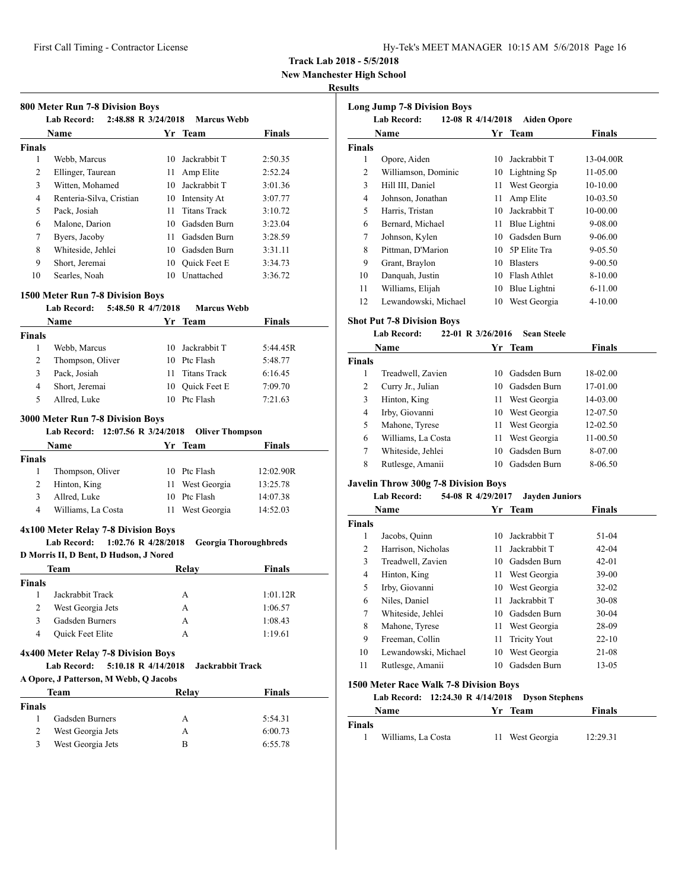**Track Lab 2018 - 5/5/2018**

**New Manchester High School**

**Results**

### 800 Meter Run 7-8 Division Boys

**Lab Record:** 2:48.88 R 3/24/2018 **Marcus Webb**

| | Name | Yr | Team | Finals |
|---|---|---|---|---|
| **Finals** | | | | |
| 1 | Webb, Marcus | 10 | Jackrabbit T | 2:50.35 |
| 2 | Ellinger, Taurean | 11 | Amp Elite | 2:52.24 |
| 3 | Witten, Mohamed | 10 | Jackrabbit T | 3:01.36 |
| 4 | Renteria-Silva, Cristian | 10 | Intensity At | 3:07.77 |
| 5 | Pack, Josiah | 11 | Titans Track | 3:10.72 |
| 6 | Malone, Darion | 10 | Gadsden Burn | 3:23.04 |
| 7 | Byers, Jacoby | 11 | Gadsden Burn | 3:28.59 |
| 8 | Whiteside, Jehlei | 10 | Gadsden Burn | 3:31.11 |
| 9 | Short, Jeremai | 10 | Quick Feet E | 3:34.73 |
| 10 | Searles, Noah | 10 | Unattached | 3:36.72 |

### 1500 Meter Run 7-8 Division Boys

**Lab Record:** 5:48.50 R 4/7/2018 **Marcus Webb**

| | Name | Yr | Team | Finals |
|---|---|---|---|---|
| **Finals** | | | | |
| 1 | Webb, Marcus | 10 | Jackrabbit T | 5:44.45R |
| 2 | Thompson, Oliver | 10 | Ptc Flash | 5:48.77 |
| 3 | Pack, Josiah | 11 | Titans Track | 6:16.45 |
| 4 | Short, Jeremai | 10 | Quick Feet E | 7:09.70 |
| 5 | Allred, Luke | 10 | Ptc Flash | 7:21.63 |

### 3000 Meter Run 7-8 Division Boys

**Lab Record:** 12:07.56 R 3/24/2018 **Oliver Thompson**

| | Name | Yr | Team | Finals |
|---|---|---|---|---|
| **Finals** | | | | |
| 1 | Thompson, Oliver | 10 | Ptc Flash | 12:02.90R |
| 2 | Hinton, King | 11 | West Georgia | 13:25.78 |
| 3 | Allred, Luke | 10 | Ptc Flash | 14:07.38 |
| 4 | Williams, La Costa | 11 | West Georgia | 14:52.03 |

### 4x100 Meter Relay 7-8 Division Boys

**Lab Record:** 1:02.76 R 4/28/2018 **Georgia Thoroughbreds**

**D Morris II, D Bent, D Hudson, J Nored**

| | Team | Relay | Finals |
|---|---|---|---|
| **Finals** | | | |
| 1 | Jackrabbit Track | A | 1:01.12R |
| 2 | West Georgia Jets | A | 1:06.57 |
| 3 | Gadsden Burners | A | 1:08.43 |
| 4 | Quick Feet Elite | A | 1:19.61 |

### 4x400 Meter Relay 7-8 Division Boys

**Lab Record:** 5:10.18 R 4/14/2018 **Jackrabbit Track**

**A Opore, J Patterson, M Webb, Q Jacobs**

| | Team | Relay | Finals |
|---|---|---|---|
| **Finals** | | | |
| 1 | Gadsden Burners | A | 5:54.31 |
| 2 | West Georgia Jets | A | 6:00.73 |
| 3 | West Georgia Jets | B | 6:55.78 |

### Long Jump 7-8 Division Boys

**Lab Record:** 12-08 R 4/14/2018 **Aiden Opore**

| | Name | Yr | Team | Finals |
|---|---|---|---|---|
| **Finals** | | | | |
| 1 | Opore, Aiden | 10 | Jackrabbit T | 13-04.00R |
| 2 | Williamson, Dominic | 10 | Lightning Sp | 11-05.00 |
| 3 | Hill III, Daniel | 11 | West Georgia | 10-10.00 |
| 4 | Johnson, Jonathan | 11 | Amp Elite | 10-03.50 |
| 5 | Harris, Tristan | 10 | Jackrabbit T | 10-00.00 |
| 6 | Bernard, Michael | 11 | Blue Lightni | 9-08.00 |
| 7 | Johnson, Kylen | 10 | Gadsden Burn | 9-06.00 |
| 8 | Pittman, D'Marion | 10 | 5P Elite Tra | 9-05.50 |
| 9 | Grant, Braylon | 10 | Blasters | 9-00.50 |
| 10 | Danquah, Justin | 10 | Flash Athlet | 8-10.00 |
| 11 | Williams, Elijah | 10 | Blue Lightni | 6-11.00 |
| 12 | Lewandowski, Michael | 10 | West Georgia | 4-10.00 |

### Shot Put 7-8 Division Boys

**Lab Record:** 22-01 R 3/26/2016 **Sean Steele**

| | Name | Yr | Team | Finals |
|---|---|---|---|---|
| **Finals** | | | | |
| 1 | Treadwell, Zavien | 10 | Gadsden Burn | 18-02.00 |
| 2 | Curry Jr., Julian | 10 | Gadsden Burn | 17-01.00 |
| 3 | Hinton, King | 11 | West Georgia | 14-03.00 |
| 4 | Irby, Giovanni | 10 | West Georgia | 12-07.50 |
| 5 | Mahone, Tyrese | 11 | West Georgia | 12-02.50 |
| 6 | Williams, La Costa | 11 | West Georgia | 11-00.50 |
| 7 | Whiteside, Jehlei | 10 | Gadsden Burn | 8-07.00 |
| 8 | Rutlesge, Amanii | 10 | Gadsden Burn | 8-06.50 |

### Javelin Throw 300g 7-8 Division Boys

**Lab Record:** 54-08 R 4/29/2017 **Jayden Juniors**

| | Name | Yr | Team | Finals |
|---|---|---|---|---|
| **Finals** | | | | |
| 1 | Jacobs, Quinn | 10 | Jackrabbit T | 51-04 |
| 2 | Harrison, Nicholas | 11 | Jackrabbit T | 42-04 |
| 3 | Treadwell, Zavien | 10 | Gadsden Burn | 42-01 |
| 4 | Hinton, King | 11 | West Georgia | 39-00 |
| 5 | Irby, Giovanni | 10 | West Georgia | 32-02 |
| 6 | Niles, Daniel | 11 | Jackrabbit T | 30-08 |
| 7 | Whiteside, Jehlei | 10 | Gadsden Burn | 30-04 |
| 8 | Mahone, Tyrese | 11 | West Georgia | 28-09 |
| 9 | Freeman, Collin | 11 | Tricity Yout | 22-10 |
| 10 | Lewandowski, Michael | 10 | West Georgia | 21-08 |
| 11 | Rutlesge, Amanii | 10 | Gadsden Burn | 13-05 |

### 1500 Meter Race Walk 7-8 Division Boys

**Lab Record:** 12:24.30 R 4/14/2018 **Dyson Stephens**

| | Name | Yr | Team | Finals |
|---|---|---|---|---|
| **Finals** | | | | |
| 1 | Williams, La Costa | 11 | West Georgia | 12:29.31 |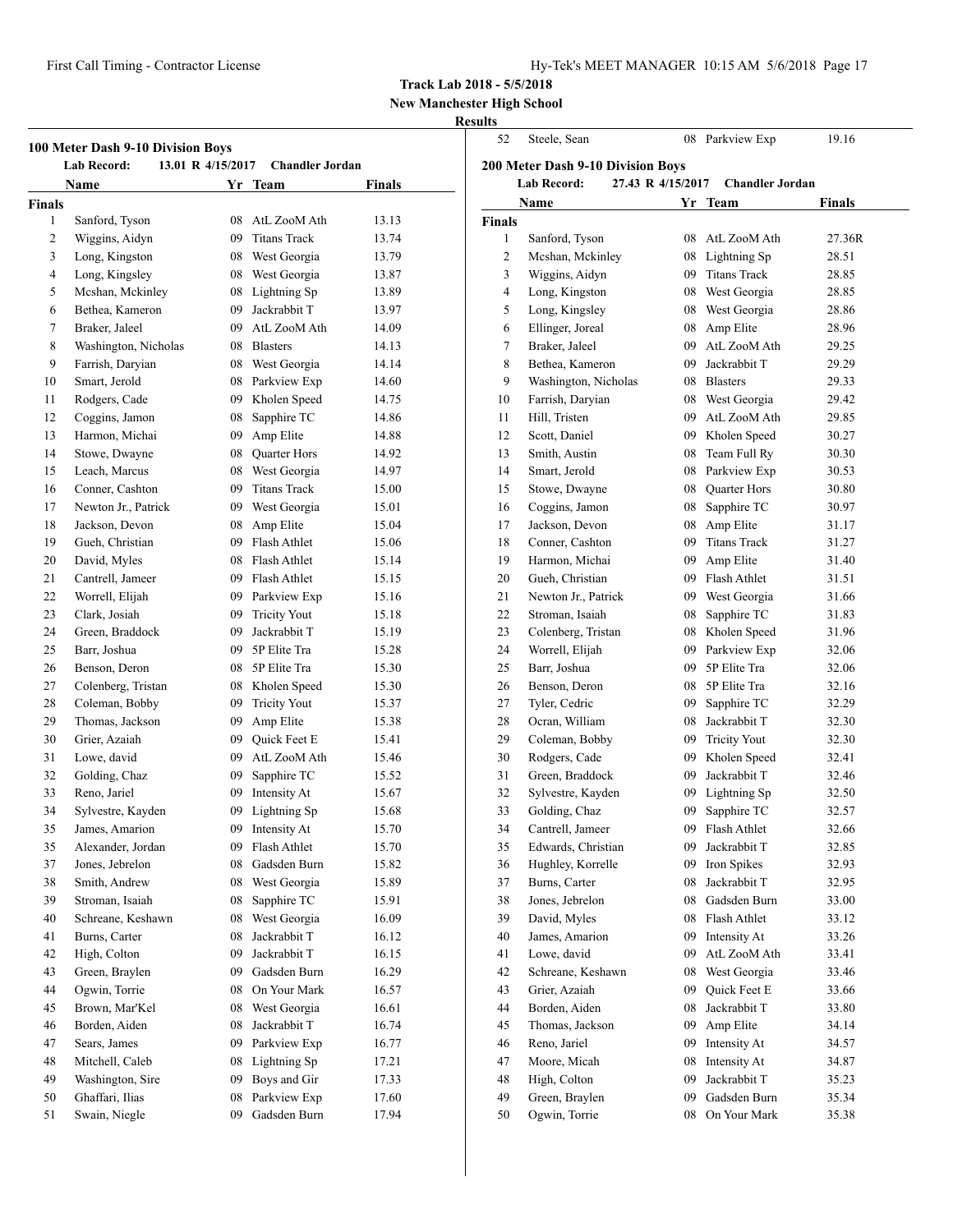**Track Lab 2018 - 5/5/2018**
**New Manchester High School**
**Results**

## 100 Meter Dash 9-10 Division Boys

**Lab Record:** 13.01 R 4/15/2017 **Chandler Jordan**

**Finals**

| | Name | Yr | Team | Finals |
|---|---|---|---|---|
| 1 | Sanford, Tyson | 08 | AtL ZooM Ath | 13.13 |
| 2 | Wiggins, Aidyn | 09 | Titans Track | 13.74 |
| 3 | Long, Kingston | 08 | West Georgia | 13.79 |
| 4 | Long, Kingsley | 08 | West Georgia | 13.87 |
| 5 | Mcshan, Mckinley | 08 | Lightning Sp | 13.89 |
| 6 | Bethea, Kameron | 09 | Jackrabbit T | 13.97 |
| 7 | Braker, Jaleel | 09 | AtL ZooM Ath | 14.09 |
| 8 | Washington, Nicholas | 08 | Blasters | 14.13 |
| 9 | Farrish, Daryian | 08 | West Georgia | 14.14 |
| 10 | Smart, Jerold | 08 | Parkview Exp | 14.60 |
| 11 | Rodgers, Cade | 09 | Kholen Speed | 14.75 |
| 12 | Coggins, Jamon | 08 | Sapphire TC | 14.86 |
| 13 | Harmon, Michai | 09 | Amp Elite | 14.88 |
| 14 | Stowe, Dwayne | 08 | Quarter Hors | 14.92 |
| 15 | Leach, Marcus | 08 | West Georgia | 14.97 |
| 16 | Conner, Cashton | 09 | Titans Track | 15.00 |
| 17 | Newton Jr., Patrick | 09 | West Georgia | 15.01 |
| 18 | Jackson, Devon | 08 | Amp Elite | 15.04 |
| 19 | Gueh, Christian | 09 | Flash Athlet | 15.06 |
| 20 | David, Myles | 08 | Flash Athlet | 15.14 |
| 21 | Cantrell, Jameer | 09 | Flash Athlet | 15.15 |
| 22 | Worrell, Elijah | 09 | Parkview Exp | 15.16 |
| 23 | Clark, Josiah | 09 | Tricity Yout | 15.18 |
| 24 | Green, Braddock | 09 | Jackrabbit T | 15.19 |
| 25 | Barr, Joshua | 09 | 5P Elite Tra | 15.28 |
| 26 | Benson, Deron | 08 | 5P Elite Tra | 15.30 |
| 27 | Colenberg, Tristan | 08 | Kholen Speed | 15.30 |
| 28 | Coleman, Bobby | 09 | Tricity Yout | 15.37 |
| 29 | Thomas, Jackson | 09 | Amp Elite | 15.38 |
| 30 | Grier, Azaiah | 09 | Quick Feet E | 15.41 |
| 31 | Lowe, david | 09 | AtL ZooM Ath | 15.46 |
| 32 | Golding, Chaz | 09 | Sapphire TC | 15.52 |
| 33 | Reno, Jariel | 09 | Intensity At | 15.67 |
| 34 | Sylvestre, Kayden | 09 | Lightning Sp | 15.68 |
| 35 | James, Amarion | 09 | Intensity At | 15.70 |
| 35 | Alexander, Jordan | 09 | Flash Athlet | 15.70 |
| 37 | Jones, Jebrelon | 08 | Gadsden Burn | 15.82 |
| 38 | Smith, Andrew | 08 | West Georgia | 15.89 |
| 39 | Stroman, Isaiah | 08 | Sapphire TC | 15.91 |
| 40 | Schreane, Keshawn | 08 | West Georgia | 16.09 |
| 41 | Burns, Carter | 08 | Jackrabbit T | 16.12 |
| 42 | High, Colton | 09 | Jackrabbit T | 16.15 |
| 43 | Green, Braylen | 09 | Gadsden Burn | 16.29 |
| 44 | Ogwin, Torrie | 08 | On Your Mark | 16.57 |
| 45 | Brown, Mar'Kel | 08 | West Georgia | 16.61 |
| 46 | Borden, Aiden | 08 | Jackrabbit T | 16.74 |
| 47 | Sears, James | 09 | Parkview Exp | 16.77 |
| 48 | Mitchell, Caleb | 08 | Lightning Sp | 17.21 |
| 49 | Washington, Sire | 09 | Boys and Gir | 17.33 |
| 50 | Ghaffari, Ilias | 08 | Parkview Exp | 17.60 |
| 51 | Swain, Niegle | 09 | Gadsden Burn | 17.94 |
| 52 | Steele, Sean | 08 | Parkview Exp | 19.16 |

## 200 Meter Dash 9-10 Division Boys

**Lab Record:** 27.43 R 4/15/2017 **Chandler Jordan**

**Finals**

| | Name | Yr | Team | Finals |
|---|---|---|---|---|
| 1 | Sanford, Tyson | 08 | AtL ZooM Ath | 27.36R |
| 2 | Mcshan, Mckinley | 08 | Lightning Sp | 28.51 |
| 3 | Wiggins, Aidyn | 09 | Titans Track | 28.85 |
| 4 | Long, Kingston | 08 | West Georgia | 28.85 |
| 5 | Long, Kingsley | 08 | West Georgia | 28.86 |
| 6 | Ellinger, Joreal | 08 | Amp Elite | 28.96 |
| 7 | Braker, Jaleel | 09 | AtL ZooM Ath | 29.25 |
| 8 | Bethea, Kameron | 09 | Jackrabbit T | 29.29 |
| 9 | Washington, Nicholas | 08 | Blasters | 29.33 |
| 10 | Farrish, Daryian | 08 | West Georgia | 29.42 |
| 11 | Hill, Tristen | 09 | AtL ZooM Ath | 29.85 |
| 12 | Scott, Daniel | 09 | Kholen Speed | 30.27 |
| 13 | Smith, Austin | 08 | Team Full Ry | 30.30 |
| 14 | Smart, Jerold | 08 | Parkview Exp | 30.53 |
| 15 | Stowe, Dwayne | 08 | Quarter Hors | 30.80 |
| 16 | Coggins, Jamon | 08 | Sapphire TC | 30.97 |
| 17 | Jackson, Devon | 08 | Amp Elite | 31.17 |
| 18 | Conner, Cashton | 09 | Titans Track | 31.27 |
| 19 | Harmon, Michai | 09 | Amp Elite | 31.40 |
| 20 | Gueh, Christian | 09 | Flash Athlet | 31.51 |
| 21 | Newton Jr., Patrick | 09 | West Georgia | 31.66 |
| 22 | Stroman, Isaiah | 08 | Sapphire TC | 31.83 |
| 23 | Colenberg, Tristan | 08 | Kholen Speed | 31.96 |
| 24 | Worrell, Elijah | 09 | Parkview Exp | 32.06 |
| 25 | Barr, Joshua | 09 | 5P Elite Tra | 32.06 |
| 26 | Benson, Deron | 08 | 5P Elite Tra | 32.16 |
| 27 | Tyler, Cedric | 09 | Sapphire TC | 32.29 |
| 28 | Ocran, William | 08 | Jackrabbit T | 32.30 |
| 29 | Coleman, Bobby | 09 | Tricity Yout | 32.30 |
| 30 | Rodgers, Cade | 09 | Kholen Speed | 32.41 |
| 31 | Green, Braddock | 09 | Jackrabbit T | 32.46 |
| 32 | Sylvestre, Kayden | 09 | Lightning Sp | 32.50 |
| 33 | Golding, Chaz | 09 | Sapphire TC | 32.57 |
| 34 | Cantrell, Jameer | 09 | Flash Athlet | 32.66 |
| 35 | Edwards, Christian | 09 | Jackrabbit T | 32.85 |
| 36 | Hughley, Korrelle | 09 | Iron Spikes | 32.93 |
| 37 | Burns, Carter | 08 | Jackrabbit T | 32.95 |
| 38 | Jones, Jebrelon | 08 | Gadsden Burn | 33.00 |
| 39 | David, Myles | 08 | Flash Athlet | 33.12 |
| 40 | James, Amarion | 09 | Intensity At | 33.26 |
| 41 | Lowe, david | 09 | AtL ZooM Ath | 33.41 |
| 42 | Schreane, Keshawn | 08 | West Georgia | 33.46 |
| 43 | Grier, Azaiah | 09 | Quick Feet E | 33.66 |
| 44 | Borden, Aiden | 08 | Jackrabbit T | 33.80 |
| 45 | Thomas, Jackson | 09 | Amp Elite | 34.14 |
| 46 | Reno, Jariel | 09 | Intensity At | 34.57 |
| 47 | Moore, Micah | 08 | Intensity At | 34.87 |
| 48 | High, Colton | 09 | Jackrabbit T | 35.23 |
| 49 | Green, Braylen | 09 | Gadsden Burn | 35.34 |
| 50 | Ogwin, Torrie | 08 | On Your Mark | 35.38 |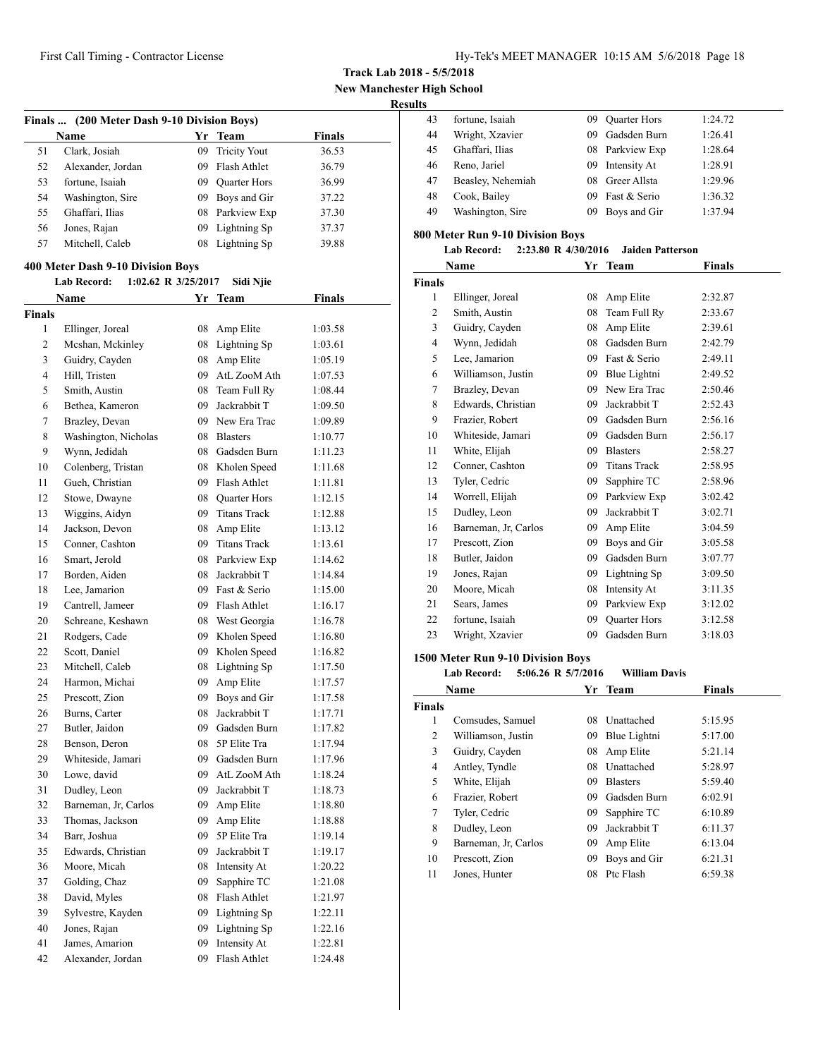**Track Lab 2018 - 5/5/2018**
**New Manchester High School**
**Results**

### Finals ... (200 Meter Dash 9-10 Division Boys)

| | Name | Yr | Team | Finals |
|---|---|---|---|---|
| 51 | Clark, Josiah | 09 | Tricity Yout | 36.53 |
| 52 | Alexander, Jordan | 09 | Flash Athlet | 36.79 |
| 53 | fortune, Isaiah | 09 | Quarter Hors | 36.99 |
| 54 | Washington, Sire | 09 | Boys and Gir | 37.22 |
| 55 | Ghaffari, Ilias | 08 | Parkview Exp | 37.30 |
| 56 | Jones, Rajan | 09 | Lightning Sp | 37.37 |
| 57 | Mitchell, Caleb | 08 | Lightning Sp | 39.88 |

### 400 Meter Dash 9-10 Division Boys

**Lab Record:** 1:02.62 R 3/25/2017 Sidi Njie

| | Name | Yr | Team | Finals |
|---|---|---|---|---|
| **Finals** | | | | |
| 1 | Ellinger, Joreal | 08 | Amp Elite | 1:03.58 |
| 2 | Mcshan, Mckinley | 08 | Lightning Sp | 1:03.61 |
| 3 | Guidry, Cayden | 08 | Amp Elite | 1:05.19 |
| 4 | Hill, Tristen | 09 | AtL ZooM Ath | 1:07.53 |
| 5 | Smith, Austin | 08 | Team Full Ry | 1:08.44 |
| 6 | Bethea, Kameron | 09 | Jackrabbit T | 1:09.50 |
| 7 | Brazley, Devan | 09 | New Era Trac | 1:09.89 |
| 8 | Washington, Nicholas | 08 | Blasters | 1:10.77 |
| 9 | Wynn, Jedidah | 08 | Gadsden Burn | 1:11.23 |
| 10 | Colenberg, Tristan | 08 | Kholen Speed | 1:11.68 |
| 11 | Gueh, Christian | 09 | Flash Athlet | 1:11.81 |
| 12 | Stowe, Dwayne | 08 | Quarter Hors | 1:12.15 |
| 13 | Wiggins, Aidyn | 09 | Titans Track | 1:12.88 |
| 14 | Jackson, Devon | 08 | Amp Elite | 1:13.12 |
| 15 | Conner, Cashton | 09 | Titans Track | 1:13.61 |
| 16 | Smart, Jerold | 08 | Parkview Exp | 1:14.62 |
| 17 | Borden, Aiden | 08 | Jackrabbit T | 1:14.84 |
| 18 | Lee, Jamarion | 09 | Fast & Serio | 1:15.00 |
| 19 | Cantrell, Jameer | 09 | Flash Athlet | 1:16.17 |
| 20 | Schreane, Keshawn | 08 | West Georgia | 1:16.78 |
| 21 | Rodgers, Cade | 09 | Kholen Speed | 1:16.80 |
| 22 | Scott, Daniel | 09 | Kholen Speed | 1:16.82 |
| 23 | Mitchell, Caleb | 08 | Lightning Sp | 1:17.50 |
| 24 | Harmon, Michai | 09 | Amp Elite | 1:17.57 |
| 25 | Prescott, Zion | 09 | Boys and Gir | 1:17.58 |
| 26 | Burns, Carter | 08 | Jackrabbit T | 1:17.71 |
| 27 | Butler, Jaidon | 09 | Gadsden Burn | 1:17.82 |
| 28 | Benson, Deron | 08 | 5P Elite Tra | 1:17.94 |
| 29 | Whiteside, Jamari | 09 | Gadsden Burn | 1:17.96 |
| 30 | Lowe, david | 09 | AtL ZooM Ath | 1:18.24 |
| 31 | Dudley, Leon | 09 | Jackrabbit T | 1:18.73 |
| 32 | Barneman, Jr, Carlos | 09 | Amp Elite | 1:18.80 |
| 33 | Thomas, Jackson | 09 | Amp Elite | 1:18.88 |
| 34 | Barr, Joshua | 09 | 5P Elite Tra | 1:19.14 |
| 35 | Edwards, Christian | 09 | Jackrabbit T | 1:19.17 |
| 36 | Moore, Micah | 08 | Intensity At | 1:20.22 |
| 37 | Golding, Chaz | 09 | Sapphire TC | 1:21.08 |
| 38 | David, Myles | 08 | Flash Athlet | 1:21.97 |
| 39 | Sylvestre, Kayden | 09 | Lightning Sp | 1:22.11 |
| 40 | Jones, Rajan | 09 | Lightning Sp | 1:22.16 |
| 41 | James, Amarion | 09 | Intensity At | 1:22.81 |
| 42 | Alexander, Jordan | 09 | Flash Athlet | 1:24.48 |
| 43 | fortune, Isaiah | 09 | Quarter Hors | 1:24.72 |
| 44 | Wright, Xzavier | 09 | Gadsden Burn | 1:26.41 |
| 45 | Ghaffari, Ilias | 08 | Parkview Exp | 1:28.64 |
| 46 | Reno, Jariel | 09 | Intensity At | 1:28.91 |
| 47 | Beasley, Nehemiah | 08 | Greer Allsta | 1:29.96 |
| 48 | Cook, Bailey | 09 | Fast & Serio | 1:36.32 |
| 49 | Washington, Sire | 09 | Boys and Gir | 1:37.94 |

### 800 Meter Run 9-10 Division Boys

**Lab Record:** 2:23.80 R 4/30/2016 Jaiden Patterson

| | Name | Yr | Team | Finals |
|---|---|---|---|---|
| **Finals** | | | | |
| 1 | Ellinger, Joreal | 08 | Amp Elite | 2:32.87 |
| 2 | Smith, Austin | 08 | Team Full Ry | 2:33.67 |
| 3 | Guidry, Cayden | 08 | Amp Elite | 2:39.61 |
| 4 | Wynn, Jedidah | 08 | Gadsden Burn | 2:42.79 |
| 5 | Lee, Jamarion | 09 | Fast & Serio | 2:49.11 |
| 6 | Williamson, Justin | 09 | Blue Lightni | 2:49.52 |
| 7 | Brazley, Devan | 09 | New Era Trac | 2:50.46 |
| 8 | Edwards, Christian | 09 | Jackrabbit T | 2:52.43 |
| 9 | Frazier, Robert | 09 | Gadsden Burn | 2:56.16 |
| 10 | Whiteside, Jamari | 09 | Gadsden Burn | 2:56.17 |
| 11 | White, Elijah | 09 | Blasters | 2:58.27 |
| 12 | Conner, Cashton | 09 | Titans Track | 2:58.95 |
| 13 | Tyler, Cedric | 09 | Sapphire TC | 2:58.96 |
| 14 | Worrell, Elijah | 09 | Parkview Exp | 3:02.42 |
| 15 | Dudley, Leon | 09 | Jackrabbit T | 3:02.71 |
| 16 | Barneman, Jr, Carlos | 09 | Amp Elite | 3:04.59 |
| 17 | Prescott, Zion | 09 | Boys and Gir | 3:05.58 |
| 18 | Butler, Jaidon | 09 | Gadsden Burn | 3:07.77 |
| 19 | Jones, Rajan | 09 | Lightning Sp | 3:09.50 |
| 20 | Moore, Micah | 08 | Intensity At | 3:11.35 |
| 21 | Sears, James | 09 | Parkview Exp | 3:12.02 |
| 22 | fortune, Isaiah | 09 | Quarter Hors | 3:12.58 |
| 23 | Wright, Xzavier | 09 | Gadsden Burn | 3:18.03 |

### 1500 Meter Run 9-10 Division Boys

**Lab Record:** 5:06.26 R 5/7/2016 William Davis

| | Name | Yr | Team | Finals |
|---|---|---|---|---|
| **Finals** | | | | |
| 1 | Comsudes, Samuel | 08 | Unattached | 5:15.95 |
| 2 | Williamson, Justin | 09 | Blue Lightni | 5:17.00 |
| 3 | Guidry, Cayden | 08 | Amp Elite | 5:21.14 |
| 4 | Antley, Tyndle | 08 | Unattached | 5:28.97 |
| 5 | White, Elijah | 09 | Blasters | 5:59.40 |
| 6 | Frazier, Robert | 09 | Gadsden Burn | 6:02.91 |
| 7 | Tyler, Cedric | 09 | Sapphire TC | 6:10.89 |
| 8 | Dudley, Leon | 09 | Jackrabbit T | 6:11.37 |
| 9 | Barneman, Jr, Carlos | 09 | Amp Elite | 6:13.04 |
| 10 | Prescott, Zion | 09 | Boys and Gir | 6:21.31 |
| 11 | Jones, Hunter | 08 | Ptc Flash | 6:59.38 |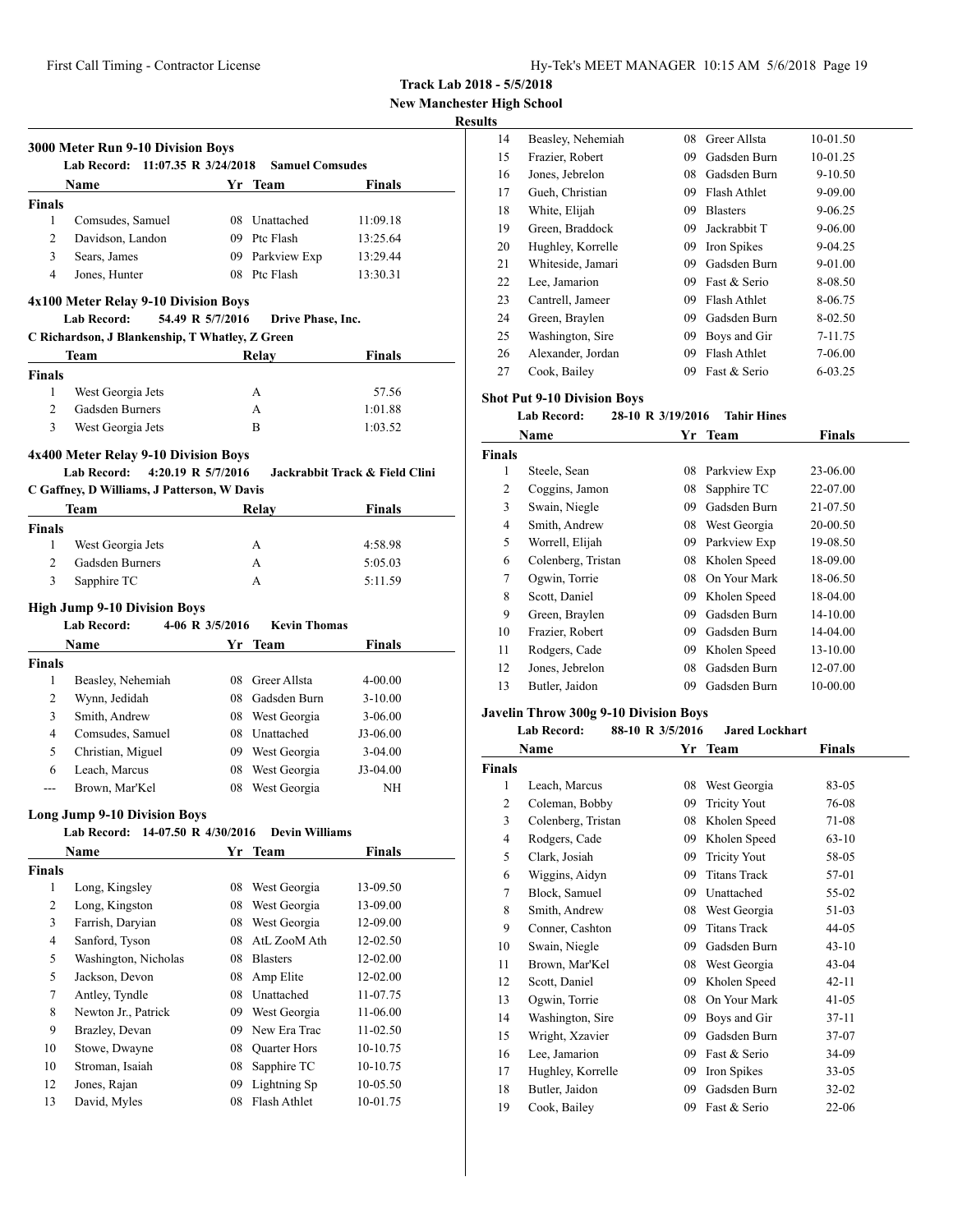**Track Lab 2018 - 5/5/2018**
**New Manchester High School**
**Results**

### 3000 Meter Run 9-10 Division Boys

Lab Record: 11:07.35 R 3/24/2018 Samuel Comsudes

| | Name | Yr | Team | Finals |
|---|---|---|---|---|
| **Finals** | | | | |
| 1 | Comsudes, Samuel | 08 | Unattached | 11:09.18 |
| 2 | Davidson, Landon | 09 | Ptc Flash | 13:25.64 |
| 3 | Sears, James | 09 | Parkview Exp | 13:29.44 |
| 4 | Jones, Hunter | 08 | Ptc Flash | 13:30.31 |

### 4x100 Meter Relay 9-10 Division Boys

Lab Record: 54.49 R 5/7/2016 Drive Phase, Inc.
C Richardson, J Blankenship, T Whatley, Z Green

| | Team | Relay | Finals |
|---|---|---|---|
| **Finals** | | | |
| 1 | West Georgia Jets | A | 57.56 |
| 2 | Gadsden Burners | A | 1:01.88 |
| 3 | West Georgia Jets | B | 1:03.52 |

### 4x400 Meter Relay 9-10 Division Boys

Lab Record: 4:20.19 R 5/7/2016 Jackrabbit Track & Field Clini
C Gaffney, D Williams, J Patterson, W Davis

| | Team | Relay | Finals |
|---|---|---|---|
| **Finals** | | | |
| 1 | West Georgia Jets | A | 4:58.98 |
| 2 | Gadsden Burners | A | 5:05.03 |
| 3 | Sapphire TC | A | 5:11.59 |

### High Jump 9-10 Division Boys

Lab Record: 4-06 R 3/5/2016 Kevin Thomas

| | Name | Yr | Team | Finals |
|---|---|---|---|---|
| **Finals** | | | | |
| 1 | Beasley, Nehemiah | 08 | Greer Allsta | 4-00.00 |
| 2 | Wynn, Jedidah | 08 | Gadsden Burn | 3-10.00 |
| 3 | Smith, Andrew | 08 | West Georgia | 3-06.00 |
| 4 | Comsudes, Samuel | 08 | Unattached | J3-06.00 |
| 5 | Christian, Miguel | 09 | West Georgia | 3-04.00 |
| 6 | Leach, Marcus | 08 | West Georgia | J3-04.00 |
| --- | Brown, Mar'Kel | 08 | West Georgia | NH |

### Long Jump 9-10 Division Boys

Lab Record: 14-07.50 R 4/30/2016 Devin Williams

| | Name | Yr | Team | Finals |
|---|---|---|---|---|
| **Finals** | | | | |
| 1 | Long, Kingsley | 08 | West Georgia | 13-09.50 |
| 2 | Long, Kingston | 08 | West Georgia | 13-09.00 |
| 3 | Farrish, Daryian | 08 | West Georgia | 12-09.00 |
| 4 | Sanford, Tyson | 08 | AtL ZooM Ath | 12-02.50 |
| 5 | Washington, Nicholas | 08 | Blasters | 12-02.00 |
| 5 | Jackson, Devon | 08 | Amp Elite | 12-02.00 |
| 7 | Antley, Tyndle | 08 | Unattached | 11-07.75 |
| 8 | Newton Jr., Patrick | 09 | West Georgia | 11-06.00 |
| 9 | Brazley, Devan | 09 | New Era Trac | 11-02.50 |
| 10 | Stowe, Dwayne | 08 | Quarter Hors | 10-10.75 |
| 10 | Stroman, Isaiah | 08 | Sapphire TC | 10-10.75 |
| 12 | Jones, Rajan | 09 | Lightning Sp | 10-05.50 |
| 13 | David, Myles | 08 | Flash Athlet | 10-01.75 |
| 14 | Beasley, Nehemiah | 08 | Greer Allsta | 10-01.50 |
| 15 | Frazier, Robert | 09 | Gadsden Burn | 10-01.25 |
| 16 | Jones, Jebrelon | 08 | Gadsden Burn | 9-10.50 |
| 17 | Gueh, Christian | 09 | Flash Athlet | 9-09.00 |
| 18 | White, Elijah | 09 | Blasters | 9-06.25 |
| 19 | Green, Braddock | 09 | Jackrabbit T | 9-06.00 |
| 20 | Hughley, Korrelle | 09 | Iron Spikes | 9-04.25 |
| 21 | Whiteside, Jamari | 09 | Gadsden Burn | 9-01.00 |
| 22 | Lee, Jamarion | 09 | Fast & Serio | 8-08.50 |
| 23 | Cantrell, Jameer | 09 | Flash Athlet | 8-06.75 |
| 24 | Green, Braylen | 09 | Gadsden Burn | 8-02.50 |
| 25 | Washington, Sire | 09 | Boys and Gir | 7-11.75 |
| 26 | Alexander, Jordan | 09 | Flash Athlet | 7-06.00 |
| 27 | Cook, Bailey | 09 | Fast & Serio | 6-03.25 |

### Shot Put 9-10 Division Boys

Lab Record: 28-10 R 3/19/2016 Tahir Hines

| | Name | Yr | Team | Finals |
|---|---|---|---|---|
| **Finals** | | | | |
| 1 | Steele, Sean | 08 | Parkview Exp | 23-06.00 |
| 2 | Coggins, Jamon | 08 | Sapphire TC | 22-07.00 |
| 3 | Swain, Niegle | 09 | Gadsden Burn | 21-07.50 |
| 4 | Smith, Andrew | 08 | West Georgia | 20-00.50 |
| 5 | Worrell, Elijah | 09 | Parkview Exp | 19-08.50 |
| 6 | Colenberg, Tristan | 08 | Kholen Speed | 18-09.00 |
| 7 | Ogwin, Torrie | 08 | On Your Mark | 18-06.50 |
| 8 | Scott, Daniel | 09 | Kholen Speed | 18-04.00 |
| 9 | Green, Braylen | 09 | Gadsden Burn | 14-10.00 |
| 10 | Frazier, Robert | 09 | Gadsden Burn | 14-04.00 |
| 11 | Rodgers, Cade | 09 | Kholen Speed | 13-10.00 |
| 12 | Jones, Jebrelon | 08 | Gadsden Burn | 12-07.00 |
| 13 | Butler, Jaidon | 09 | Gadsden Burn | 10-00.00 |

### Javelin Throw 300g 9-10 Division Boys

Lab Record: 88-10 R 3/5/2016 Jared Lockhart

| | Name | Yr | Team | Finals |
|---|---|---|---|---|
| **Finals** | | | | |
| 1 | Leach, Marcus | 08 | West Georgia | 83-05 |
| 2 | Coleman, Bobby | 09 | Tricity Yout | 76-08 |
| 3 | Colenberg, Tristan | 08 | Kholen Speed | 71-08 |
| 4 | Rodgers, Cade | 09 | Kholen Speed | 63-10 |
| 5 | Clark, Josiah | 09 | Tricity Yout | 58-05 |
| 6 | Wiggins, Aidyn | 09 | Titans Track | 57-01 |
| 7 | Block, Samuel | 09 | Unattached | 55-02 |
| 8 | Smith, Andrew | 08 | West Georgia | 51-03 |
| 9 | Conner, Cashton | 09 | Titans Track | 44-05 |
| 10 | Swain, Niegle | 09 | Gadsden Burn | 43-10 |
| 11 | Brown, Mar'Kel | 08 | West Georgia | 43-04 |
| 12 | Scott, Daniel | 09 | Kholen Speed | 42-11 |
| 13 | Ogwin, Torrie | 08 | On Your Mark | 41-05 |
| 14 | Washington, Sire | 09 | Boys and Gir | 37-11 |
| 15 | Wright, Xzavier | 09 | Gadsden Burn | 37-07 |
| 16 | Lee, Jamarion | 09 | Fast & Serio | 34-09 |
| 17 | Hughley, Korrelle | 09 | Iron Spikes | 33-05 |
| 18 | Butler, Jaidon | 09 | Gadsden Burn | 32-02 |
| 19 | Cook, Bailey | 09 | Fast & Serio | 22-06 |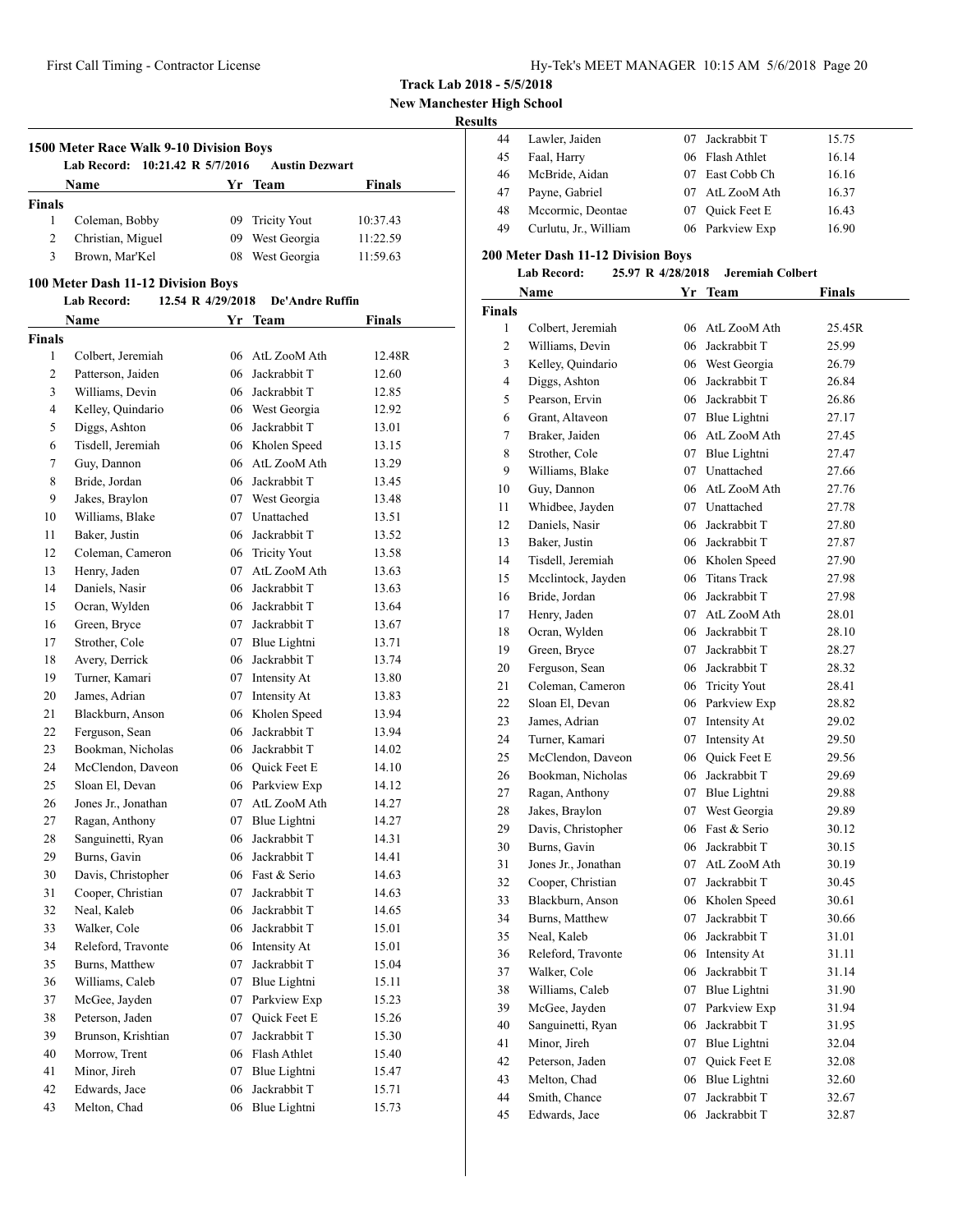**Track Lab 2018 - 5/5/2018**

**New Manchester High School**

**Results**

### 1500 Meter Race Walk 9-10 Division Boys

**Lab Record: 10:21.42 R 5/7/2016 Austin Dezwart**

| | Name | Yr | Team | Finals |
|---|---|---|---|---|
| **Finals** | | | | |
| 1 | Coleman, Bobby | 09 | Tricity Yout | 10:37.43 |
| 2 | Christian, Miguel | 09 | West Georgia | 11:22.59 |
| 3 | Brown, Mar'Kel | 08 | West Georgia | 11:59.63 |

### 100 Meter Dash 11-12 Division Boys

**Lab Record: 12.54 R 4/29/2018 De'Andre Ruffin**

| | Name | Yr | Team | Finals |
|---|---|---|---|---|
| **Finals** | | | | |
| 1 | Colbert, Jeremiah | 06 | AtL ZooM Ath | 12.48R |
| 2 | Patterson, Jaiden | 06 | Jackrabbit T | 12.60 |
| 3 | Williams, Devin | 06 | Jackrabbit T | 12.85 |
| 4 | Kelley, Quindario | 06 | West Georgia | 12.92 |
| 5 | Diggs, Ashton | 06 | Jackrabbit T | 13.01 |
| 6 | Tisdell, Jeremiah | 06 | Kholen Speed | 13.15 |
| 7 | Guy, Dannon | 06 | AtL ZooM Ath | 13.29 |
| 8 | Bride, Jordan | 06 | Jackrabbit T | 13.45 |
| 9 | Jakes, Braylon | 07 | West Georgia | 13.48 |
| 10 | Williams, Blake | 07 | Unattached | 13.51 |
| 11 | Baker, Justin | 06 | Jackrabbit T | 13.52 |
| 12 | Coleman, Cameron | 06 | Tricity Yout | 13.58 |
| 13 | Henry, Jaden | 07 | AtL ZooM Ath | 13.63 |
| 14 | Daniels, Nasir | 06 | Jackrabbit T | 13.63 |
| 15 | Ocran, Wylden | 06 | Jackrabbit T | 13.64 |
| 16 | Green, Bryce | 07 | Jackrabbit T | 13.67 |
| 17 | Strother, Cole | 07 | Blue Lightni | 13.71 |
| 18 | Avery, Derrick | 06 | Jackrabbit T | 13.74 |
| 19 | Turner, Kamari | 07 | Intensity At | 13.80 |
| 20 | James, Adrian | 07 | Intensity At | 13.83 |
| 21 | Blackburn, Anson | 06 | Kholen Speed | 13.94 |
| 22 | Ferguson, Sean | 06 | Jackrabbit T | 13.94 |
| 23 | Bookman, Nicholas | 06 | Jackrabbit T | 14.02 |
| 24 | McClendon, Daveon | 06 | Quick Feet E | 14.10 |
| 25 | Sloan El, Devan | 06 | Parkview Exp | 14.12 |
| 26 | Jones Jr., Jonathan | 07 | AtL ZooM Ath | 14.27 |
| 27 | Ragan, Anthony | 07 | Blue Lightni | 14.27 |
| 28 | Sanguinetti, Ryan | 06 | Jackrabbit T | 14.31 |
| 29 | Burns, Gavin | 06 | Jackrabbit T | 14.41 |
| 30 | Davis, Christopher | 06 | Fast & Serio | 14.63 |
| 31 | Cooper, Christian | 07 | Jackrabbit T | 14.63 |
| 32 | Neal, Kaleb | 06 | Jackrabbit T | 14.65 |
| 33 | Walker, Cole | 06 | Jackrabbit T | 15.01 |
| 34 | Releford, Travonte | 06 | Intensity At | 15.01 |
| 35 | Burns, Matthew | 07 | Jackrabbit T | 15.04 |
| 36 | Williams, Caleb | 07 | Blue Lightni | 15.11 |
| 37 | McGee, Jayden | 07 | Parkview Exp | 15.23 |
| 38 | Peterson, Jaden | 07 | Quick Feet E | 15.26 |
| 39 | Brunson, Krishtian | 07 | Jackrabbit T | 15.30 |
| 40 | Morrow, Trent | 06 | Flash Athlet | 15.40 |
| 41 | Minor, Jireh | 07 | Blue Lightni | 15.47 |
| 42 | Edwards, Jace | 06 | Jackrabbit T | 15.71 |
| 43 | Melton, Chad | 06 | Blue Lightni | 15.73 |
| 44 | Lawler, Jaiden | 07 | Jackrabbit T | 15.75 |
| 45 | Faal, Harry | 06 | Flash Athlet | 16.14 |
| 46 | McBride, Aidan | 07 | East Cobb Ch | 16.16 |
| 47 | Payne, Gabriel | 07 | AtL ZooM Ath | 16.37 |
| 48 | Mccormic, Deontae | 07 | Quick Feet E | 16.43 |
| 49 | Curlutu, Jr., William | 06 | Parkview Exp | 16.90 |

### 200 Meter Dash 11-12 Division Boys

**Lab Record: 25.97 R 4/28/2018 Jeremiah Colbert**

| | Name | Yr | Team | Finals |
|---|---|---|---|---|
| **Finals** | | | | |
| 1 | Colbert, Jeremiah | 06 | AtL ZooM Ath | 25.45R |
| 2 | Williams, Devin | 06 | Jackrabbit T | 25.99 |
| 3 | Kelley, Quindario | 06 | West Georgia | 26.79 |
| 4 | Diggs, Ashton | 06 | Jackrabbit T | 26.84 |
| 5 | Pearson, Ervin | 06 | Jackrabbit T | 26.86 |
| 6 | Grant, Altaveon | 07 | Blue Lightni | 27.17 |
| 7 | Braker, Jaiden | 06 | AtL ZooM Ath | 27.45 |
| 8 | Strother, Cole | 07 | Blue Lightni | 27.47 |
| 9 | Williams, Blake | 07 | Unattached | 27.66 |
| 10 | Guy, Dannon | 06 | AtL ZooM Ath | 27.76 |
| 11 | Whidbee, Jayden | 07 | Unattached | 27.78 |
| 12 | Daniels, Nasir | 06 | Jackrabbit T | 27.80 |
| 13 | Baker, Justin | 06 | Jackrabbit T | 27.87 |
| 14 | Tisdell, Jeremiah | 06 | Kholen Speed | 27.90 |
| 15 | Mcclintock, Jayden | 06 | Titans Track | 27.98 |
| 16 | Bride, Jordan | 06 | Jackrabbit T | 27.98 |
| 17 | Henry, Jaden | 07 | AtL ZooM Ath | 28.01 |
| 18 | Ocran, Wylden | 06 | Jackrabbit T | 28.10 |
| 19 | Green, Bryce | 07 | Jackrabbit T | 28.27 |
| 20 | Ferguson, Sean | 06 | Jackrabbit T | 28.32 |
| 21 | Coleman, Cameron | 06 | Tricity Yout | 28.41 |
| 22 | Sloan El, Devan | 06 | Parkview Exp | 28.82 |
| 23 | James, Adrian | 07 | Intensity At | 29.02 |
| 24 | Turner, Kamari | 07 | Intensity At | 29.50 |
| 25 | McClendon, Daveon | 06 | Quick Feet E | 29.56 |
| 26 | Bookman, Nicholas | 06 | Jackrabbit T | 29.69 |
| 27 | Ragan, Anthony | 07 | Blue Lightni | 29.88 |
| 28 | Jakes, Braylon | 07 | West Georgia | 29.89 |
| 29 | Davis, Christopher | 06 | Fast & Serio | 30.12 |
| 30 | Burns, Gavin | 06 | Jackrabbit T | 30.15 |
| 31 | Jones Jr., Jonathan | 07 | AtL ZooM Ath | 30.19 |
| 32 | Cooper, Christian | 07 | Jackrabbit T | 30.45 |
| 33 | Blackburn, Anson | 06 | Kholen Speed | 30.61 |
| 34 | Burns, Matthew | 07 | Jackrabbit T | 30.66 |
| 35 | Neal, Kaleb | 06 | Jackrabbit T | 31.01 |
| 36 | Releford, Travonte | 06 | Intensity At | 31.11 |
| 37 | Walker, Cole | 06 | Jackrabbit T | 31.14 |
| 38 | Williams, Caleb | 07 | Blue Lightni | 31.90 |
| 39 | McGee, Jayden | 07 | Parkview Exp | 31.94 |
| 40 | Sanguinetti, Ryan | 06 | Jackrabbit T | 31.95 |
| 41 | Minor, Jireh | 07 | Blue Lightni | 32.04 |
| 42 | Peterson, Jaden | 07 | Quick Feet E | 32.08 |
| 43 | Melton, Chad | 06 | Blue Lightni | 32.60 |
| 44 | Smith, Chance | 07 | Jackrabbit T | 32.67 |
| 45 | Edwards, Jace | 06 | Jackrabbit T | 32.87 |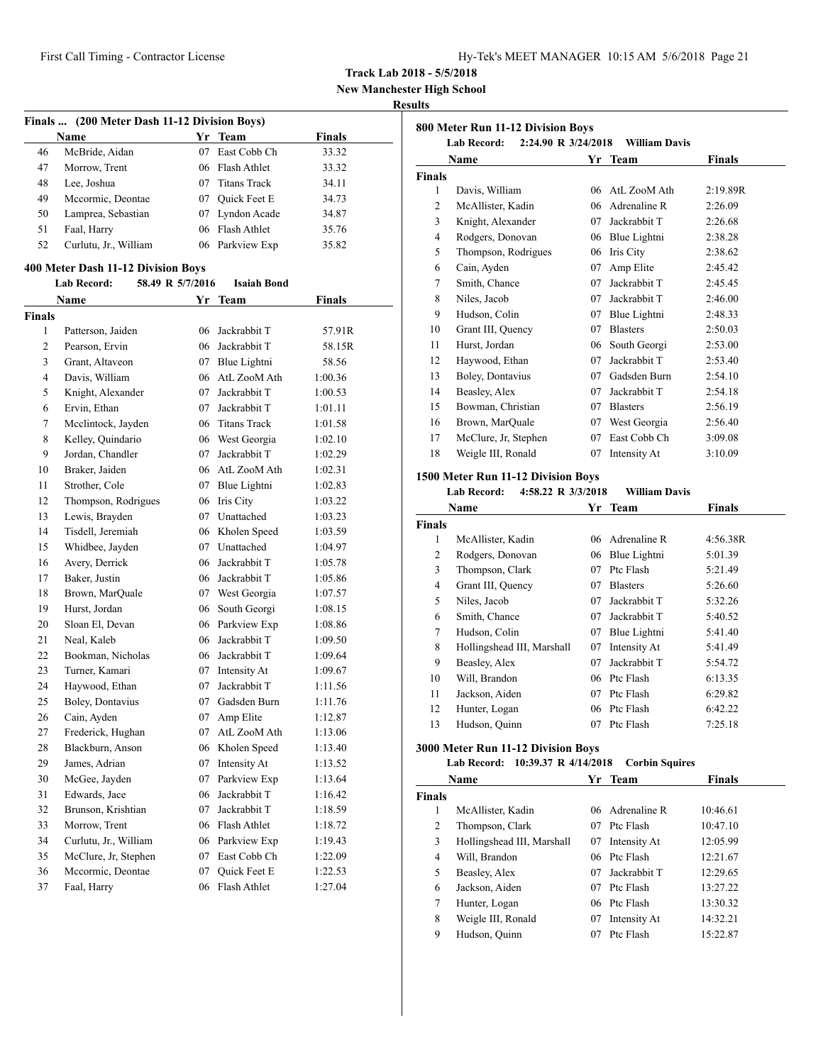**Track Lab 2018 - 5/5/2018**
**New Manchester High School**
**Results**

### Finals ... (200 Meter Dash 11-12 Division Boys)

| | Name | Yr | Team | Finals |
|---|---|---|---|---|
| 46 | McBride, Aidan | 07 | East Cobb Ch | 33.32 |
| 47 | Morrow, Trent | 06 | Flash Athlet | 33.32 |
| 48 | Lee, Joshua | 07 | Titans Track | 34.11 |
| 49 | Mccormic, Deontae | 07 | Quick Feet E | 34.73 |
| 50 | Lamprea, Sebastian | 07 | Lyndon Acade | 34.87 |
| 51 | Faal, Harry | 06 | Flash Athlet | 35.76 |
| 52 | Curlutu, Jr., William | 06 | Parkview Exp | 35.82 |

### 400 Meter Dash 11-12 Division Boys

**Lab Record:** 58.49 R 5/7/2016 **Isaiah Bond**

**Finals**

| | Name | Yr | Team | Finals |
|---|---|---|---|---|
| 1 | Patterson, Jaiden | 06 | Jackrabbit T | 57.91R |
| 2 | Pearson, Ervin | 06 | Jackrabbit T | 58.15R |
| 3 | Grant, Altaveon | 07 | Blue Lightni | 58.56 |
| 4 | Davis, William | 06 | AtL ZooM Ath | 1:00.36 |
| 5 | Knight, Alexander | 07 | Jackrabbit T | 1:00.53 |
| 6 | Ervin, Ethan | 07 | Jackrabbit T | 1:01.11 |
| 7 | Mcclintock, Jayden | 06 | Titans Track | 1:01.58 |
| 8 | Kelley, Quindario | 06 | West Georgia | 1:02.10 |
| 9 | Jordan, Chandler | 07 | Jackrabbit T | 1:02.29 |
| 10 | Braker, Jaiden | 06 | AtL ZooM Ath | 1:02.31 |
| 11 | Strother, Cole | 07 | Blue Lightni | 1:02.83 |
| 12 | Thompson, Rodrigues | 06 | Iris City | 1:03.22 |
| 13 | Lewis, Brayden | 07 | Unattached | 1:03.23 |
| 14 | Tisdell, Jeremiah | 06 | Kholen Speed | 1:03.59 |
| 15 | Whidbee, Jayden | 07 | Unattached | 1:04.97 |
| 16 | Avery, Derrick | 06 | Jackrabbit T | 1:05.78 |
| 17 | Baker, Justin | 06 | Jackrabbit T | 1:05.86 |
| 18 | Brown, MarQuale | 07 | West Georgia | 1:07.57 |
| 19 | Hurst, Jordan | 06 | South Georgi | 1:08.15 |
| 20 | Sloan El, Devan | 06 | Parkview Exp | 1:08.86 |
| 21 | Neal, Kaleb | 06 | Jackrabbit T | 1:09.50 |
| 22 | Bookman, Nicholas | 06 | Jackrabbit T | 1:09.64 |
| 23 | Turner, Kamari | 07 | Intensity At | 1:09.67 |
| 24 | Haywood, Ethan | 07 | Jackrabbit T | 1:11.56 |
| 25 | Boley, Dontavius | 07 | Gadsden Burn | 1:11.76 |
| 26 | Cain, Ayden | 07 | Amp Elite | 1:12.87 |
| 27 | Frederick, Hughan | 07 | AtL ZooM Ath | 1:13.06 |
| 28 | Blackburn, Anson | 06 | Kholen Speed | 1:13.40 |
| 29 | James, Adrian | 07 | Intensity At | 1:13.52 |
| 30 | McGee, Jayden | 07 | Parkview Exp | 1:13.64 |
| 31 | Edwards, Jace | 06 | Jackrabbit T | 1:16.42 |
| 32 | Brunson, Krishtian | 07 | Jackrabbit T | 1:18.59 |
| 33 | Morrow, Trent | 06 | Flash Athlet | 1:18.72 |
| 34 | Curlutu, Jr., William | 06 | Parkview Exp | 1:19.43 |
| 35 | McClure, Jr, Stephen | 07 | East Cobb Ch | 1:22.09 |
| 36 | Mccormic, Deontae | 07 | Quick Feet E | 1:22.53 |
| 37 | Faal, Harry | 06 | Flash Athlet | 1:27.04 |

### 800 Meter Run 11-12 Division Boys

**Lab Record:** 2:24.90 R 3/24/2018 **William Davis**

**Finals**

| | Name | Yr | Team | Finals |
|---|---|---|---|---|
| 1 | Davis, William | 06 | AtL ZooM Ath | 2:19.89R |
| 2 | McAllister, Kadin | 06 | Adrenaline R | 2:26.09 |
| 3 | Knight, Alexander | 07 | Jackrabbit T | 2:26.68 |
| 4 | Rodgers, Donovan | 06 | Blue Lightni | 2:38.28 |
| 5 | Thompson, Rodrigues | 06 | Iris City | 2:38.62 |
| 6 | Cain, Ayden | 07 | Amp Elite | 2:45.42 |
| 7 | Smith, Chance | 07 | Jackrabbit T | 2:45.45 |
| 8 | Niles, Jacob | 07 | Jackrabbit T | 2:46.00 |
| 9 | Hudson, Colin | 07 | Blue Lightni | 2:48.33 |
| 10 | Grant III, Quency | 07 | Blasters | 2:50.03 |
| 11 | Hurst, Jordan | 06 | South Georgi | 2:53.00 |
| 12 | Haywood, Ethan | 07 | Jackrabbit T | 2:53.40 |
| 13 | Boley, Dontavius | 07 | Gadsden Burn | 2:54.10 |
| 14 | Beasley, Alex | 07 | Jackrabbit T | 2:54.18 |
| 15 | Bowman, Christian | 07 | Blasters | 2:56.19 |
| 16 | Brown, MarQuale | 07 | West Georgia | 2:56.40 |
| 17 | McClure, Jr, Stephen | 07 | East Cobb Ch | 3:09.08 |
| 18 | Weigle III, Ronald | 07 | Intensity At | 3:10.09 |

### 1500 Meter Run 11-12 Division Boys

**Lab Record:** 4:58.22 R 3/3/2018 **William Davis**

**Finals**

| | Name | Yr | Team | Finals |
|---|---|---|---|---|
| 1 | McAllister, Kadin | 06 | Adrenaline R | 4:56.38R |
| 2 | Rodgers, Donovan | 06 | Blue Lightni | 5:01.39 |
| 3 | Thompson, Clark | 07 | Ptc Flash | 5:21.49 |
| 4 | Grant III, Quency | 07 | Blasters | 5:26.60 |
| 5 | Niles, Jacob | 07 | Jackrabbit T | 5:32.26 |
| 6 | Smith, Chance | 07 | Jackrabbit T | 5:40.52 |
| 7 | Hudson, Colin | 07 | Blue Lightni | 5:41.40 |
| 8 | Hollingshead III, Marshall | 07 | Intensity At | 5:41.49 |
| 9 | Beasley, Alex | 07 | Jackrabbit T | 5:54.72 |
| 10 | Will, Brandon | 06 | Ptc Flash | 6:13.35 |
| 11 | Jackson, Aiden | 07 | Ptc Flash | 6:29.82 |
| 12 | Hunter, Logan | 06 | Ptc Flash | 6:42.22 |
| 13 | Hudson, Quinn | 07 | Ptc Flash | 7:25.18 |

### 3000 Meter Run 11-12 Division Boys

**Lab Record:** 10:39.37 R 4/14/2018 **Corbin Squires**

**Finals**

| | Name | Yr | Team | Finals |
|---|---|---|---|---|
| 1 | McAllister, Kadin | 06 | Adrenaline R | 10:46.61 |
| 2 | Thompson, Clark | 07 | Ptc Flash | 10:47.10 |
| 3 | Hollingshead III, Marshall | 07 | Intensity At | 12:05.99 |
| 4 | Will, Brandon | 06 | Ptc Flash | 12:21.67 |
| 5 | Beasley, Alex | 07 | Jackrabbit T | 12:29.65 |
| 6 | Jackson, Aiden | 07 | Ptc Flash | 13:27.22 |
| 7 | Hunter, Logan | 06 | Ptc Flash | 13:30.32 |
| 8 | Weigle III, Ronald | 07 | Intensity At | 14:32.21 |
| 9 | Hudson, Quinn | 07 | Ptc Flash | 15:22.87 |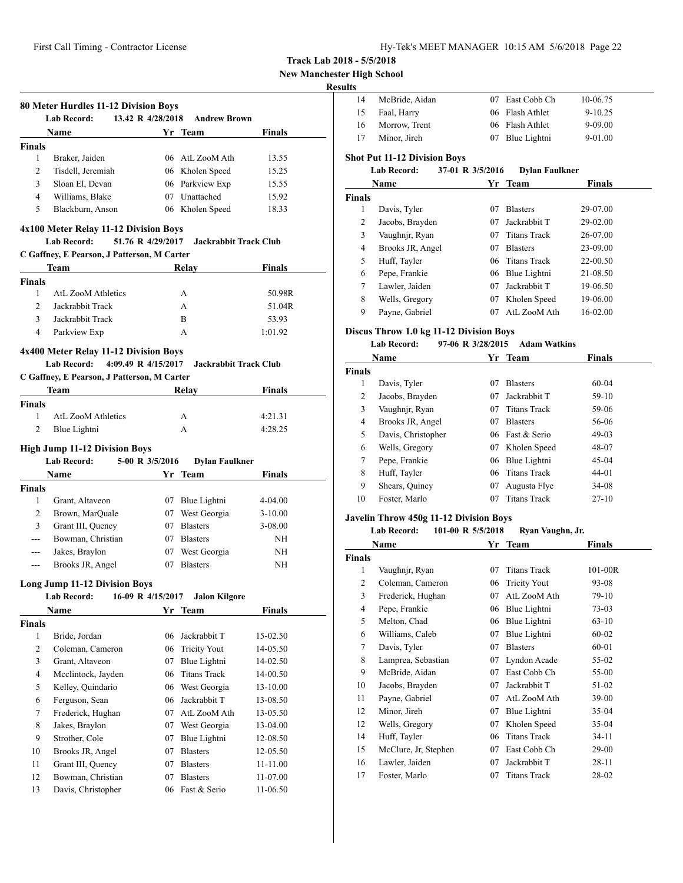**Track Lab 2018 - 5/5/2018**
**New Manchester High School**
**Results**

### 80 Meter Hurdles 11-12 Division Boys

Lab Record: 13.42 R 4/28/2018 Andrew Brown

| | Name | Yr | Team | Finals |
|---|---|---|---|---|
| **Finals** | | | | |
| 1 | Braker, Jaiden | 06 | AtL ZooM Ath | 13.55 |
| 2 | Tisdell, Jeremiah | 06 | Kholen Speed | 15.25 |
| 3 | Sloan El, Devan | 06 | Parkview Exp | 15.55 |
| 4 | Williams, Blake | 07 | Unattached | 15.92 |
| 5 | Blackburn, Anson | 06 | Kholen Speed | 18.33 |

### 4x100 Meter Relay 11-12 Division Boys

Lab Record: 51.76 R 4/29/2017 Jackrabbit Track Club
C Gaffney, E Pearson, J Patterson, M Carter

| | Team | Relay | Finals |
|---|---|---|---|
| **Finals** | | | |
| 1 | AtL ZooM Athletics | A | 50.98R |
| 2 | Jackrabbit Track | A | 51.04R |
| 3 | Jackrabbit Track | B | 53.93 |
| 4 | Parkview Exp | A | 1:01.92 |

### 4x400 Meter Relay 11-12 Division Boys

Lab Record: 4:09.49 R 4/15/2017 Jackrabbit Track Club
C Gaffney, E Pearson, J Patterson, M Carter

| | Team | Relay | Finals |
|---|---|---|---|
| **Finals** | | | |
| 1 | AtL ZooM Athletics | A | 4:21.31 |
| 2 | Blue Lightni | A | 4:28.25 |

### High Jump 11-12 Division Boys

Lab Record: 5-00 R 3/5/2016 Dylan Faulkner

| | Name | Yr | Team | Finals |
|---|---|---|---|---|
| **Finals** | | | | |
| 1 | Grant, Altaveon | 07 | Blue Lightni | 4-04.00 |
| 2 | Brown, MarQuale | 07 | West Georgia | 3-10.00 |
| 3 | Grant III, Quency | 07 | Blasters | 3-08.00 |
| --- | Bowman, Christian | 07 | Blasters | NH |
| --- | Jakes, Braylon | 07 | West Georgia | NH |
| --- | Brooks JR, Angel | 07 | Blasters | NH |

### Long Jump 11-12 Division Boys

Lab Record: 16-09 R 4/15/2017 Jalon Kilgore

| | Name | Yr | Team | Finals |
|---|---|---|---|---|
| **Finals** | | | | |
| 1 | Bride, Jordan | 06 | Jackrabbit T | 15-02.50 |
| 2 | Coleman, Cameron | 06 | Tricity Yout | 14-05.50 |
| 3 | Grant, Altaveon | 07 | Blue Lightni | 14-02.50 |
| 4 | Mcclintock, Jayden | 06 | Titans Track | 14-00.50 |
| 5 | Kelley, Quindario | 06 | West Georgia | 13-10.00 |
| 6 | Ferguson, Sean | 06 | Jackrabbit T | 13-08.50 |
| 7 | Frederick, Hughan | 07 | AtL ZooM Ath | 13-05.50 |
| 8 | Jakes, Braylon | 07 | West Georgia | 13-04.00 |
| 9 | Strother, Cole | 07 | Blue Lightni | 12-08.50 |
| 10 | Brooks JR, Angel | 07 | Blasters | 12-05.50 |
| 11 | Grant III, Quency | 07 | Blasters | 11-11.00 |
| 12 | Bowman, Christian | 07 | Blasters | 11-07.00 |
| 13 | Davis, Christopher | 06 | Fast & Serio | 11-06.50 |
| 14 | McBride, Aidan | 07 | East Cobb Ch | 10-06.75 |
| 15 | Faal, Harry | 06 | Flash Athlet | 9-10.25 |
| 16 | Morrow, Trent | 06 | Flash Athlet | 9-09.00 |
| 17 | Minor, Jireh | 07 | Blue Lightni | 9-01.00 |

### Shot Put 11-12 Division Boys

Lab Record: 37-01 R 3/5/2016 Dylan Faulkner

| | Name | Yr | Team | Finals |
|---|---|---|---|---|
| **Finals** | | | | |
| 1 | Davis, Tyler | 07 | Blasters | 29-07.00 |
| 2 | Jacobs, Brayden | 07 | Jackrabbit T | 29-02.00 |
| 3 | Vaughnjr, Ryan | 07 | Titans Track | 26-07.00 |
| 4 | Brooks JR, Angel | 07 | Blasters | 23-09.00 |
| 5 | Huff, Tayler | 06 | Titans Track | 22-00.50 |
| 6 | Pepe, Frankie | 06 | Blue Lightni | 21-08.50 |
| 7 | Lawler, Jaiden | 07 | Jackrabbit T | 19-06.50 |
| 8 | Wells, Gregory | 07 | Kholen Speed | 19-06.00 |
| 9 | Payne, Gabriel | 07 | AtL ZooM Ath | 16-02.00 |

### Discus Throw 1.0 kg 11-12 Division Boys

Lab Record: 97-06 R 3/28/2015 Adam Watkins

| | Name | Yr | Team | Finals |
|---|---|---|---|---|
| **Finals** | | | | |
| 1 | Davis, Tyler | 07 | Blasters | 60-04 |
| 2 | Jacobs, Brayden | 07 | Jackrabbit T | 59-10 |
| 3 | Vaughnjr, Ryan | 07 | Titans Track | 59-06 |
| 4 | Brooks JR, Angel | 07 | Blasters | 56-06 |
| 5 | Davis, Christopher | 06 | Fast & Serio | 49-03 |
| 6 | Wells, Gregory | 07 | Kholen Speed | 48-07 |
| 7 | Pepe, Frankie | 06 | Blue Lightni | 45-04 |
| 8 | Huff, Tayler | 06 | Titans Track | 44-01 |
| 9 | Shears, Quincy | 07 | Augusta Flye | 34-08 |
| 10 | Foster, Marlo | 07 | Titans Track | 27-10 |

### Javelin Throw 450g 11-12 Division Boys

Lab Record: 101-00 R 5/5/2018 Ryan Vaughn, Jr.

| | Name | Yr | Team | Finals |
|---|---|---|---|---|
| **Finals** | | | | |
| 1 | Vaughnjr, Ryan | 07 | Titans Track | 101-00R |
| 2 | Coleman, Cameron | 06 | Tricity Yout | 93-08 |
| 3 | Frederick, Hughan | 07 | AtL ZooM Ath | 79-10 |
| 4 | Pepe, Frankie | 06 | Blue Lightni | 73-03 |
| 5 | Melton, Chad | 06 | Blue Lightni | 63-10 |
| 6 | Williams, Caleb | 07 | Blue Lightni | 60-02 |
| 7 | Davis, Tyler | 07 | Blasters | 60-01 |
| 8 | Lamprea, Sebastian | 07 | Lyndon Acade | 55-02 |
| 9 | McBride, Aidan | 07 | East Cobb Ch | 55-00 |
| 10 | Jacobs, Brayden | 07 | Jackrabbit T | 51-02 |
| 11 | Payne, Gabriel | 07 | AtL ZooM Ath | 39-00 |
| 12 | Minor, Jireh | 07 | Blue Lightni | 35-04 |
| 12 | Wells, Gregory | 07 | Kholen Speed | 35-04 |
| 14 | Huff, Tayler | 06 | Titans Track | 34-11 |
| 15 | McClure, Jr, Stephen | 07 | East Cobb Ch | 29-00 |
| 16 | Lawler, Jaiden | 07 | Jackrabbit T | 28-11 |
| 17 | Foster, Marlo | 07 | Titans Track | 28-02 |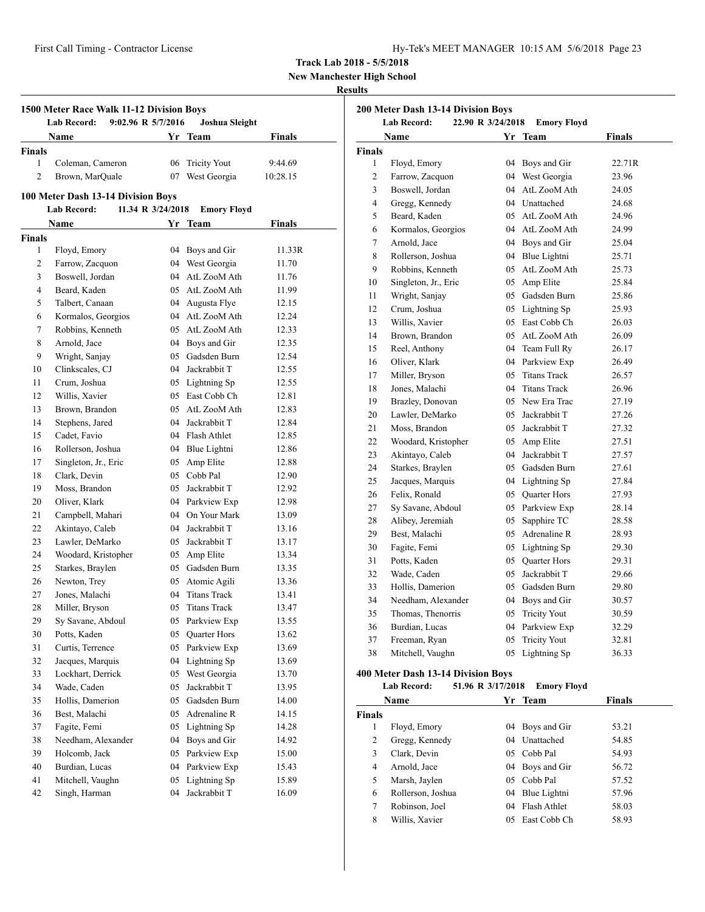**Track Lab 2018 - 5/5/2018**
**New Manchester High School**
**Results**

### 1500 Meter Race Walk 11-12 Division Boys

**Lab Record:** 9:02.96 R 5/7/2016 **Joshua Sleight**

| | Name | Yr | Team | Finals |
|---|---|---|---|---|
| **Finals** | | | | |
| 1 | Coleman, Cameron | 06 | Tricity Yout | 9:44.69 |
| 2 | Brown, MarQuale | 07 | West Georgia | 10:28.15 |

### 100 Meter Dash 13-14 Division Boys

**Lab Record:** 11.34 R 3/24/2018 **Emory Floyd**

| | Name | Yr | Team | Finals |
|---|---|---|---|---|
| **Finals** | | | | |
| 1 | Floyd, Emory | 04 | Boys and Gir | 11.33R |
| 2 | Farrow, Zacquon | 04 | West Georgia | 11.70 |
| 3 | Boswell, Jordan | 04 | AtL ZooM Ath | 11.76 |
| 4 | Beard, Kaden | 05 | AtL ZooM Ath | 11.99 |
| 5 | Talbert, Canaan | 04 | Augusta Flye | 12.15 |
| 6 | Kormalos, Georgios | 04 | AtL ZooM Ath | 12.24 |
| 7 | Robbins, Kenneth | 05 | AtL ZooM Ath | 12.33 |
| 8 | Arnold, Jace | 04 | Boys and Gir | 12.35 |
| 9 | Wright, Sanjay | 05 | Gadsden Burn | 12.54 |
| 10 | Clinkscales, CJ | 04 | Jackrabbit T | 12.55 |
| 11 | Crum, Joshua | 05 | Lightning Sp | 12.55 |
| 12 | Willis, Xavier | 05 | East Cobb Ch | 12.81 |
| 13 | Brown, Brandon | 05 | AtL ZooM Ath | 12.83 |
| 14 | Stephens, Jared | 04 | Jackrabbit T | 12.84 |
| 15 | Cadet, Favio | 04 | Flash Athlet | 12.85 |
| 16 | Rollerson, Joshua | 04 | Blue Lightni | 12.86 |
| 17 | Singleton, Jr., Eric | 05 | Amp Elite | 12.88 |
| 18 | Clark, Devin | 05 | Cobb Pal | 12.90 |
| 19 | Moss, Brandon | 05 | Jackrabbit T | 12.92 |
| 20 | Oliver, Klark | 04 | Parkview Exp | 12.98 |
| 21 | Campbell, Mahari | 04 | On Your Mark | 13.09 |
| 22 | Akintayo, Caleb | 04 | Jackrabbit T | 13.16 |
| 23 | Lawler, DeMarko | 05 | Jackrabbit T | 13.17 |
| 24 | Woodard, Kristopher | 05 | Amp Elite | 13.34 |
| 25 | Starkes, Braylen | 05 | Gadsden Burn | 13.35 |
| 26 | Newton, Trey | 05 | Atomic Agili | 13.36 |
| 27 | Jones, Malachi | 04 | Titans Track | 13.41 |
| 28 | Miller, Bryson | 05 | Titans Track | 13.47 |
| 29 | Sy Savane, Abdoul | 05 | Parkview Exp | 13.55 |
| 30 | Potts, Kaden | 05 | Quarter Hors | 13.62 |
| 31 | Curtis, Terrence | 05 | Parkview Exp | 13.69 |
| 32 | Jacques, Marquis | 04 | Lightning Sp | 13.69 |
| 33 | Lockhart, Derrick | 05 | West Georgia | 13.70 |
| 34 | Wade, Caden | 05 | Jackrabbit T | 13.95 |
| 35 | Hollis, Damerion | 05 | Gadsden Burn | 14.00 |
| 36 | Best, Malachi | 05 | Adrenaline R | 14.15 |
| 37 | Fagite, Femi | 05 | Lightning Sp | 14.28 |
| 38 | Needham, Alexander | 04 | Boys and Gir | 14.92 |
| 39 | Holcomb, Jack | 05 | Parkview Exp | 15.00 |
| 40 | Burdian, Lucas | 04 | Parkview Exp | 15.43 |
| 41 | Mitchell, Vaughn | 05 | Lightning Sp | 15.89 |
| 42 | Singh, Harman | 04 | Jackrabbit T | 16.09 |

### 200 Meter Dash 13-14 Division Boys

**Lab Record:** 22.90 R 3/24/2018 **Emory Floyd**

| | Name | Yr | Team | Finals |
|---|---|---|---|---|
| **Finals** | | | | |
| 1 | Floyd, Emory | 04 | Boys and Gir | 22.71R |
| 2 | Farrow, Zacquon | 04 | West Georgia | 23.96 |
| 3 | Boswell, Jordan | 04 | AtL ZooM Ath | 24.05 |
| 4 | Gregg, Kennedy | 04 | Unattached | 24.68 |
| 5 | Beard, Kaden | 05 | AtL ZooM Ath | 24.96 |
| 6 | Kormalos, Georgios | 04 | AtL ZooM Ath | 24.99 |
| 7 | Arnold, Jace | 04 | Boys and Gir | 25.04 |
| 8 | Rollerson, Joshua | 04 | Blue Lightni | 25.71 |
| 9 | Robbins, Kenneth | 05 | AtL ZooM Ath | 25.73 |
| 10 | Singleton, Jr., Eric | 05 | Amp Elite | 25.84 |
| 11 | Wright, Sanjay | 05 | Gadsden Burn | 25.86 |
| 12 | Crum, Joshua | 05 | Lightning Sp | 25.93 |
| 13 | Willis, Xavier | 05 | East Cobb Ch | 26.03 |
| 14 | Brown, Brandon | 05 | AtL ZooM Ath | 26.09 |
| 15 | Reel, Anthony | 04 | Team Full Ry | 26.17 |
| 16 | Oliver, Klark | 04 | Parkview Exp | 26.49 |
| 17 | Miller, Bryson | 05 | Titans Track | 26.57 |
| 18 | Jones, Malachi | 04 | Titans Track | 26.96 |
| 19 | Brazley, Donovan | 05 | New Era Trac | 27.19 |
| 20 | Lawler, DeMarko | 05 | Jackrabbit T | 27.26 |
| 21 | Moss, Brandon | 05 | Jackrabbit T | 27.32 |
| 22 | Woodard, Kristopher | 05 | Amp Elite | 27.51 |
| 23 | Akintayo, Caleb | 04 | Jackrabbit T | 27.57 |
| 24 | Starkes, Braylen | 05 | Gadsden Burn | 27.61 |
| 25 | Jacques, Marquis | 04 | Lightning Sp | 27.84 |
| 26 | Felix, Ronald | 05 | Quarter Hors | 27.93 |
| 27 | Sy Savane, Abdoul | 05 | Parkview Exp | 28.14 |
| 28 | Alibey, Jeremiah | 05 | Sapphire TC | 28.58 |
| 29 | Best, Malachi | 05 | Adrenaline R | 28.93 |
| 30 | Fagite, Femi | 05 | Lightning Sp | 29.30 |
| 31 | Potts, Kaden | 05 | Quarter Hors | 29.31 |
| 32 | Wade, Caden | 05 | Jackrabbit T | 29.66 |
| 33 | Hollis, Damerion | 05 | Gadsden Burn | 29.80 |
| 34 | Needham, Alexander | 04 | Boys and Gir | 30.57 |
| 35 | Thomas, Thenorris | 05 | Tricity Yout | 30.59 |
| 36 | Burdian, Lucas | 04 | Parkview Exp | 32.29 |
| 37 | Freeman, Ryan | 05 | Tricity Yout | 32.81 |
| 38 | Mitchell, Vaughn | 05 | Lightning Sp | 36.33 |

### 400 Meter Dash 13-14 Division Boys

**Lab Record:** 51.96 R 3/17/2018 **Emory Floyd**

| | Name | Yr | Team | Finals |
|---|---|---|---|---|
| **Finals** | | | | |
| 1 | Floyd, Emory | 04 | Boys and Gir | 53.21 |
| 2 | Gregg, Kennedy | 04 | Unattached | 54.85 |
| 3 | Clark, Devin | 05 | Cobb Pal | 54.93 |
| 4 | Arnold, Jace | 04 | Boys and Gir | 56.72 |
| 5 | Marsh, Jaylen | 05 | Cobb Pal | 57.52 |
| 6 | Rollerson, Joshua | 04 | Blue Lightni | 57.96 |
| 7 | Robinson, Joel | 04 | Flash Athlet | 58.03 |
| 8 | Willis, Xavier | 05 | East Cobb Ch | 58.93 |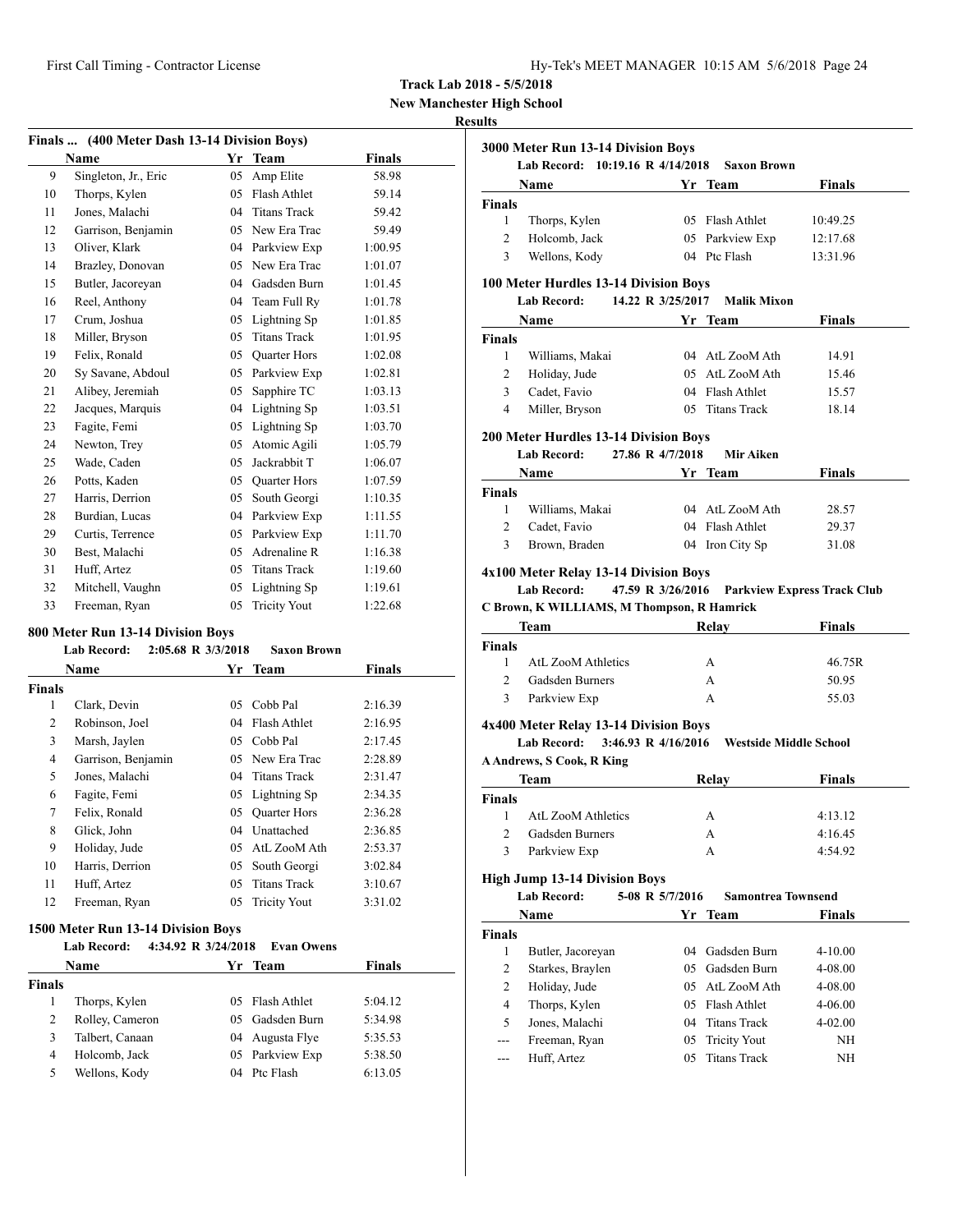**Track Lab 2018 - 5/5/2018**

**New Manchester High School**

**Results**

### Finals ... (400 Meter Dash 13-14 Division Boys)

| | Name | Yr | Team | Finals |
|---|---|---|---|---|
| 9 | Singleton, Jr., Eric | 05 | Amp Elite | 58.98 |
| 10 | Thorps, Kylen | 05 | Flash Athlet | 59.14 |
| 11 | Jones, Malachi | 04 | Titans Track | 59.42 |
| 12 | Garrison, Benjamin | 05 | New Era Trac | 59.49 |
| 13 | Oliver, Klark | 04 | Parkview Exp | 1:00.95 |
| 14 | Brazley, Donovan | 05 | New Era Trac | 1:01.07 |
| 15 | Butler, Jacoreyan | 04 | Gadsden Burn | 1:01.45 |
| 16 | Reel, Anthony | 04 | Team Full Ry | 1:01.78 |
| 17 | Crum, Joshua | 05 | Lightning Sp | 1:01.85 |
| 18 | Miller, Bryson | 05 | Titans Track | 1:01.95 |
| 19 | Felix, Ronald | 05 | Quarter Hors | 1:02.08 |
| 20 | Sy Savane, Abdoul | 05 | Parkview Exp | 1:02.81 |
| 21 | Alibey, Jeremiah | 05 | Sapphire TC | 1:03.13 |
| 22 | Jacques, Marquis | 04 | Lightning Sp | 1:03.51 |
| 23 | Fagite, Femi | 05 | Lightning Sp | 1:03.70 |
| 24 | Newton, Trey | 05 | Atomic Agili | 1:05.79 |
| 25 | Wade, Caden | 05 | Jackrabbit T | 1:06.07 |
| 26 | Potts, Kaden | 05 | Quarter Hors | 1:07.59 |
| 27 | Harris, Derrion | 05 | South Georgi | 1:10.35 |
| 28 | Burdian, Lucas | 04 | Parkview Exp | 1:11.55 |
| 29 | Curtis, Terrence | 05 | Parkview Exp | 1:11.70 |
| 30 | Best, Malachi | 05 | Adrenaline R | 1:16.38 |
| 31 | Huff, Artez | 05 | Titans Track | 1:19.60 |
| 32 | Mitchell, Vaughn | 05 | Lightning Sp | 1:19.61 |
| 33 | Freeman, Ryan | 05 | Tricity Yout | 1:22.68 |

### 800 Meter Run 13-14 Division Boys

**Lab Record: 2:05.68 R 3/3/2018 Saxon Brown**

| | Name | Yr | Team | Finals |
|---|---|---|---|---|
| **Finals** | | | | |
| 1 | Clark, Devin | 05 | Cobb Pal | 2:16.39 |
| 2 | Robinson, Joel | 04 | Flash Athlet | 2:16.95 |
| 3 | Marsh, Jaylen | 05 | Cobb Pal | 2:17.45 |
| 4 | Garrison, Benjamin | 05 | New Era Trac | 2:28.89 |
| 5 | Jones, Malachi | 04 | Titans Track | 2:31.47 |
| 6 | Fagite, Femi | 05 | Lightning Sp | 2:34.35 |
| 7 | Felix, Ronald | 05 | Quarter Hors | 2:36.28 |
| 8 | Glick, John | 04 | Unattached | 2:36.85 |
| 9 | Holiday, Jude | 05 | AtL ZooM Ath | 2:53.37 |
| 10 | Harris, Derrion | 05 | South Georgi | 3:02.84 |
| 11 | Huff, Artez | 05 | Titans Track | 3:10.67 |
| 12 | Freeman, Ryan | 05 | Tricity Yout | 3:31.02 |

### 1500 Meter Run 13-14 Division Boys

**Lab Record: 4:34.92 R 3/24/2018 Evan Owens**

| | Name | Yr | Team | Finals |
|---|---|---|---|---|
| **Finals** | | | | |
| 1 | Thorps, Kylen | 05 | Flash Athlet | 5:04.12 |
| 2 | Rolley, Cameron | 05 | Gadsden Burn | 5:34.98 |
| 3 | Talbert, Canaan | 04 | Augusta Flye | 5:35.53 |
| 4 | Holcomb, Jack | 05 | Parkview Exp | 5:38.50 |
| 5 | Wellons, Kody | 04 | Ptc Flash | 6:13.05 |

### 3000 Meter Run 13-14 Division Boys

**Lab Record: 10:19.16 R 4/14/2018 Saxon Brown**

| | Name | Yr | Team | Finals |
|---|---|---|---|---|
| **Finals** | | | | |
| 1 | Thorps, Kylen | 05 | Flash Athlet | 10:49.25 |
| 2 | Holcomb, Jack | 05 | Parkview Exp | 12:17.68 |
| 3 | Wellons, Kody | 04 | Ptc Flash | 13:31.96 |

### 100 Meter Hurdles 13-14 Division Boys

**Lab Record: 14.22 R 3/25/2017 Malik Mixon**

| | Name | Yr | Team | Finals |
|---|---|---|---|---|
| **Finals** | | | | |
| 1 | Williams, Makai | 04 | AtL ZooM Ath | 14.91 |
| 2 | Holiday, Jude | 05 | AtL ZooM Ath | 15.46 |
| 3 | Cadet, Favio | 04 | Flash Athlet | 15.57 |
| 4 | Miller, Bryson | 05 | Titans Track | 18.14 |

### 200 Meter Hurdles 13-14 Division Boys

**Lab Record: 27.86 R 4/7/2018 Mir Aiken**

| | Name | Yr | Team | Finals |
|---|---|---|---|---|
| **Finals** | | | | |
| 1 | Williams, Makai | 04 | AtL ZooM Ath | 28.57 |
| 2 | Cadet, Favio | 04 | Flash Athlet | 29.37 |
| 3 | Brown, Braden | 04 | Iron City Sp | 31.08 |

### 4x100 Meter Relay 13-14 Division Boys

**Lab Record: 47.59 R 3/26/2016 Parkview Express Track Club**

**C Brown, K WILLIAMS, M Thompson, R Hamrick**

| | Team | Relay | Finals |
|---|---|---|---|
| **Finals** | | | |
| 1 | AtL ZooM Athletics | A | 46.75R |
| 2 | Gadsden Burners | A | 50.95 |
| 3 | Parkview Exp | A | 55.03 |

### 4x400 Meter Relay 13-14 Division Boys

**Lab Record: 3:46.93 R 4/16/2016 Westside Middle School**

**A Andrews, S Cook, R King**

| | Team | Relay | Finals |
|---|---|---|---|
| **Finals** | | | |
| 1 | AtL ZooM Athletics | A | 4:13.12 |
| 2 | Gadsden Burners | A | 4:16.45 |
| 3 | Parkview Exp | A | 4:54.92 |

### High Jump 13-14 Division Boys

**Lab Record: 5-08 R 5/7/2016 Samontrea Townsend**

| | Name | Yr | Team | Finals |
|---|---|---|---|---|
| **Finals** | | | | |
| 1 | Butler, Jacoreyan | 04 | Gadsden Burn | 4-10.00 |
| 2 | Starkes, Braylen | 05 | Gadsden Burn | 4-08.00 |
| 2 | Holiday, Jude | 05 | AtL ZooM Ath | 4-08.00 |
| 4 | Thorps, Kylen | 05 | Flash Athlet | 4-06.00 |
| 5 | Jones, Malachi | 04 | Titans Track | 4-02.00 |
| --- | Freeman, Ryan | 05 | Tricity Yout | NH |
| --- | Huff, Artez | 05 | Titans Track | NH |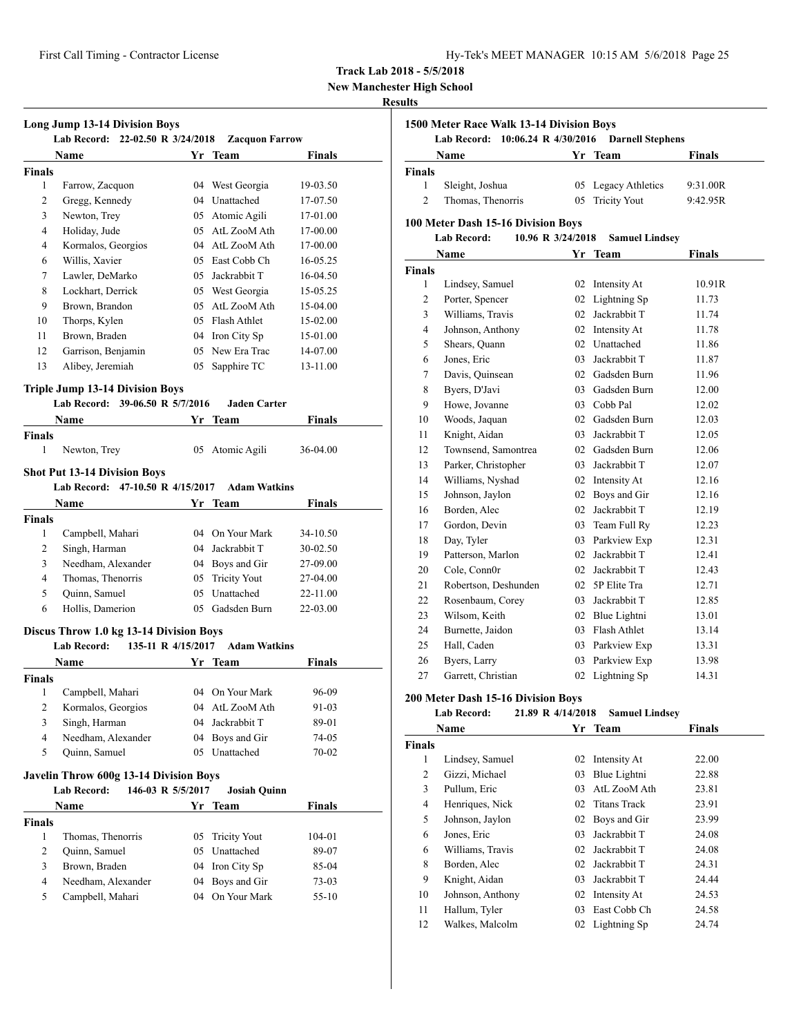**Track Lab 2018 - 5/5/2018**

**New Manchester High School**

**Results**

### Long Jump 13-14 Division Boys

Lab Record: 22-02.50 R 3/24/2018 Zacquon Farrow

| | Name | Yr | Team | Finals |
|---|---|---|---|---|
| **Finals** | | | | |
| 1 | Farrow, Zacquon | 04 | West Georgia | 19-03.50 |
| 2 | Gregg, Kennedy | 04 | Unattached | 17-07.50 |
| 3 | Newton, Trey | 05 | Atomic Agili | 17-01.00 |
| 4 | Holiday, Jude | 05 | AtL ZooM Ath | 17-00.00 |
| 4 | Kormalos, Georgios | 04 | AtL ZooM Ath | 17-00.00 |
| 6 | Willis, Xavier | 05 | East Cobb Ch | 16-05.25 |
| 7 | Lawler, DeMarko | 05 | Jackrabbit T | 16-04.50 |
| 8 | Lockhart, Derrick | 05 | West Georgia | 15-05.25 |
| 9 | Brown, Brandon | 05 | AtL ZooM Ath | 15-04.00 |
| 10 | Thorps, Kylen | 05 | Flash Athlet | 15-02.00 |
| 11 | Brown, Braden | 04 | Iron City Sp | 15-01.00 |
| 12 | Garrison, Benjamin | 05 | New Era Trac | 14-07.00 |
| 13 | Alibey, Jeremiah | 05 | Sapphire TC | 13-11.00 |

### Triple Jump 13-14 Division Boys

Lab Record: 39-06.50 R 5/7/2016 Jaden Carter

| | Name | Yr | Team | Finals |
|---|---|---|---|---|
| **Finals** | | | | |
| 1 | Newton, Trey | 05 | Atomic Agili | 36-04.00 |

### Shot Put 13-14 Division Boys

Lab Record: 47-10.50 R 4/15/2017 Adam Watkins

| | Name | Yr | Team | Finals |
|---|---|---|---|---|
| **Finals** | | | | |
| 1 | Campbell, Mahari | 04 | On Your Mark | 34-10.50 |
| 2 | Singh, Harman | 04 | Jackrabbit T | 30-02.50 |
| 3 | Needham, Alexander | 04 | Boys and Gir | 27-09.00 |
| 4 | Thomas, Thenorris | 05 | Tricity Yout | 27-04.00 |
| 5 | Quinn, Samuel | 05 | Unattached | 22-11.00 |
| 6 | Hollis, Damerion | 05 | Gadsden Burn | 22-03.00 |

### Discus Throw 1.0 kg 13-14 Division Boys

Lab Record: 135-11 R 4/15/2017 Adam Watkins

| | Name | Yr | Team | Finals |
|---|---|---|---|---|
| **Finals** | | | | |
| 1 | Campbell, Mahari | 04 | On Your Mark | 96-09 |
| 2 | Kormalos, Georgios | 04 | AtL ZooM Ath | 91-03 |
| 3 | Singh, Harman | 04 | Jackrabbit T | 89-01 |
| 4 | Needham, Alexander | 04 | Boys and Gir | 74-05 |
| 5 | Quinn, Samuel | 05 | Unattached | 70-02 |

### Javelin Throw 600g 13-14 Division Boys

Lab Record: 146-03 R 5/5/2017 Josiah Quinn

| | Name | Yr | Team | Finals |
|---|---|---|---|---|
| **Finals** | | | | |
| 1 | Thomas, Thenorris | 05 | Tricity Yout | 104-01 |
| 2 | Quinn, Samuel | 05 | Unattached | 89-07 |
| 3 | Brown, Braden | 04 | Iron City Sp | 85-04 |
| 4 | Needham, Alexander | 04 | Boys and Gir | 73-03 |
| 5 | Campbell, Mahari | 04 | On Your Mark | 55-10 |

### 1500 Meter Race Walk 13-14 Division Boys

Lab Record: 10:06.24 R 4/30/2016 Darnell Stephens

| | Name | Yr | Team | Finals |
|---|---|---|---|---|
| **Finals** | | | | |
| 1 | Sleight, Joshua | 05 | Legacy Athletics | 9:31.00R |
| 2 | Thomas, Thenorris | 05 | Tricity Yout | 9:42.95R |

### 100 Meter Dash 15-16 Division Boys

Lab Record: 10.96 R 3/24/2018 Samuel Lindsey

| | Name | Yr | Team | Finals |
|---|---|---|---|---|
| **Finals** | | | | |
| 1 | Lindsey, Samuel | 02 | Intensity At | 10.91R |
| 2 | Porter, Spencer | 02 | Lightning Sp | 11.73 |
| 3 | Williams, Travis | 02 | Jackrabbit T | 11.74 |
| 4 | Johnson, Anthony | 02 | Intensity At | 11.78 |
| 5 | Shears, Quann | 02 | Unattached | 11.86 |
| 6 | Jones, Eric | 03 | Jackrabbit T | 11.87 |
| 7 | Davis, Quinsean | 02 | Gadsden Burn | 11.96 |
| 8 | Byers, D'Javi | 03 | Gadsden Burn | 12.00 |
| 9 | Howe, Jovanne | 03 | Cobb Pal | 12.02 |
| 10 | Woods, Jaquan | 02 | Gadsden Burn | 12.03 |
| 11 | Knight, Aidan | 03 | Jackrabbit T | 12.05 |
| 12 | Townsend, Samontrea | 02 | Gadsden Burn | 12.06 |
| 13 | Parker, Christopher | 03 | Jackrabbit T | 12.07 |
| 14 | Williams, Nyshad | 02 | Intensity At | 12.16 |
| 15 | Johnson, Jaylon | 02 | Boys and Gir | 12.16 |
| 16 | Borden, Alec | 02 | Jackrabbit T | 12.19 |
| 17 | Gordon, Devin | 03 | Team Full Ry | 12.23 |
| 18 | Day, Tyler | 03 | Parkview Exp | 12.31 |
| 19 | Patterson, Marlon | 02 | Jackrabbit T | 12.41 |
| 20 | Cole, Conn0r | 02 | Jackrabbit T | 12.43 |
| 21 | Robertson, Deshunden | 02 | 5P Elite Tra | 12.71 |
| 22 | Rosenbaum, Corey | 03 | Jackrabbit T | 12.85 |
| 23 | Wilsom, Keith | 02 | Blue Lightni | 13.01 |
| 24 | Burnette, Jaidon | 03 | Flash Athlet | 13.14 |
| 25 | Hall, Caden | 03 | Parkview Exp | 13.31 |
| 26 | Byers, Larry | 03 | Parkview Exp | 13.98 |
| 27 | Garrett, Christian | 02 | Lightning Sp | 14.31 |

### 200 Meter Dash 15-16 Division Boys

Lab Record: 21.89 R 4/14/2018 Samuel Lindsey

| | Name | Yr | Team | Finals |
|---|---|---|---|---|
| **Finals** | | | | |
| 1 | Lindsey, Samuel | 02 | Intensity At | 22.00 |
| 2 | Gizzi, Michael | 03 | Blue Lightni | 22.88 |
| 3 | Pullum, Eric | 03 | AtL ZooM Ath | 23.81 |
| 4 | Henriques, Nick | 02 | Titans Track | 23.91 |
| 5 | Johnson, Jaylon | 02 | Boys and Gir | 23.99 |
| 6 | Jones, Eric | 03 | Jackrabbit T | 24.08 |
| 6 | Williams, Travis | 02 | Jackrabbit T | 24.08 |
| 8 | Borden, Alec | 02 | Jackrabbit T | 24.31 |
| 9 | Knight, Aidan | 03 | Jackrabbit T | 24.44 |
| 10 | Johnson, Anthony | 02 | Intensity At | 24.53 |
| 11 | Hallum, Tyler | 03 | East Cobb Ch | 24.58 |
| 12 | Walkes, Malcolm | 02 | Lightning Sp | 24.74 |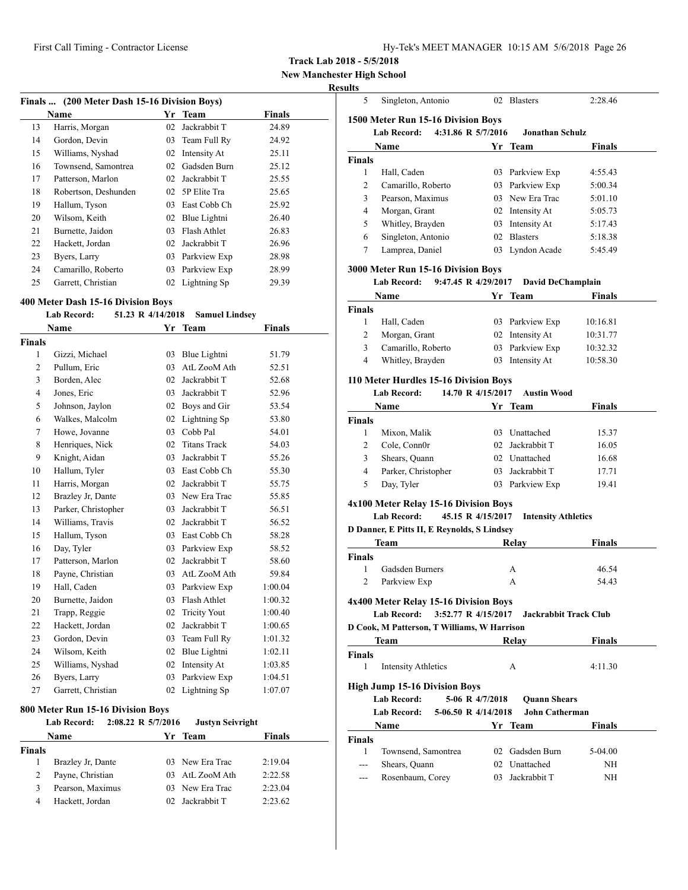**Track Lab 2018 - 5/5/2018**

**New Manchester High School**

**Results**

### Finals ... (200 Meter Dash 15-16 Division Boys)

| | Name | Yr | Team | Finals |
|---|---|---|---|---|
| 13 | Harris, Morgan | 02 | Jackrabbit T | 24.89 |
| 14 | Gordon, Devin | 03 | Team Full Ry | 24.92 |
| 15 | Williams, Nyshad | 02 | Intensity At | 25.11 |
| 16 | Townsend, Samontrea | 02 | Gadsden Burn | 25.12 |
| 17 | Patterson, Marlon | 02 | Jackrabbit T | 25.55 |
| 18 | Robertson, Deshunden | 02 | 5P Elite Tra | 25.65 |
| 19 | Hallum, Tyson | 03 | East Cobb Ch | 25.92 |
| 20 | Wilsom, Keith | 02 | Blue Lightni | 26.40 |
| 21 | Burnette, Jaidon | 03 | Flash Athlet | 26.83 |
| 22 | Hackett, Jordan | 02 | Jackrabbit T | 26.96 |
| 23 | Byers, Larry | 03 | Parkview Exp | 28.98 |
| 24 | Camarillo, Roberto | 03 | Parkview Exp | 28.99 |
| 25 | Garrett, Christian | 02 | Lightning Sp | 29.39 |

### 400 Meter Dash 15-16 Division Boys

**Lab Record:** 51.23 R 4/14/2018 **Samuel Lindsey**

| | Name | Yr | Team | Finals |
|---|---|---|---|---|
| **Finals** | | | | |
| 1 | Gizzi, Michael | 03 | Blue Lightni | 51.79 |
| 2 | Pullum, Eric | 03 | AtL ZooM Ath | 52.51 |
| 3 | Borden, Alec | 02 | Jackrabbit T | 52.68 |
| 4 | Jones, Eric | 03 | Jackrabbit T | 52.96 |
| 5 | Johnson, Jaylon | 02 | Boys and Gir | 53.54 |
| 6 | Walkes, Malcolm | 02 | Lightning Sp | 53.80 |
| 7 | Howe, Jovanne | 03 | Cobb Pal | 54.01 |
| 8 | Henriques, Nick | 02 | Titans Track | 54.03 |
| 9 | Knight, Aidan | 03 | Jackrabbit T | 55.26 |
| 10 | Hallum, Tyler | 03 | East Cobb Ch | 55.30 |
| 11 | Harris, Morgan | 02 | Jackrabbit T | 55.75 |
| 12 | Brazley Jr, Dante | 03 | New Era Trac | 55.85 |
| 13 | Parker, Christopher | 03 | Jackrabbit T | 56.51 |
| 14 | Williams, Travis | 02 | Jackrabbit T | 56.52 |
| 15 | Hallum, Tyson | 03 | East Cobb Ch | 58.28 |
| 16 | Day, Tyler | 03 | Parkview Exp | 58.52 |
| 17 | Patterson, Marlon | 02 | Jackrabbit T | 58.60 |
| 18 | Payne, Christian | 03 | AtL ZooM Ath | 59.84 |
| 19 | Hall, Caden | 03 | Parkview Exp | 1:00.04 |
| 20 | Burnette, Jaidon | 03 | Flash Athlet | 1:00.32 |
| 21 | Trapp, Reggie | 02 | Tricity Yout | 1:00.40 |
| 22 | Hackett, Jordan | 02 | Jackrabbit T | 1:00.65 |
| 23 | Gordon, Devin | 03 | Team Full Ry | 1:01.32 |
| 24 | Wilsom, Keith | 02 | Blue Lightni | 1:02.11 |
| 25 | Williams, Nyshad | 02 | Intensity At | 1:03.85 |
| 26 | Byers, Larry | 03 | Parkview Exp | 1:04.51 |
| 27 | Garrett, Christian | 02 | Lightning Sp | 1:07.07 |

### 800 Meter Run 15-16 Division Boys

**Lab Record:** 2:08.22 R 5/7/2016 **Justyn Seivright**

| | Name | Yr | Team | Finals |
|---|---|---|---|---|
| **Finals** | | | | |
| 1 | Brazley Jr, Dante | 03 | New Era Trac | 2:19.04 |
| 2 | Payne, Christian | 03 | AtL ZooM Ath | 2:22.58 |
| 3 | Pearson, Maximus | 03 | New Era Trac | 2:23.04 |
| 4 | Hackett, Jordan | 02 | Jackrabbit T | 2:23.62 |
| 5 | Singleton, Antonio | 02 | Blasters | 2:28.46 |

### 1500 Meter Run 15-16 Division Boys

**Lab Record:** 4:31.86 R 5/7/2016 **Jonathan Schulz**

| | Name | Yr | Team | Finals |
|---|---|---|---|---|
| **Finals** | | | | |
| 1 | Hall, Caden | 03 | Parkview Exp | 4:55.43 |
| 2 | Camarillo, Roberto | 03 | Parkview Exp | 5:00.34 |
| 3 | Pearson, Maximus | 03 | New Era Trac | 5:01.10 |
| 4 | Morgan, Grant | 02 | Intensity At | 5:05.73 |
| 5 | Whitley, Brayden | 03 | Intensity At | 5:17.43 |
| 6 | Singleton, Antonio | 02 | Blasters | 5:18.38 |
| 7 | Lamprea, Daniel | 03 | Lyndon Acade | 5:45.49 |

### 3000 Meter Run 15-16 Division Boys

**Lab Record:** 9:47.45 R 4/29/2017 **David DeChamplain**

| | Name | Yr | Team | Finals |
|---|---|---|---|---|
| **Finals** | | | | |
| 1 | Hall, Caden | 03 | Parkview Exp | 10:16.81 |
| 2 | Morgan, Grant | 02 | Intensity At | 10:31.77 |
| 3 | Camarillo, Roberto | 03 | Parkview Exp | 10:32.32 |
| 4 | Whitley, Brayden | 03 | Intensity At | 10:58.30 |

### 110 Meter Hurdles 15-16 Division Boys

**Lab Record:** 14.70 R 4/15/2017 **Austin Wood**

| | Name | Yr | Team | Finals |
|---|---|---|---|---|
| **Finals** | | | | |
| 1 | Mixon, Malik | 03 | Unattached | 15.37 |
| 2 | Cole, Conn0r | 02 | Jackrabbit T | 16.05 |
| 3 | Shears, Quann | 02 | Unattached | 16.68 |
| 4 | Parker, Christopher | 03 | Jackrabbit T | 17.71 |
| 5 | Day, Tyler | 03 | Parkview Exp | 19.41 |

### 4x100 Meter Relay 15-16 Division Boys

**Lab Record:** 45.15 R 4/15/2017 **Intensity Athletics**

**D Danner, E Pitts II, E Reynolds, S Lindsey**

| | Team | Relay | Finals |
|---|---|---|---|
| **Finals** | | | |
| 1 | Gadsden Burners | A | 46.54 |
| 2 | Parkview Exp | A | 54.43 |

### 4x400 Meter Relay 15-16 Division Boys

**Lab Record:** 3:52.77 R 4/15/2017 **Jackrabbit Track Club**

**D Cook, M Patterson, T Williams, W Harrison**

| | Team | Relay | Finals |
|---|---|---|---|
| **Finals** | | | |
| 1 | Intensity Athletics | A | 4:11.30 |

### High Jump 15-16 Division Boys

**Lab Record:** 5-06 R 4/7/2018 **Quann Shears**

**Lab Record:** 5-06.50 R 4/14/2018 **John Catherman**

| | Name | Yr | Team | Finals |
|---|---|---|---|---|
| **Finals** | | | | |
| 1 | Townsend, Samontrea | 02 | Gadsden Burn | 5-04.00 |
| --- | Shears, Quann | 02 | Unattached | NH |
| --- | Rosenbaum, Corey | 03 | Jackrabbit T | NH |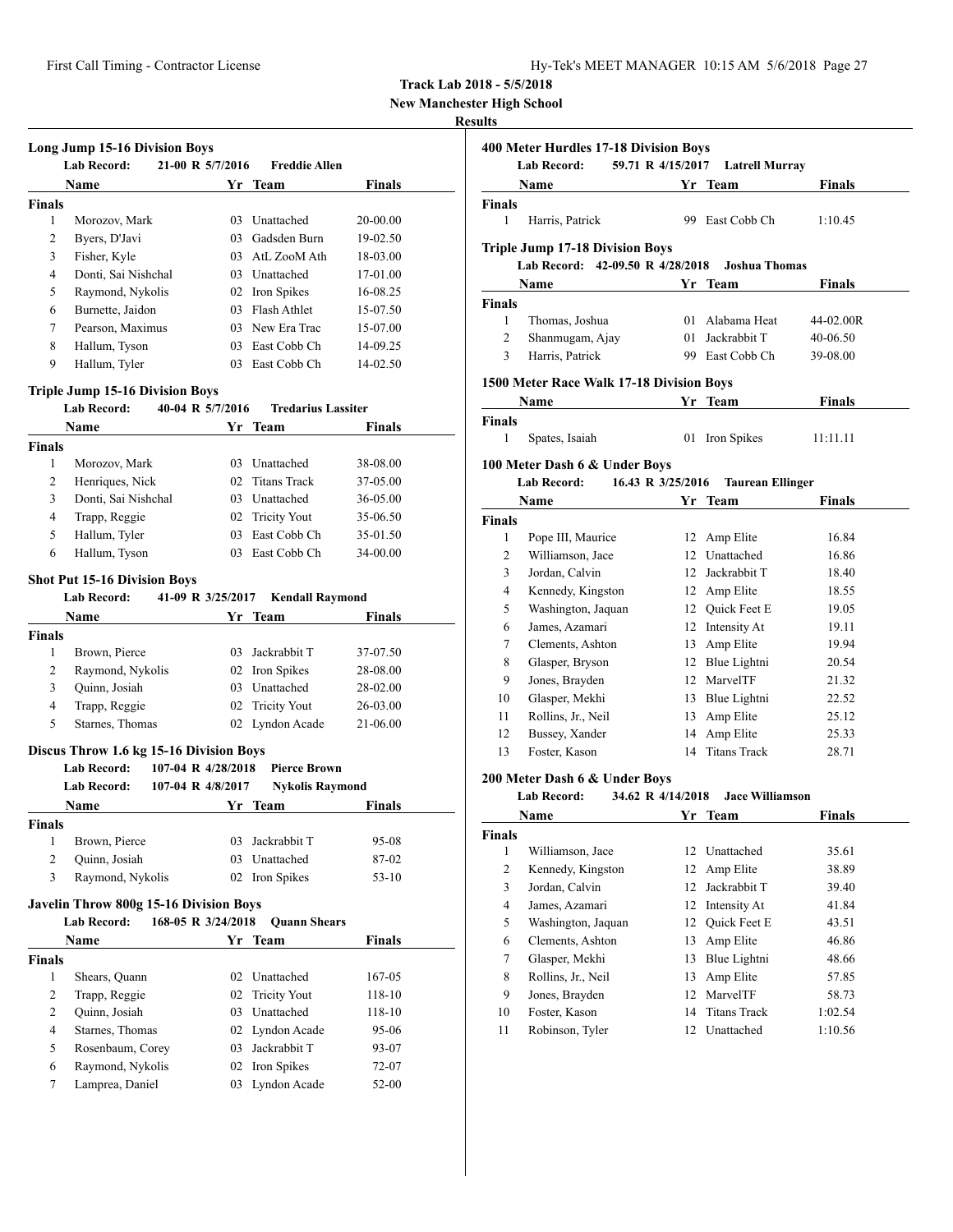# Track Lab 2018 - 5/5/2018

**New Manchester High School**

**Results**

### Long Jump 15-16 Division Boys

Lab Record: 21-00 R 5/7/2016 Freddie Allen

| | Name | Yr | Team | Finals |
|---|---|---|---|---|
| **Finals** | | | | |
| 1 | Morozov, Mark | 03 | Unattached | 20-00.00 |
| 2 | Byers, D'Javi | 03 | Gadsden Burn | 19-02.50 |
| 3 | Fisher, Kyle | 03 | AtL ZooM Ath | 18-03.00 |
| 4 | Donti, Sai Nishchal | 03 | Unattached | 17-01.00 |
| 5 | Raymond, Nykolis | 02 | Iron Spikes | 16-08.25 |
| 6 | Burnette, Jaidon | 03 | Flash Athlet | 15-07.50 |
| 7 | Pearson, Maximus | 03 | New Era Trac | 15-07.00 |
| 8 | Hallum, Tyson | 03 | East Cobb Ch | 14-09.25 |
| 9 | Hallum, Tyler | 03 | East Cobb Ch | 14-02.50 |

### Triple Jump 15-16 Division Boys

Lab Record: 40-04 R 5/7/2016 Tredarius Lassiter

| | Name | Yr | Team | Finals |
|---|---|---|---|---|
| **Finals** | | | | |
| 1 | Morozov, Mark | 03 | Unattached | 38-08.00 |
| 2 | Henriques, Nick | 02 | Titans Track | 37-05.00 |
| 3 | Donti, Sai Nishchal | 03 | Unattached | 36-05.00 |
| 4 | Trapp, Reggie | 02 | Tricity Yout | 35-06.50 |
| 5 | Hallum, Tyler | 03 | East Cobb Ch | 35-01.50 |
| 6 | Hallum, Tyson | 03 | East Cobb Ch | 34-00.00 |

### Shot Put 15-16 Division Boys

Lab Record: 41-09 R 3/25/2017 Kendall Raymond

| | Name | Yr | Team | Finals |
|---|---|---|---|---|
| **Finals** | | | | |
| 1 | Brown, Pierce | 03 | Jackrabbit T | 37-07.50 |
| 2 | Raymond, Nykolis | 02 | Iron Spikes | 28-08.00 |
| 3 | Quinn, Josiah | 03 | Unattached | 28-02.00 |
| 4 | Trapp, Reggie | 02 | Tricity Yout | 26-03.00 |
| 5 | Starnes, Thomas | 02 | Lyndon Acade | 21-06.00 |

### Discus Throw 1.6 kg 15-16 Division Boys

Lab Record: 107-04 R 4/28/2018 Pierce Brown

Lab Record: 107-04 R 4/8/2017 Nykolis Raymond

| | Name | Yr | Team | Finals |
|---|---|---|---|---|
| **Finals** | | | | |
| 1 | Brown, Pierce | 03 | Jackrabbit T | 95-08 |
| 2 | Quinn, Josiah | 03 | Unattached | 87-02 |
| 3 | Raymond, Nykolis | 02 | Iron Spikes | 53-10 |

### Javelin Throw 800g 15-16 Division Boys

Lab Record: 168-05 R 3/24/2018 Quann Shears

| | Name | Yr | Team | Finals |
|---|---|---|---|---|
| **Finals** | | | | |
| 1 | Shears, Quann | 02 | Unattached | 167-05 |
| 2 | Trapp, Reggie | 02 | Tricity Yout | 118-10 |
| 2 | Quinn, Josiah | 03 | Unattached | 118-10 |
| 4 | Starnes, Thomas | 02 | Lyndon Acade | 95-06 |
| 5 | Rosenbaum, Corey | 03 | Jackrabbit T | 93-07 |
| 6 | Raymond, Nykolis | 02 | Iron Spikes | 72-07 |
| 7 | Lamprea, Daniel | 03 | Lyndon Acade | 52-00 |

### 400 Meter Hurdles 17-18 Division Boys

Lab Record: 59.71 R 4/15/2017 Latrell Murray

| | Name | Yr | Team | Finals |
|---|---|---|---|---|
| **Finals** | | | | |
| 1 | Harris, Patrick | 99 | East Cobb Ch | 1:10.45 |

### Triple Jump 17-18 Division Boys

Lab Record: 42-09.50 R 4/28/2018 Joshua Thomas

| | Name | Yr | Team | Finals |
|---|---|---|---|---|
| **Finals** | | | | |
| 1 | Thomas, Joshua | 01 | Alabama Heat | 44-02.00R |
| 2 | Shanmugam, Ajay | 01 | Jackrabbit T | 40-06.50 |
| 3 | Harris, Patrick | 99 | East Cobb Ch | 39-08.00 |

### 1500 Meter Race Walk 17-18 Division Boys

| | Name | Yr | Team | Finals |
|---|---|---|---|---|
| **Finals** | | | | |
| 1 | Spates, Isaiah | 01 | Iron Spikes | 11:11.11 |

### 100 Meter Dash 6 & Under Boys

Lab Record: 16.43 R 3/25/2016 Taurean Ellinger

| | Name | Yr | Team | Finals |
|---|---|---|---|---|
| **Finals** | | | | |
| 1 | Pope III, Maurice | 12 | Amp Elite | 16.84 |
| 2 | Williamson, Jace | 12 | Unattached | 16.86 |
| 3 | Jordan, Calvin | 12 | Jackrabbit T | 18.40 |
| 4 | Kennedy, Kingston | 12 | Amp Elite | 18.55 |
| 5 | Washington, Jaquan | 12 | Quick Feet E | 19.05 |
| 6 | James, Azamari | 12 | Intensity At | 19.11 |
| 7 | Clements, Ashton | 13 | Amp Elite | 19.94 |
| 8 | Glasper, Bryson | 12 | Blue Lightni | 20.54 |
| 9 | Jones, Brayden | 12 | MarvelTF | 21.32 |
| 10 | Glasper, Mekhi | 13 | Blue Lightni | 22.52 |
| 11 | Rollins, Jr., Neil | 13 | Amp Elite | 25.12 |
| 12 | Bussey, Xander | 14 | Amp Elite | 25.33 |
| 13 | Foster, Kason | 14 | Titans Track | 28.71 |

### 200 Meter Dash 6 & Under Boys

Lab Record: 34.62 R 4/14/2018 Jace Williamson

| | Name | Yr | Team | Finals |
|---|---|---|---|---|
| **Finals** | | | | |
| 1 | Williamson, Jace | 12 | Unattached | 35.61 |
| 2 | Kennedy, Kingston | 12 | Amp Elite | 38.89 |
| 3 | Jordan, Calvin | 12 | Jackrabbit T | 39.40 |
| 4 | James, Azamari | 12 | Intensity At | 41.84 |
| 5 | Washington, Jaquan | 12 | Quick Feet E | 43.51 |
| 6 | Clements, Ashton | 13 | Amp Elite | 46.86 |
| 7 | Glasper, Mekhi | 13 | Blue Lightni | 48.66 |
| 8 | Rollins, Jr., Neil | 13 | Amp Elite | 57.85 |
| 9 | Jones, Brayden | 12 | MarvelTF | 58.73 |
| 10 | Foster, Kason | 14 | Titans Track | 1:02.54 |
| 11 | Robinson, Tyler | 12 | Unattached | 1:10.56 |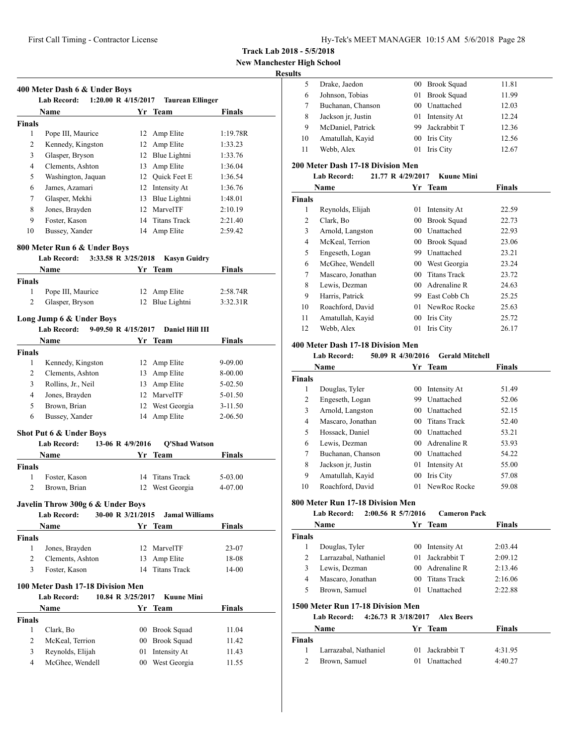**Track Lab 2018 - 5/5/2018**
**New Manchester High School**
**Results**

### 400 Meter Dash 6 & Under Boys

Lab Record: 1:20.00 R 4/15/2017 Taurean Ellinger

| | Name | Yr | Team | Finals |
|---|---|---|---|---|
| **Finals** | | | | |
| 1 | Pope III, Maurice | 12 | Amp Elite | 1:19.78R |
| 2 | Kennedy, Kingston | 12 | Amp Elite | 1:33.23 |
| 3 | Glasper, Bryson | 12 | Blue Lightni | 1:33.76 |
| 4 | Clements, Ashton | 13 | Amp Elite | 1:36.04 |
| 5 | Washington, Jaquan | 12 | Quick Feet E | 1:36.54 |
| 6 | James, Azamari | 12 | Intensity At | 1:36.76 |
| 7 | Glasper, Mekhi | 13 | Blue Lightni | 1:48.01 |
| 8 | Jones, Brayden | 12 | MarvelTF | 2:10.19 |
| 9 | Foster, Kason | 14 | Titans Track | 2:21.40 |
| 10 | Bussey, Xander | 14 | Amp Elite | 2:59.42 |

### 800 Meter Run 6 & Under Boys

Lab Record: 3:33.58 R 3/25/2018 Kasyn Guidry

| | Name | Yr | Team | Finals |
|---|---|---|---|---|
| **Finals** | | | | |
| 1 | Pope III, Maurice | 12 | Amp Elite | 2:58.74R |
| 2 | Glasper, Bryson | 12 | Blue Lightni | 3:32.31R |

### Long Jump 6 & Under Boys

Lab Record: 9-09.50 R 4/15/2017 Daniel Hill III

| | Name | Yr | Team | Finals |
|---|---|---|---|---|
| **Finals** | | | | |
| 1 | Kennedy, Kingston | 12 | Amp Elite | 9-09.00 |
| 2 | Clements, Ashton | 13 | Amp Elite | 8-00.00 |
| 3 | Rollins, Jr., Neil | 13 | Amp Elite | 5-02.50 |
| 4 | Jones, Brayden | 12 | MarvelTF | 5-01.50 |
| 5 | Brown, Brian | 12 | West Georgia | 3-11.50 |
| 6 | Bussey, Xander | 14 | Amp Elite | 2-06.50 |

### Shot Put 6 & Under Boys

Lab Record: 13-06 R 4/9/2016 Q'Shad Watson

| | Name | Yr | Team | Finals |
|---|---|---|---|---|
| **Finals** | | | | |
| 1 | Foster, Kason | 14 | Titans Track | 5-03.00 |
| 2 | Brown, Brian | 12 | West Georgia | 4-07.00 |

### Javelin Throw 300g 6 & Under Boys

Lab Record: 30-00 R 3/21/2015 Jamal Williams

| | Name | Yr | Team | Finals |
|---|---|---|---|---|
| **Finals** | | | | |
| 1 | Jones, Brayden | 12 | MarvelTF | 23-07 |
| 2 | Clements, Ashton | 13 | Amp Elite | 18-08 |
| 3 | Foster, Kason | 14 | Titans Track | 14-00 |

### 100 Meter Dash 17-18 Division Men

Lab Record: 10.84 R 3/25/2017 Kuune Mini

| | Name | Yr | Team | Finals |
|---|---|---|---|---|
| **Finals** | | | | |
| 1 | Clark, Bo | 00 | Brook Squad | 11.04 |
| 2 | McKeal, Terrion | 00 | Brook Squad | 11.42 |
| 3 | Reynolds, Elijah | 01 | Intensity At | 11.43 |
| 4 | McGhee, Wendell | 00 | West Georgia | 11.55 |
| 5 | Drake, Jaedon | 00 | Brook Squad | 11.81 |
| 6 | Johnson, Tobias | 01 | Brook Squad | 11.99 |
| 7 | Buchanan, Chanson | 00 | Unattached | 12.03 |
| 8 | Jackson jr, Justin | 01 | Intensity At | 12.24 |
| 9 | McDaniel, Patrick | 99 | Jackrabbit T | 12.36 |
| 10 | Amatullah, Kayid | 00 | Iris City | 12.56 |
| 11 | Webb, Alex | 01 | Iris City | 12.67 |

### 200 Meter Dash 17-18 Division Men

Lab Record: 21.77 R 4/29/2017 Kuune Mini

| | Name | Yr | Team | Finals |
|---|---|---|---|---|
| **Finals** | | | | |
| 1 | Reynolds, Elijah | 01 | Intensity At | 22.59 |
| 2 | Clark, Bo | 00 | Brook Squad | 22.73 |
| 3 | Arnold, Langston | 00 | Unattached | 22.93 |
| 4 | McKeal, Terrion | 00 | Brook Squad | 23.06 |
| 5 | Engeseth, Logan | 99 | Unattached | 23.21 |
| 6 | McGhee, Wendell | 00 | West Georgia | 23.24 |
| 7 | Mascaro, Jonathan | 00 | Titans Track | 23.72 |
| 8 | Lewis, Dezman | 00 | Adrenaline R | 24.63 |
| 9 | Harris, Patrick | 99 | East Cobb Ch | 25.25 |
| 10 | Roachford, David | 01 | NewRoc Rocke | 25.63 |
| 11 | Amatullah, Kayid | 00 | Iris City | 25.72 |
| 12 | Webb, Alex | 01 | Iris City | 26.17 |

### 400 Meter Dash 17-18 Division Men

Lab Record: 50.09 R 4/30/2016 Gerald Mitchell

| | Name | Yr | Team | Finals |
|---|---|---|---|---|
| **Finals** | | | | |
| 1 | Douglas, Tyler | 00 | Intensity At | 51.49 |
| 2 | Engeseth, Logan | 99 | Unattached | 52.06 |
| 3 | Arnold, Langston | 00 | Unattached | 52.15 |
| 4 | Mascaro, Jonathan | 00 | Titans Track | 52.40 |
| 5 | Hossack, Daniel | 00 | Unattached | 53.21 |
| 6 | Lewis, Dezman | 00 | Adrenaline R | 53.93 |
| 7 | Buchanan, Chanson | 00 | Unattached | 54.22 |
| 8 | Jackson jr, Justin | 01 | Intensity At | 55.00 |
| 9 | Amatullah, Kayid | 00 | Iris City | 57.08 |
| 10 | Roachford, David | 01 | NewRoc Rocke | 59.08 |

### 800 Meter Run 17-18 Division Men

Lab Record: 2:00.56 R 5/7/2016 Cameron Pack

| | Name | Yr | Team | Finals |
|---|---|---|---|---|
| **Finals** | | | | |
| 1 | Douglas, Tyler | 00 | Intensity At | 2:03.44 |
| 2 | Larrazabal, Nathaniel | 01 | Jackrabbit T | 2:09.12 |
| 3 | Lewis, Dezman | 00 | Adrenaline R | 2:13.46 |
| 4 | Mascaro, Jonathan | 00 | Titans Track | 2:16.06 |
| 5 | Brown, Samuel | 01 | Unattached | 2:22.88 |

### 1500 Meter Run 17-18 Division Men

Lab Record: 4:26.73 R 3/18/2017 Alex Beers

| | Name | Yr | Team | Finals |
|---|---|---|---|---|
| **Finals** | | | | |
| 1 | Larrazabal, Nathaniel | 01 | Jackrabbit T | 4:31.95 |
| 2 | Brown, Samuel | 01 | Unattached | 4:40.27 |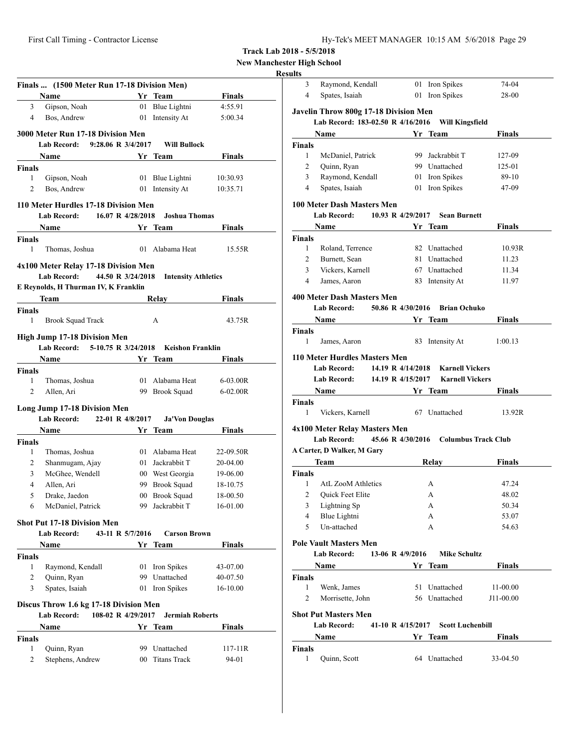**Track Lab 2018 - 5/5/2018**

**New Manchester High School**

**Results**

### Finals ... (1500 Meter Run 17-18 Division Men)

| | Name | Yr | Team | Finals |
|---|---|---|---|---|
| 3 | Gipson, Noah | 01 | Blue Lightni | 4:55.91 |
| 4 | Bos, Andrew | 01 | Intensity At | 5:00.34 |

### 3000 Meter Run 17-18 Division Men

**Lab Record: 9:28.06 R 3/4/2017 Will Bullock**

| | Name | Yr | Team | Finals |
|---|---|---|---|---|
| **Finals** | | | | |
| 1 | Gipson, Noah | 01 | Blue Lightni | 10:30.93 |
| 2 | Bos, Andrew | 01 | Intensity At | 10:35.71 |

### 110 Meter Hurdles 17-18 Division Men

**Lab Record: 16.07 R 4/28/2018 Joshua Thomas**

| | Name | Yr | Team | Finals |
|---|---|---|---|---|
| **Finals** | | | | |
| 1 | Thomas, Joshua | 01 | Alabama Heat | 15.55R |

### 4x100 Meter Relay 17-18 Division Men

**Lab Record: 44.50 R 3/24/2018 Intensity Athletics**

**E Reynolds, H Thurman IV, K Franklin**

| | Team | Relay | Finals |
|---|---|---|---|
| **Finals** | | | |
| 1 | Brook Squad Track | A | 43.75R |

### High Jump 17-18 Division Men

**Lab Record: 5-10.75 R 3/24/2018 Keishon Franklin**

| | Name | Yr | Team | Finals |
|---|---|---|---|---|
| **Finals** | | | | |
| 1 | Thomas, Joshua | 01 | Alabama Heat | 6-03.00R |
| 2 | Allen, Ari | 99 | Brook Squad | 6-02.00R |

### Long Jump 17-18 Division Men

**Lab Record: 22-01 R 4/8/2017 Ja'Von Douglas**

| | Name | Yr | Team | Finals |
|---|---|---|---|---|
| **Finals** | | | | |
| 1 | Thomas, Joshua | 01 | Alabama Heat | 22-09.50R |
| 2 | Shanmugam, Ajay | 01 | Jackrabbit T | 20-04.00 |
| 3 | McGhee, Wendell | 00 | West Georgia | 19-06.00 |
| 4 | Allen, Ari | 99 | Brook Squad | 18-10.75 |
| 5 | Drake, Jaedon | 00 | Brook Squad | 18-00.50 |
| 6 | McDaniel, Patrick | 99 | Jackrabbit T | 16-01.00 |

### Shot Put 17-18 Division Men

**Lab Record: 43-11 R 5/7/2016 Carson Brown**

| | Name | Yr | Team | Finals |
|---|---|---|---|---|
| **Finals** | | | | |
| 1 | Raymond, Kendall | 01 | Iron Spikes | 43-07.00 |
| 2 | Quinn, Ryan | 99 | Unattached | 40-07.50 |
| 3 | Spates, Isaiah | 01 | Iron Spikes | 16-10.00 |

### Discus Throw 1.6 kg 17-18 Division Men

**Lab Record: 108-02 R 4/29/2017 Jermiah Roberts**

| | Name | Yr | Team | Finals |
|---|---|---|---|---|
| **Finals** | | | | |
| 1 | Quinn, Ryan | 99 | Unattached | 117-11R |
| 2 | Stephens, Andrew | 00 | Titans Track | 94-01 |
| 3 | Raymond, Kendall | 01 | Iron Spikes | 74-04 |
| 4 | Spates, Isaiah | 01 | Iron Spikes | 28-00 |

### Javelin Throw 800g 17-18 Division Men

**Lab Record: 183-02.50 R 4/16/2016 Will Kingsfield**

| | Name | Yr | Team | Finals |
|---|---|---|---|---|
| **Finals** | | | | |
| 1 | McDaniel, Patrick | 99 | Jackrabbit T | 127-09 |
| 2 | Quinn, Ryan | 99 | Unattached | 125-01 |
| 3 | Raymond, Kendall | 01 | Iron Spikes | 89-10 |
| 4 | Spates, Isaiah | 01 | Iron Spikes | 47-09 |

### 100 Meter Dash Masters Men

**Lab Record: 10.93 R 4/29/2017 Sean Burnett**

| | Name | Yr | Team | Finals |
|---|---|---|---|---|
| **Finals** | | | | |
| 1 | Roland, Terrence | 82 | Unattached | 10.93R |
| 2 | Burnett, Sean | 81 | Unattached | 11.23 |
| 3 | Vickers, Karnell | 67 | Unattached | 11.34 |
| 4 | James, Aaron | 83 | Intensity At | 11.97 |

### 400 Meter Dash Masters Men

**Lab Record: 50.86 R 4/30/2016 Brian Ochuko**

| | Name | Yr | Team | Finals |
|---|---|---|---|---|
| **Finals** | | | | |
| 1 | James, Aaron | 83 | Intensity At | 1:00.13 |

### 110 Meter Hurdles Masters Men

**Lab Record: 14.19 R 4/14/2018 Karnell Vickers**

**Lab Record: 14.19 R 4/15/2017 Karnell Vickers**

| | Name | Yr | Team | Finals |
|---|---|---|---|---|
| **Finals** | | | | |
| 1 | Vickers, Karnell | 67 | Unattached | 13.92R |

### 4x100 Meter Relay Masters Men

**Lab Record: 45.66 R 4/30/2016 Columbus Track Club**

**A Carter, D Walker, M Gary**

| | Team | Relay | Finals |
|---|---|---|---|
| **Finals** | | | |
| 1 | AtL ZooM Athletics | A | 47.24 |
| 2 | Quick Feet Elite | A | 48.02 |
| 3 | Lightning Sp | A | 50.34 |
| 4 | Blue Lightni | A | 53.07 |
| 5 | Un-attached | A | 54.63 |

### Pole Vault Masters Men

**Lab Record: 13-06 R 4/9/2016 Mike Schultz**

| | Name | Yr | Team | Finals |
|---|---|---|---|---|
| **Finals** | | | | |
| 1 | Wenk, James | 51 | Unattached | 11-00.00 |
| 2 | Morrisette, John | 56 | Unattached | J11-00.00 |

### Shot Put Masters Men

**Lab Record: 41-10 R 4/15/2017 Scott Luchenbill**

| | Name | Yr | Team | Finals |
|---|---|---|---|---|
| **Finals** | | | | |
| 1 | Quinn, Scott | 64 | Unattached | 33-04.50 |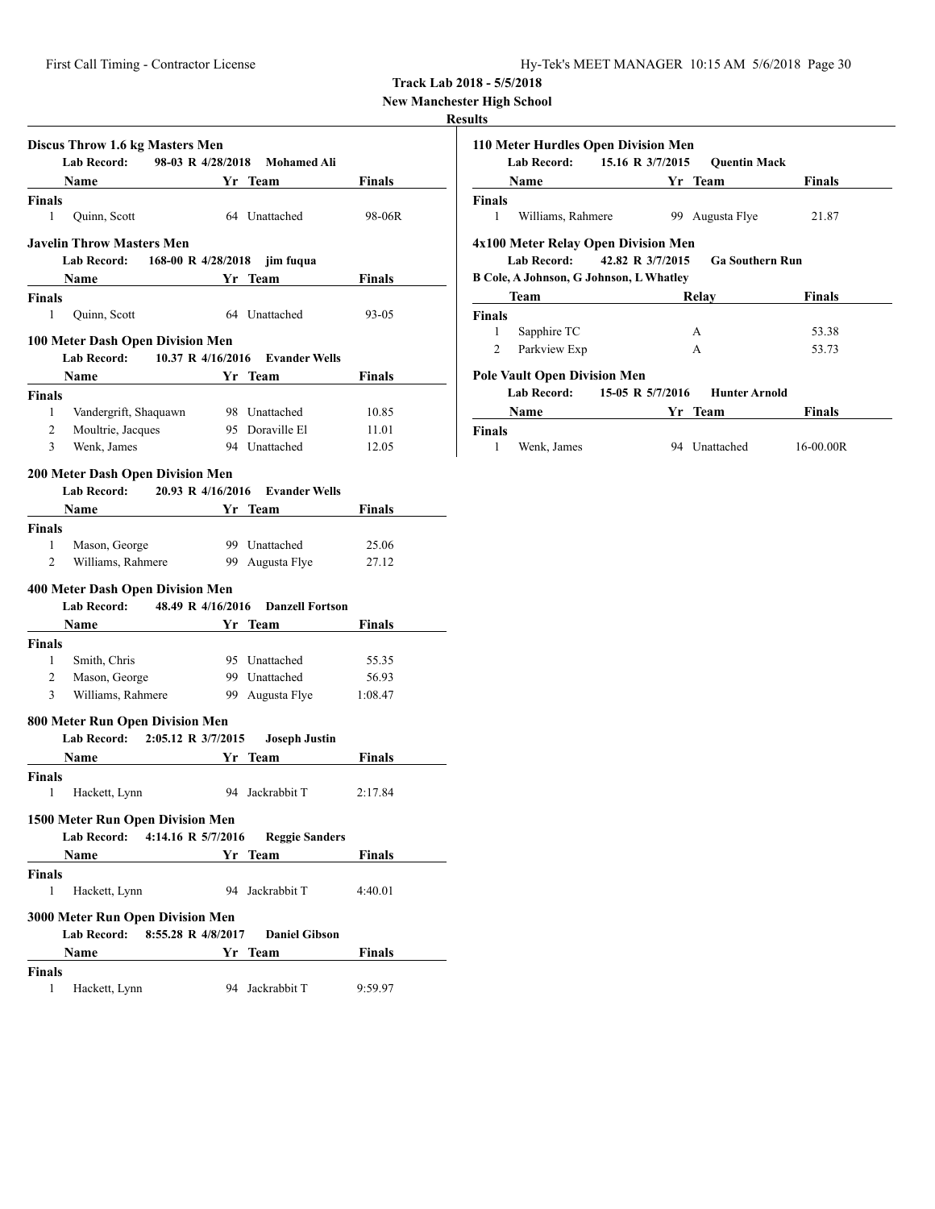## Track Lab 2018 - 5/5/2018
### New Manchester High School
### Results

### Discus Throw 1.6 kg Masters Men

Lab Record: 98-03 R 4/28/2018 Mohamed Ali

| | Name | Yr | Team | Finals |
|---|---|---|---|---|
| **Finals** | | | | |
| 1 | Quinn, Scott | 64 | Unattached | 98-06R |

### Javelin Throw Masters Men

Lab Record: 168-00 R 4/28/2018 jim fuqua

| | Name | Yr | Team | Finals |
|---|---|---|---|---|
| **Finals** | | | | |
| 1 | Quinn, Scott | 64 | Unattached | 93-05 |

### 100 Meter Dash Open Division Men

Lab Record: 10.37 R 4/16/2016 Evander Wells

| | Name | Yr | Team | Finals |
|---|---|---|---|---|
| **Finals** | | | | |
| 1 | Vandergrift, Shaquawn | 98 | Unattached | 10.85 |
| 2 | Moultrie, Jacques | 95 | Doraville El | 11.01 |
| 3 | Wenk, James | 94 | Unattached | 12.05 |

### 200 Meter Dash Open Division Men

Lab Record: 20.93 R 4/16/2016 Evander Wells

| | Name | Yr | Team | Finals |
|---|---|---|---|---|
| **Finals** | | | | |
| 1 | Mason, George | 99 | Unattached | 25.06 |
| 2 | Williams, Rahmere | 99 | Augusta Flye | 27.12 |

### 400 Meter Dash Open Division Men

Lab Record: 48.49 R 4/16/2016 Danzell Fortson

| | Name | Yr | Team | Finals |
|---|---|---|---|---|
| **Finals** | | | | |
| 1 | Smith, Chris | 95 | Unattached | 55.35 |
| 2 | Mason, George | 99 | Unattached | 56.93 |
| 3 | Williams, Rahmere | 99 | Augusta Flye | 1:08.47 |

### 800 Meter Run Open Division Men

Lab Record: 2:05.12 R 3/7/2015 Joseph Justin

| | Name | Yr | Team | Finals |
|---|---|---|---|---|
| **Finals** | | | | |
| 1 | Hackett, Lynn | 94 | Jackrabbit T | 2:17.84 |

### 1500 Meter Run Open Division Men

Lab Record: 4:14.16 R 5/7/2016 Reggie Sanders

| | Name | Yr | Team | Finals |
|---|---|---|---|---|
| **Finals** | | | | |
| 1 | Hackett, Lynn | 94 | Jackrabbit T | 4:40.01 |

### 3000 Meter Run Open Division Men

Lab Record: 8:55.28 R 4/8/2017 Daniel Gibson

| | Name | Yr | Team | Finals |
|---|---|---|---|---|
| **Finals** | | | | |
| 1 | Hackett, Lynn | 94 | Jackrabbit T | 9:59.97 |

### 110 Meter Hurdles Open Division Men

Lab Record: 15.16 R 3/7/2015 Quentin Mack

| | Name | Yr | Team | Finals |
|---|---|---|---|---|
| **Finals** | | | | |
| 1 | Williams, Rahmere | 99 | Augusta Flye | 21.87 |

### 4x100 Meter Relay Open Division Men

Lab Record: 42.82 R 3/7/2015 Ga Southern Run

B Cole, A Johnson, G Johnson, L Whatley

| | Team | Relay | Finals |
|---|---|---|---|
| **Finals** | | | |
| 1 | Sapphire TC | A | 53.38 |
| 2 | Parkview Exp | A | 53.73 |

### Pole Vault Open Division Men

Lab Record: 15-05 R 5/7/2016 Hunter Arnold

| | Name | Yr | Team | Finals |
|---|---|---|---|---|
| **Finals** | | | | |
| 1 | Wenk, James | 94 | Unattached | 16-00.00R |